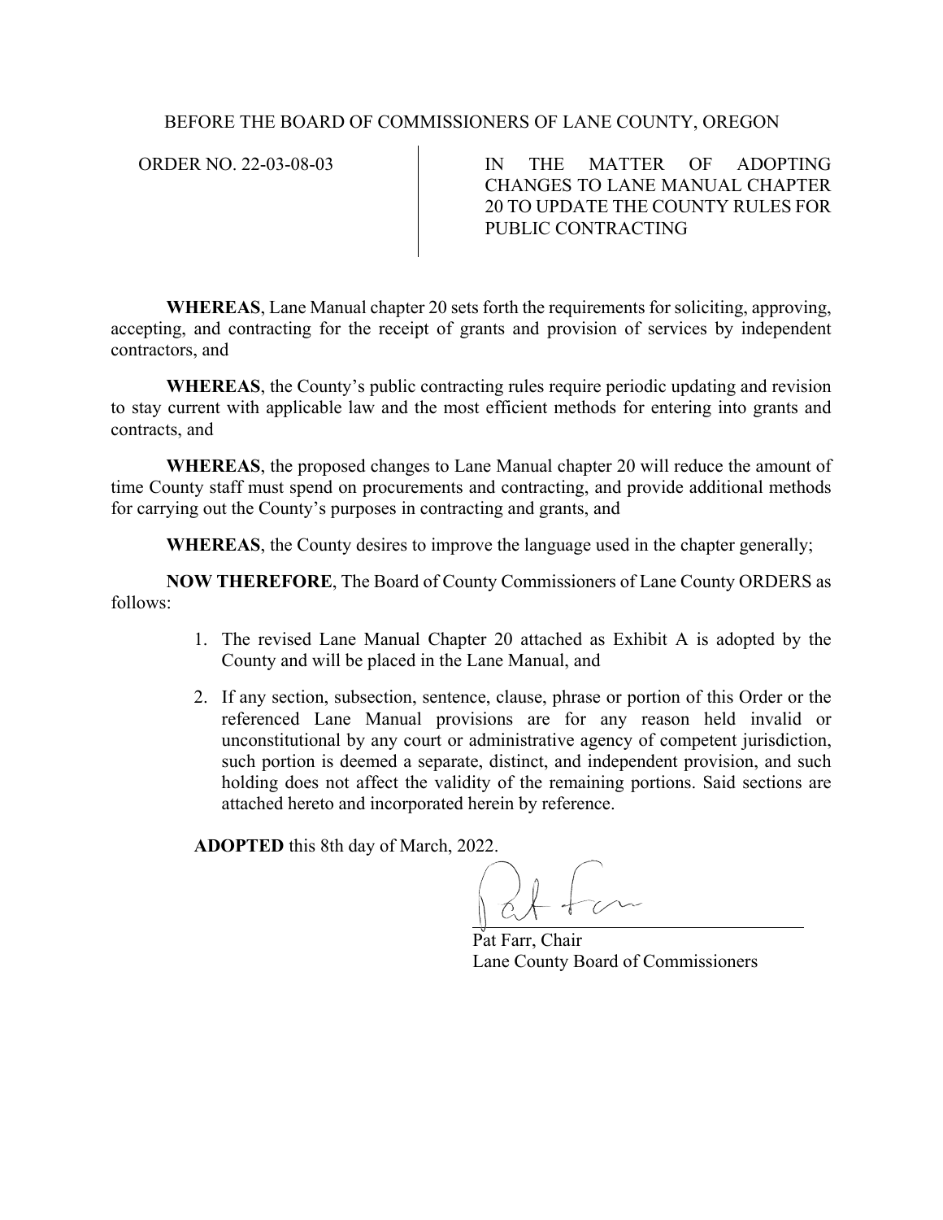BEFORE THE BOARD OF COMMISSIONERS OF LANE COUNTY, OREGON

| ORDER NO. 22-03-08-03 | IN THE MATTER OF ADOPTING CHANGES TO LANE MANUAL CHAPTER 20 TO UPDATE THE COUNTY RULES FOR PUBLIC CONTRACTING |
| --- | --- |

**WHEREAS**, Lane Manual chapter 20 sets forth the requirements for soliciting, approving, accepting, and contracting for the receipt of grants and provision of services by independent contractors, and

**WHEREAS**, the County's public contracting rules require periodic updating and revision to stay current with applicable law and the most efficient methods for entering into grants and contracts, and

**WHEREAS**, the proposed changes to Lane Manual chapter 20 will reduce the amount of time County staff must spend on procurements and contracting, and provide additional methods for carrying out the County's purposes in contracting and grants, and

**WHEREAS**, the County desires to improve the language used in the chapter generally;

**NOW THEREFORE**, The Board of County Commissioners of Lane County ORDERS as follows:

1. The revised Lane Manual Chapter 20 attached as Exhibit A is adopted by the County and will be placed in the Lane Manual, and

2. If any section, subsection, sentence, clause, phrase or portion of this Order or the referenced Lane Manual provisions are for any reason held invalid or unconstitutional by any court or administrative agency of competent jurisdiction, such portion is deemed a separate, distinct, and independent provision, and such holding does not affect the validity of the remaining portions. Said sections are attached hereto and incorporated herein by reference.

**ADOPTED** this 8th day of March, 2022.

Pat Farr, Chair
Lane County Board of Commissioners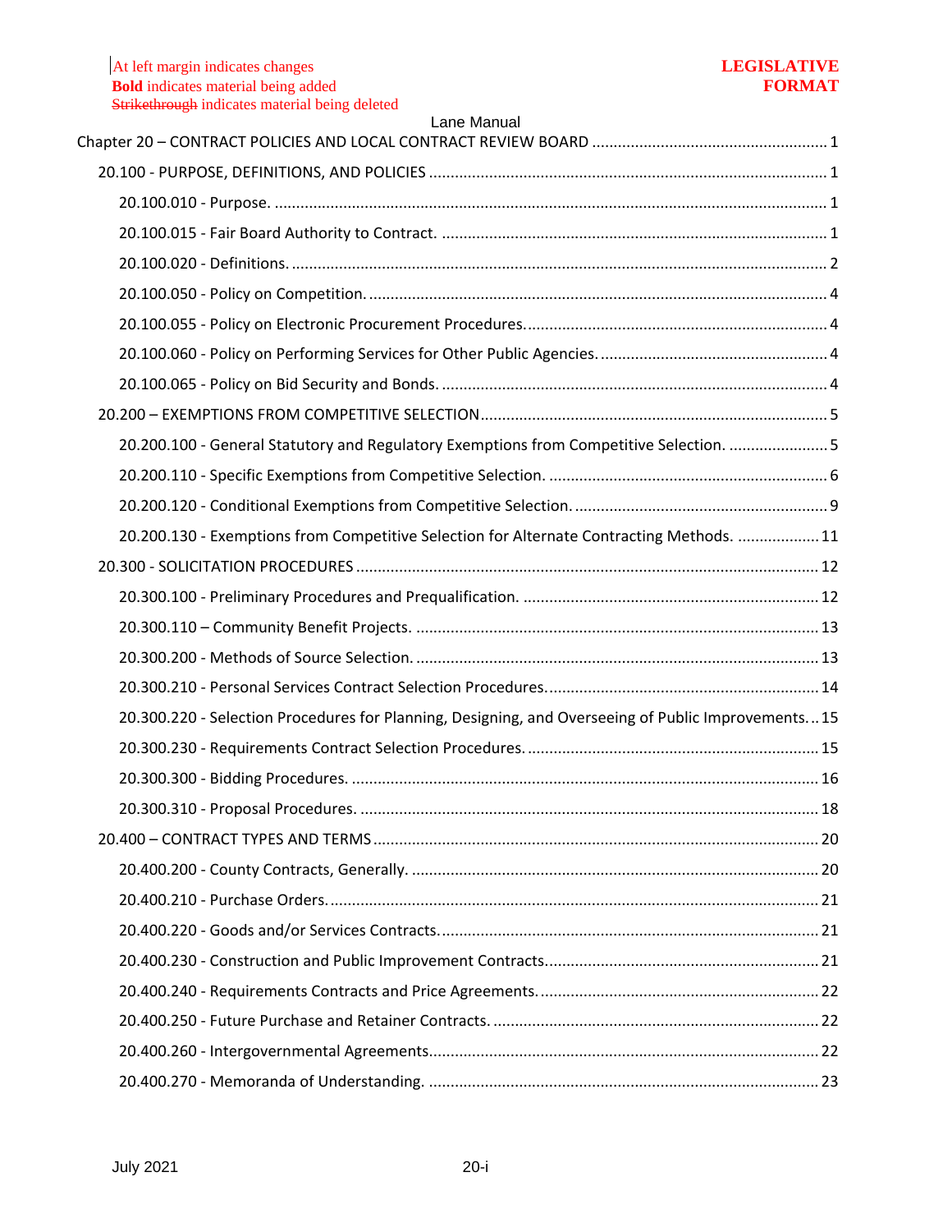At left margin indicates changes
**Bold** indicates material being added
~~Strikethrough~~ indicates material being deleted

**LEGISLATIVE FORMAT**

Lane Manual

Chapter 20 – CONTRACT POLICIES AND LOCAL CONTRACT REVIEW BOARD ........ 1

- 20.100 - PURPOSE, DEFINITIONS, AND POLICIES ........ 1
  - 20.100.010 - Purpose. ........ 1
  - 20.100.015 - Fair Board Authority to Contract. ........ 1
  - 20.100.020 - Definitions. ........ 2
  - 20.100.050 - Policy on Competition. ........ 4
  - 20.100.055 - Policy on Electronic Procurement Procedures. ........ 4
  - 20.100.060 - Policy on Performing Services for Other Public Agencies. ........ 4
  - 20.100.065 - Policy on Bid Security and Bonds. ........ 4
- 20.200 – EXEMPTIONS FROM COMPETITIVE SELECTION ........ 5
  - 20.200.100 - General Statutory and Regulatory Exemptions from Competitive Selection. ........ 5
  - 20.200.110 - Specific Exemptions from Competitive Selection. ........ 6
  - 20.200.120 - Conditional Exemptions from Competitive Selection. ........ 9
  - 20.200.130 - Exemptions from Competitive Selection for Alternate Contracting Methods. ........ 11
- 20.300 - SOLICITATION PROCEDURES ........ 12
  - 20.300.100 - Preliminary Procedures and Prequalification. ........ 12
  - 20.300.110 – Community Benefit Projects. ........ 13
  - 20.300.200 - Methods of Source Selection. ........ 13
  - 20.300.210 - Personal Services Contract Selection Procedures. ........ 14
  - 20.300.220 - Selection Procedures for Planning, Designing, and Overseeing of Public Improvements. ........ 15
  - 20.300.230 - Requirements Contract Selection Procedures. ........ 15
  - 20.300.300 - Bidding Procedures. ........ 16
  - 20.300.310 - Proposal Procedures. ........ 18
- 20.400 – CONTRACT TYPES AND TERMS ........ 20
  - 20.400.200 - County Contracts, Generally. ........ 20
  - 20.400.210 - Purchase Orders. ........ 21
  - 20.400.220 - Goods and/or Services Contracts. ........ 21
  - 20.400.230 - Construction and Public Improvement Contracts. ........ 21
  - 20.400.240 - Requirements Contracts and Price Agreements. ........ 22
  - 20.400.250 - Future Purchase and Retainer Contracts. ........ 22
  - 20.400.260 - Intergovernmental Agreements. ........ 22
  - 20.400.270 - Memoranda of Understanding. ........ 23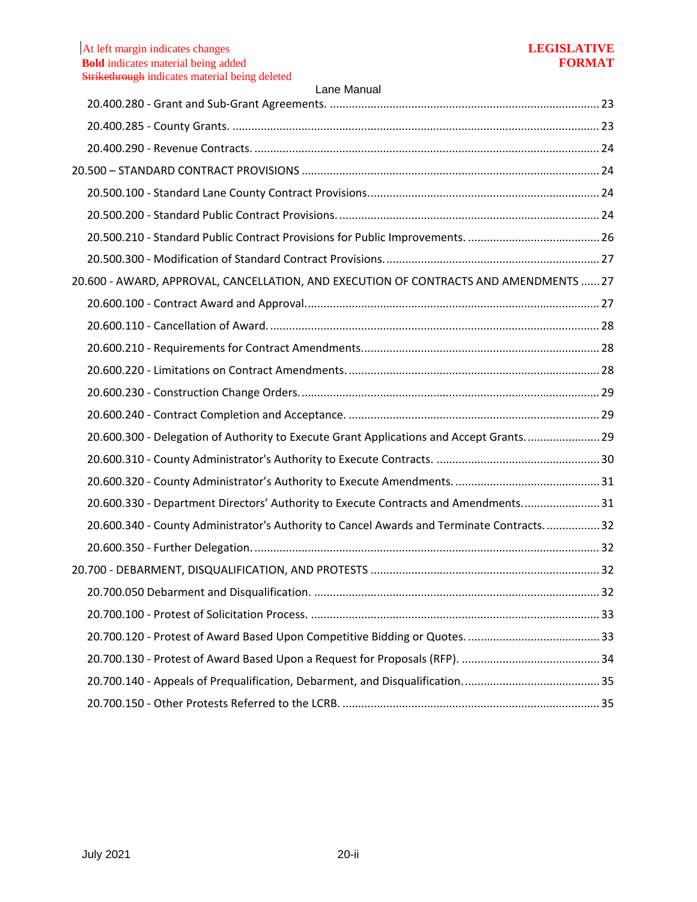20.400.280 - Grant and Sub-Grant Agreements. ..... 23

20.400.285 - County Grants. ..... 23

20.400.290 - Revenue Contracts. ..... 24

20.500 – STANDARD CONTRACT PROVISIONS ..... 24

20.500.100 - Standard Lane County Contract Provisions. ..... 24

20.500.200 - Standard Public Contract Provisions. ..... 24

20.500.210 - Standard Public Contract Provisions for Public Improvements. ..... 26

20.500.300 - Modification of Standard Contract Provisions. ..... 27

20.600 - AWARD, APPROVAL, CANCELLATION, AND EXECUTION OF CONTRACTS AND AMENDMENTS ..... 27

20.600.100 - Contract Award and Approval. ..... 27

20.600.110 - Cancellation of Award. ..... 28

20.600.210 - Requirements for Contract Amendments. ..... 28

20.600.220 - Limitations on Contract Amendments. ..... 28

20.600.230 - Construction Change Orders. ..... 29

20.600.240 - Contract Completion and Acceptance. ..... 29

20.600.300 - Delegation of Authority to Execute Grant Applications and Accept Grants. ..... 29

20.600.310 - County Administrator's Authority to Execute Contracts. ..... 30

20.600.320 - County Administrator's Authority to Execute Amendments. ..... 31

20.600.330 - Department Directors' Authority to Execute Contracts and Amendments. ..... 31

20.600.340 - County Administrator's Authority to Cancel Awards and Terminate Contracts. ..... 32

20.600.350 - Further Delegation. ..... 32

20.700 - DEBARMENT, DISQUALIFICATION, AND PROTESTS ..... 32

20.700.050 Debarment and Disqualification. ..... 32

20.700.100 - Protest of Solicitation Process. ..... 33

20.700.120 - Protest of Award Based Upon Competitive Bidding or Quotes. ..... 33

20.700.130 - Protest of Award Based Upon a Request for Proposals (RFP). ..... 34

20.700.140 - Appeals of Prequalification, Debarment, and Disqualification. ..... 35

20.700.150 - Other Protests Referred to the LCRB. ..... 35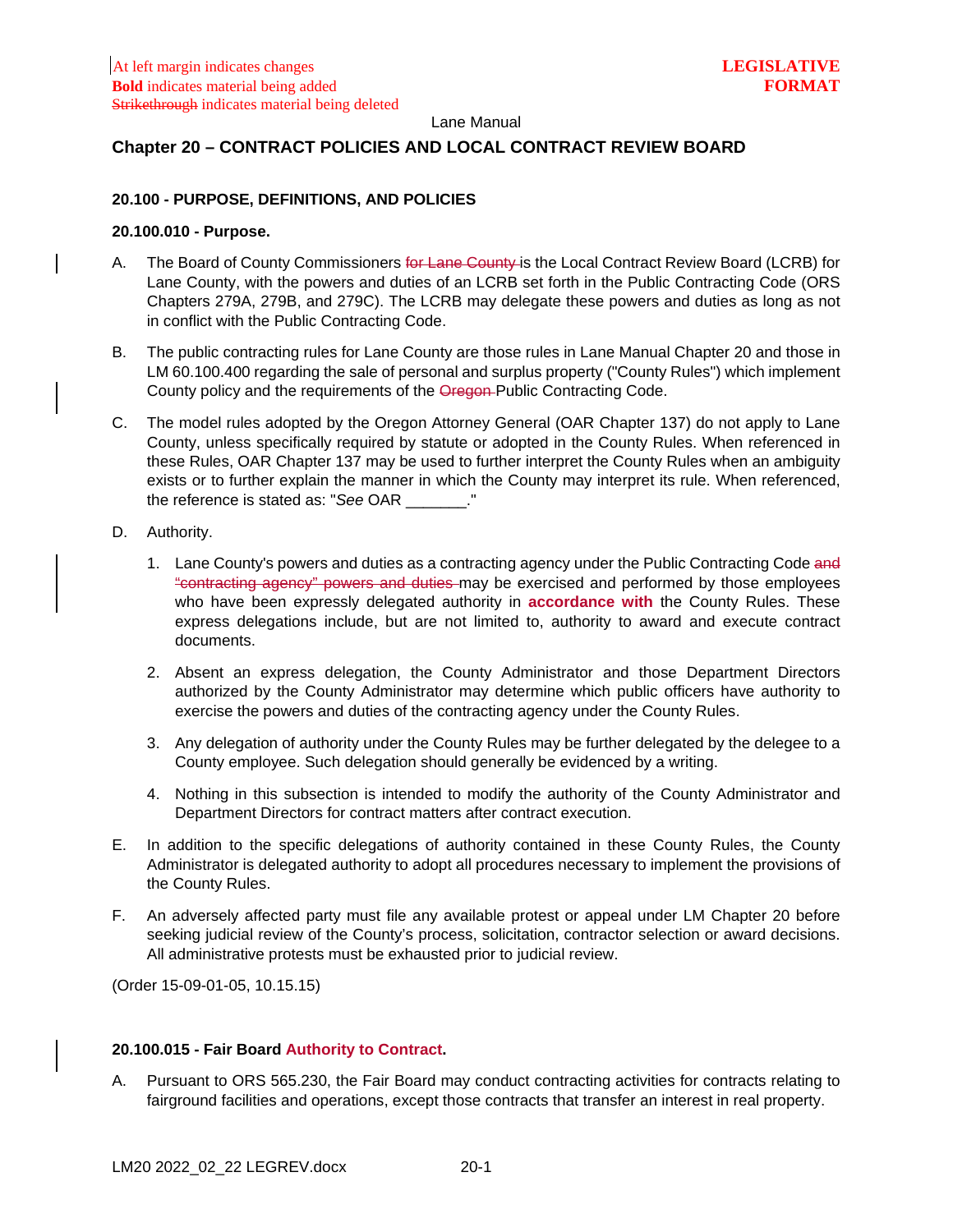At left margin indicates changes
**Bold** indicates material being added
~~Strikethrough~~ indicates material being deleted

**LEGISLATIVE FORMAT**

Lane Manual

## Chapter 20 – CONTRACT POLICIES AND LOCAL CONTRACT REVIEW BOARD

### 20.100 - PURPOSE, DEFINITIONS, AND POLICIES

#### 20.100.010 - Purpose.

A. The Board of County Commissioners ~~for Lane County~~ is the Local Contract Review Board (LCRB) for Lane County, with the powers and duties of an LCRB set forth in the Public Contracting Code (ORS Chapters 279A, 279B, and 279C). The LCRB may delegate these powers and duties as long as not in conflict with the Public Contracting Code.

B. The public contracting rules for Lane County are those rules in Lane Manual Chapter 20 and those in LM 60.100.400 regarding the sale of personal and surplus property ("County Rules") which implement County policy and the requirements of the ~~Oregon~~ Public Contracting Code.

C. The model rules adopted by the Oregon Attorney General (OAR Chapter 137) do not apply to Lane County, unless specifically required by statute or adopted in the County Rules. When referenced in these Rules, OAR Chapter 137 may be used to further interpret the County Rules when an ambiguity exists or to further explain the manner in which the County may interpret its rule. When referenced, the reference is stated as: "*See* OAR _______."

D. Authority.

   1. Lane County's powers and duties as a contracting agency under the Public Contracting Code ~~and "contracting agency" powers and duties~~ may be exercised and performed by those employees who have been expressly delegated authority in **accordance with** the County Rules. These express delegations include, but are not limited to, authority to award and execute contract documents.

   2. Absent an express delegation, the County Administrator and those Department Directors authorized by the County Administrator may determine which public officers have authority to exercise the powers and duties of the contracting agency under the County Rules.

   3. Any delegation of authority under the County Rules may be further delegated by the delegee to a County employee. Such delegation should generally be evidenced by a writing.

   4. Nothing in this subsection is intended to modify the authority of the County Administrator and Department Directors for contract matters after contract execution.

E. In addition to the specific delegations of authority contained in these County Rules, the County Administrator is delegated authority to adopt all procedures necessary to implement the provisions of the County Rules.

F. An adversely affected party must file any available protest or appeal under LM Chapter 20 before seeking judicial review of the County's process, solicitation, contractor selection or award decisions. All administrative protests must be exhausted prior to judicial review.

(Order 15-09-01-05, 10.15.15)

#### 20.100.015 - Fair Board **Authority to Contract**.

A. Pursuant to ORS 565.230, the Fair Board may conduct contracting activities for contracts relating to fairground facilities and operations, except those contracts that transfer an interest in real property.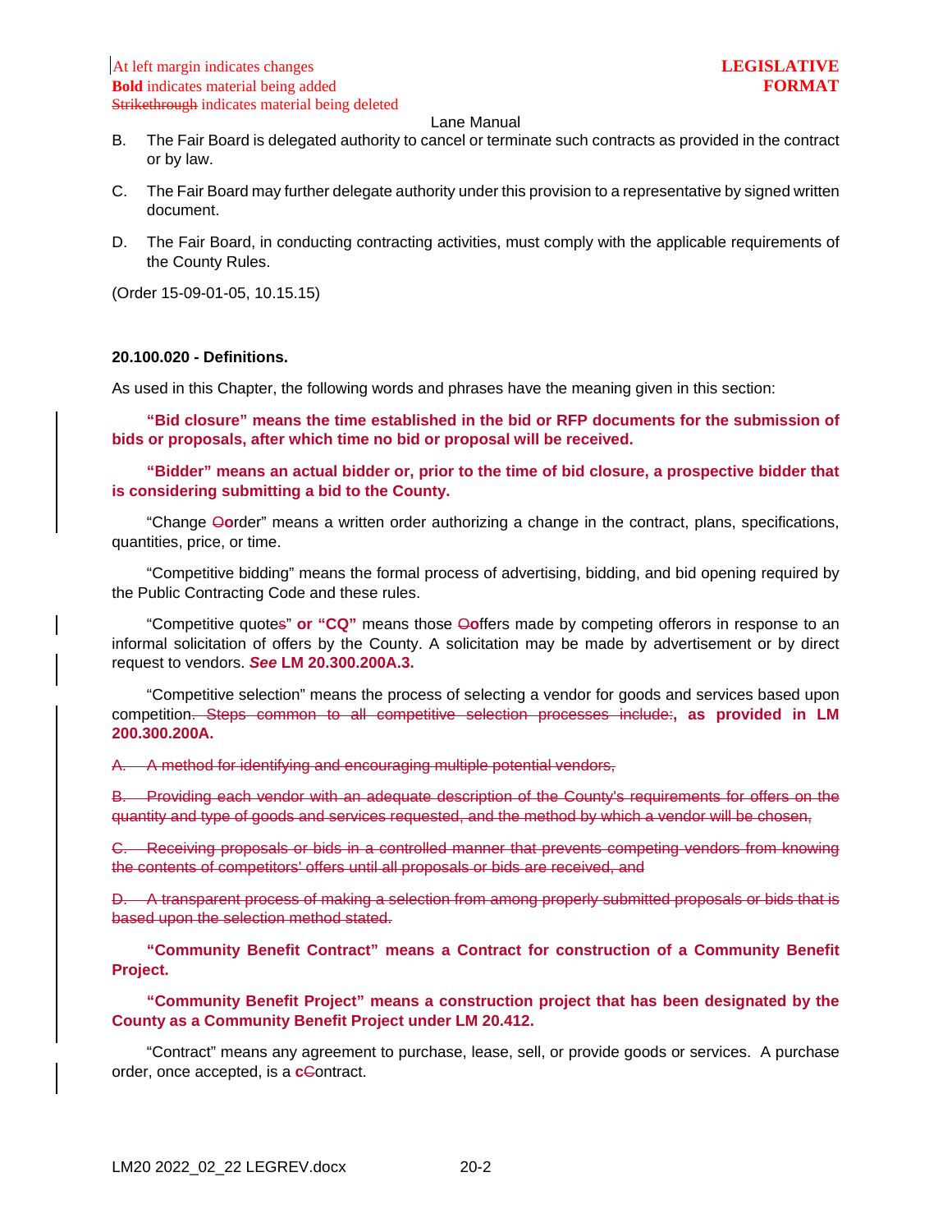Lane Manual

B. The Fair Board is delegated authority to cancel or terminate such contracts as provided in the contract or by law.

C. The Fair Board may further delegate authority under this provision to a representative by signed written document.

D. The Fair Board, in conducting contracting activities, must comply with the applicable requirements of the County Rules.

(Order 15-09-01-05, 10.15.15)

**20.100.020 - Definitions.**

As used in this Chapter, the following words and phrases have the meaning given in this section:

**"Bid closure" means the time established in the bid or RFP documents for the submission of bids or proposals, after which time no bid or proposal will be received.**

**"Bidder" means an actual bidder or, prior to the time of bid closure, a prospective bidder that is considering submitting a bid to the County.**

"Change ~~O~~**o**rder" means a written order authorizing a change in the contract, plans, specifications, quantities, price, or time.

"Competitive bidding" means the formal process of advertising, bidding, and bid opening required by the Public Contracting Code and these rules.

"Competitive quote~~s~~" **or "CQ"** means those ~~O~~**o**ffers made by competing offerors in response to an informal solicitation of offers by the County. A solicitation may be made by advertisement or by direct request to vendors. ***See* LM 20.300.200A.3.**

"Competitive selection" means the process of selecting a vendor for goods and services based upon competition~~. Steps common to all competitive selection processes include:~~**, as provided in LM 200.300.200A.**

~~A. A method for identifying and encouraging multiple potential vendors,~~

~~B. Providing each vendor with an adequate description of the County's requirements for offers on the quantity and type of goods and services requested, and the method by which a vendor will be chosen,~~

~~C. Receiving proposals or bids in a controlled manner that prevents competing vendors from knowing the contents of competitors' offers until all proposals or bids are received, and~~

~~D. A transparent process of making a selection from among properly submitted proposals or bids that is based upon the selection method stated.~~

**"Community Benefit Contract" means a Contract for construction of a Community Benefit Project.**

**"Community Benefit Project" means a construction project that has been designated by the County as a Community Benefit Project under LM 20.412.**

"Contract" means any agreement to purchase, lease, sell, or provide goods or services. A purchase order, once accepted, is a **c**~~C~~ontract.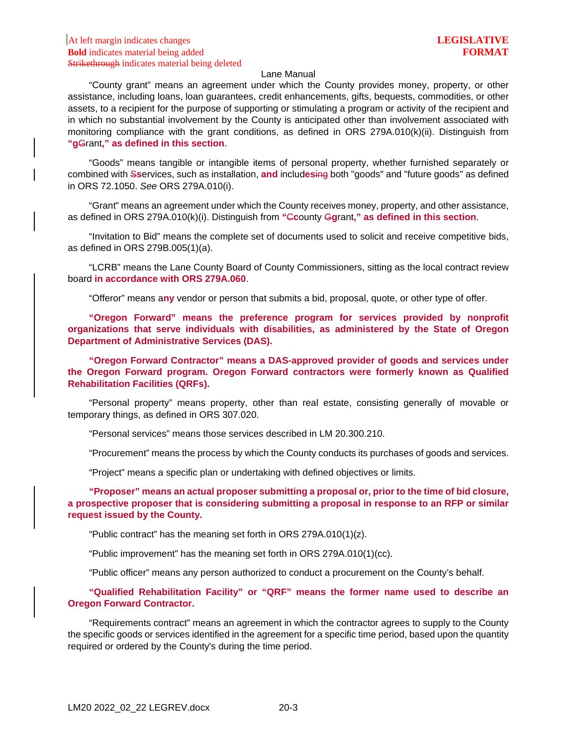“County grant” means an agreement under which the County provides money, property, or other assistance, including loans, loan guarantees, credit enhancements, gifts, bequests, commodities, or other assets, to a recipient for the purpose of supporting or stimulating a program or activity of the recipient and in which no substantial involvement by the County is anticipated other than involvement associated with monitoring compliance with the grant conditions, as defined in ORS 279A.010(k)(ii). Distinguish from **“g**~~G~~rant**,” as defined in this section**.

“Goods” means tangible or intangible items of personal property, whether furnished separately or combined with ~~S~~**s**ervices, such as installation, **and** includ**es**~~ing~~ both "goods" and "future goods" as defined in ORS 72.1050. *See* ORS 279A.010(i).

“Grant” means an agreement under which the County receives money, property, and other assistance, as defined in ORS 279A.010(k)(i). Distinguish from **“**~~C~~**c**ounty ~~G~~**g**rant**,” as defined in this section**.

“Invitation to Bid” means the complete set of documents used to solicit and receive competitive bids, as defined in ORS 279B.005(1)(a).

“LCRB” means the Lane County Board of County Commissioners, sitting as the local contract review board **in accordance with ORS 279A.060**.

“Offeror” means a**ny** vendor or person that submits a bid, proposal, quote, or other type of offer.

**“Oregon Forward” means the preference program for services provided by nonprofit organizations that serve individuals with disabilities, as administered by the State of Oregon Department of Administrative Services (DAS).**

**“Oregon Forward Contractor” means a DAS-approved provider of goods and services under the Oregon Forward program. Oregon Forward contractors were formerly known as Qualified Rehabilitation Facilities (QRFs).**

“Personal property” means property, other than real estate, consisting generally of movable or temporary things, as defined in ORS 307.020.

“Personal services” means those services described in LM 20.300.210.

“Procurement” means the process by which the County conducts its purchases of goods and services.

“Project” means a specific plan or undertaking with defined objectives or limits.

**“Proposer” means an actual proposer submitting a proposal or, prior to the time of bid closure, a prospective proposer that is considering submitting a proposal in response to an RFP or similar request issued by the County.**

“Public contract” has the meaning set forth in ORS 279A.010(1)(z).

“Public improvement” has the meaning set forth in ORS 279A.010(1)(cc).

“Public officer” means any person authorized to conduct a procurement on the County’s behalf.

**“Qualified Rehabilitation Facility” or “QRF” means the former name used to describe an Oregon Forward Contractor.**

“Requirements contract” means an agreement in which the contractor agrees to supply to the County the specific goods or services identified in the agreement for a specific time period, based upon the quantity required or ordered by the County's during the time period.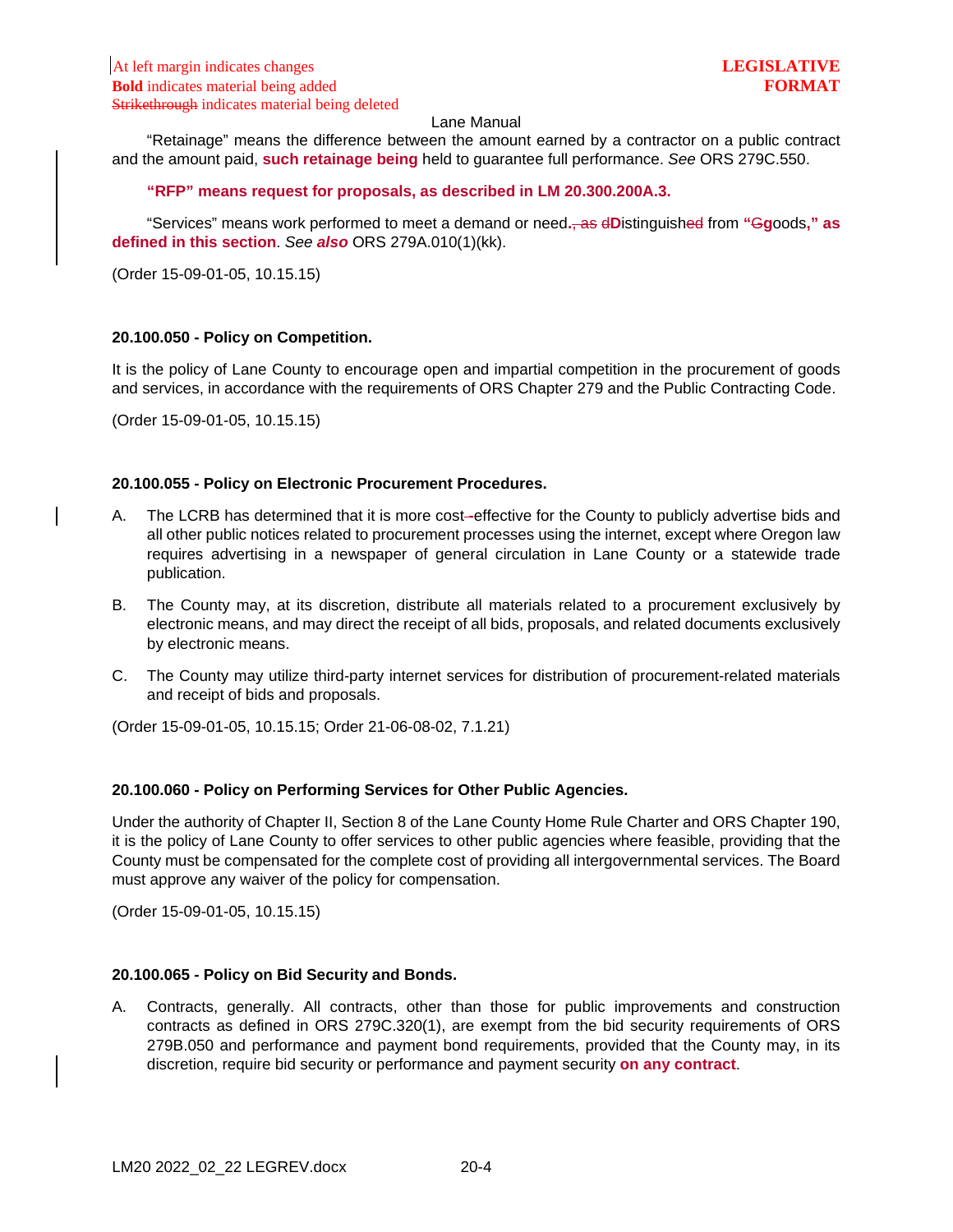"Retainage" means the difference between the amount earned by a contractor on a public contract and the amount paid, **such retainage being** held to guarantee full performance. *See* ORS 279C.550.

**"RFP" means request for proposals, as described in LM 20.300.200A.3.**

"Services" means work performed to meet a demand or need**.**~~, as d~~**D**istinguish~~ed~~ from **"**~~G~~**g**oods**," as defined in this section**. *See* ***also*** ORS 279A.010(1)(kk).

(Order 15-09-01-05, 10.15.15)

**20.100.050 - Policy on Competition.**

It is the policy of Lane County to encourage open and impartial competition in the procurement of goods and services, in accordance with the requirements of ORS Chapter 279 and the Public Contracting Code.

(Order 15-09-01-05, 10.15.15)

**20.100.055 - Policy on Electronic Procurement Procedures.**

A. The LCRB has determined that it is more cost~~-~~effective for the County to publicly advertise bids and all other public notices related to procurement processes using the internet, except where Oregon law requires advertising in a newspaper of general circulation in Lane County or a statewide trade publication.

B. The County may, at its discretion, distribute all materials related to a procurement exclusively by electronic means, and may direct the receipt of all bids, proposals, and related documents exclusively by electronic means.

C. The County may utilize third-party internet services for distribution of procurement-related materials and receipt of bids and proposals.

(Order 15-09-01-05, 10.15.15; Order 21-06-08-02, 7.1.21)

**20.100.060 - Policy on Performing Services for Other Public Agencies.**

Under the authority of Chapter II, Section 8 of the Lane County Home Rule Charter and ORS Chapter 190, it is the policy of Lane County to offer services to other public agencies where feasible, providing that the County must be compensated for the complete cost of providing all intergovernmental services. The Board must approve any waiver of the policy for compensation.

(Order 15-09-01-05, 10.15.15)

**20.100.065 - Policy on Bid Security and Bonds.**

A. Contracts, generally. All contracts, other than those for public improvements and construction contracts as defined in ORS 279C.320(1), are exempt from the bid security requirements of ORS 279B.050 and performance and payment bond requirements, provided that the County may, in its discretion, require bid security or performance and payment security **on any contract**.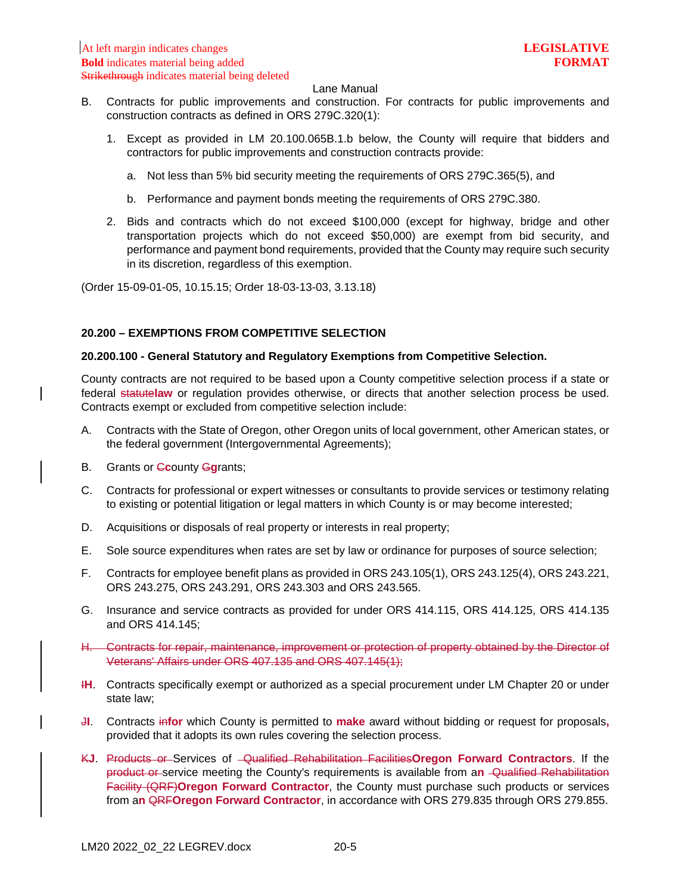B. Contracts for public improvements and construction. For contracts for public improvements and construction contracts as defined in ORS 279C.320(1):

   1. Except as provided in LM 20.100.065B.1.b below, the County will require that bidders and contractors for public improvements and construction contracts provide:

      a. Not less than 5% bid security meeting the requirements of ORS 279C.365(5), and

      b. Performance and payment bonds meeting the requirements of ORS 279C.380.

   2. Bids and contracts which do not exceed $100,000 (except for highway, bridge and other transportation projects which do not exceed $50,000) are exempt from bid security, and performance and payment bond requirements, provided that the County may require such security in its discretion, regardless of this exemption.

(Order 15-09-01-05, 10.15.15; Order 18-03-13-03, 3.13.18)

### 20.200 – EXEMPTIONS FROM COMPETITIVE SELECTION

#### 20.200.100 - General Statutory and Regulatory Exemptions from Competitive Selection.

County contracts are not required to be based upon a County competitive selection process if a state or federal ~~statute~~**law** or regulation provides otherwise, or directs that another selection process be used. Contracts exempt or excluded from competitive selection include:

A. Contracts with the State of Oregon, other Oregon units of local government, other American states, or the federal government (Intergovernmental Agreements);

B. Grants or ~~C~~**c**ounty ~~G~~**g**rants;

C. Contracts for professional or expert witnesses or consultants to provide services or testimony relating to existing or potential litigation or legal matters in which County is or may become interested;

D. Acquisitions or disposals of real property or interests in real property;

E. Sole source expenditures when rates are set by law or ordinance for purposes of source selection;

F. Contracts for employee benefit plans as provided in ORS 243.105(1), ORS 243.125(4), ORS 243.221, ORS 243.275, ORS 243.291, ORS 243.303 and ORS 243.565.

G. Insurance and service contracts as provided for under ORS 414.115, ORS 414.125, ORS 414.135 and ORS 414.145;

~~H. Contracts for repair, maintenance, improvement or protection of property obtained by the Director of Veterans' Affairs under ORS 407.135 and ORS 407.145(1);~~

~~I~~**H**. Contracts specifically exempt or authorized as a special procurement under LM Chapter 20 or under state law;

~~J~~**I**. Contracts ~~in~~**for** which County is permitted to **make** award without bidding or request for proposals**,** provided that it adopts its own rules covering the selection process.

~~K~~**J**. ~~Products or~~ Services of ~~Qualified Rehabilitation Facilities~~**Oregon Forward Contractors**. If the ~~product or~~ service meeting the County's requirements is available from a**n** ~~Qualified Rehabilitation Facility (QRF)~~**Oregon Forward Contractor**, the County must purchase such products or services from a**n** ~~QRF~~**Oregon Forward Contractor**, in accordance with ORS 279.835 through ORS 279.855.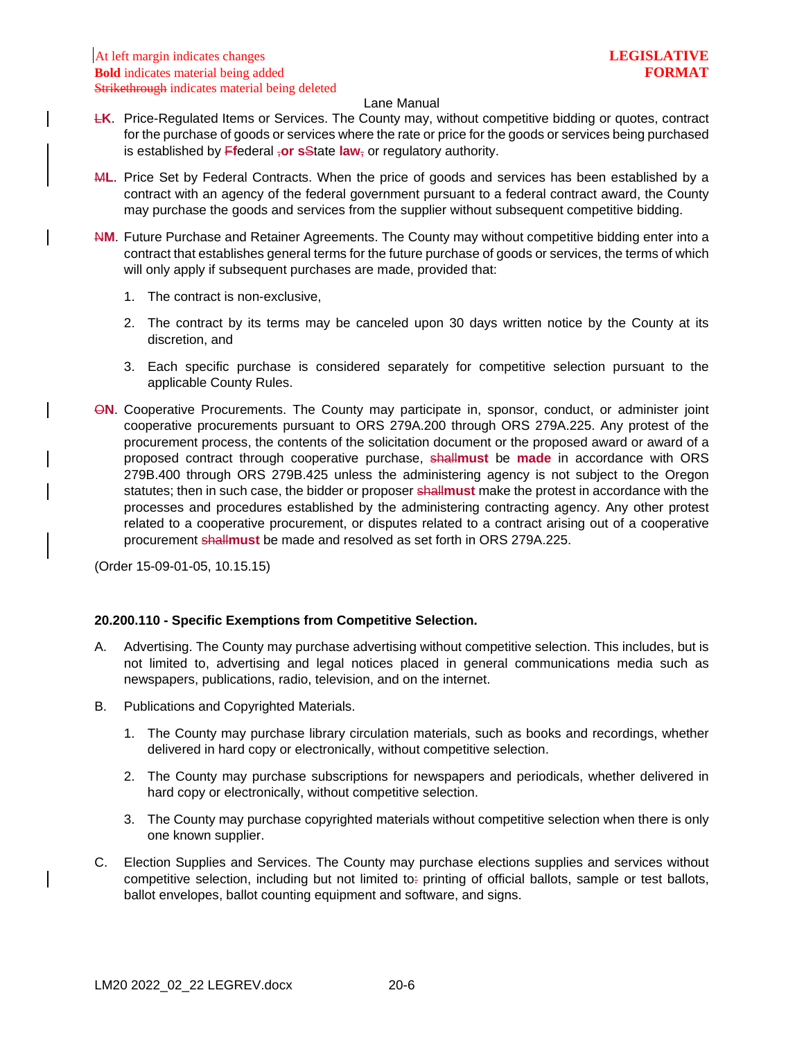At left margin indicates changes
**Bold** indicates material being added
~~Strikethrough~~ indicates material being deleted

**LEGISLATIVE FORMAT**

Lane Manual

~~L~~**K**. Price-Regulated Items or Services. The County may, without competitive bidding or quotes, contract for the purchase of goods or services where the rate or price for the goods or services being purchased is established by ~~F~~**f**ederal ~~,~~**or s**~~S~~tate **law**~~,~~ or regulatory authority.

~~M~~**L**. Price Set by Federal Contracts. When the price of goods and services has been established by a contract with an agency of the federal government pursuant to a federal contract award, the County may purchase the goods and services from the supplier without subsequent competitive bidding.

~~N~~**M**. Future Purchase and Retainer Agreements. The County may without competitive bidding enter into a contract that establishes general terms for the future purchase of goods or services, the terms of which will only apply if subsequent purchases are made, provided that:

1. The contract is non-exclusive,
2. The contract by its terms may be canceled upon 30 days written notice by the County at its discretion, and
3. Each specific purchase is considered separately for competitive selection pursuant to the applicable County Rules.

~~O~~**N**. Cooperative Procurements. The County may participate in, sponsor, conduct, or administer joint cooperative procurements pursuant to ORS 279A.200 through ORS 279A.225. Any protest of the procurement process, the contents of the solicitation document or the proposed award or award of a proposed contract through cooperative purchase, ~~shall~~**must** be **made** in accordance with ORS 279B.400 through ORS 279B.425 unless the administering agency is not subject to the Oregon statutes; then in such case, the bidder or proposer ~~shall~~**must** make the protest in accordance with the processes and procedures established by the administering contracting agency. Any other protest related to a cooperative procurement, or disputes related to a contract arising out of a cooperative procurement ~~shall~~**must** be made and resolved as set forth in ORS 279A.225.

(Order 15-09-01-05, 10.15.15)

**20.200.110 - Specific Exemptions from Competitive Selection.**

A. Advertising. The County may purchase advertising without competitive selection. This includes, but is not limited to, advertising and legal notices placed in general communications media such as newspapers, publications, radio, television, and on the internet.

B. Publications and Copyrighted Materials.

1. The County may purchase library circulation materials, such as books and recordings, whether delivered in hard copy or electronically, without competitive selection.
2. The County may purchase subscriptions for newspapers and periodicals, whether delivered in hard copy or electronically, without competitive selection.
3. The County may purchase copyrighted materials without competitive selection when there is only one known supplier.

C. Election Supplies and Services. The County may purchase elections supplies and services without competitive selection, including but not limited to~~:~~ printing of official ballots, sample or test ballots, ballot envelopes, ballot counting equipment and software, and signs.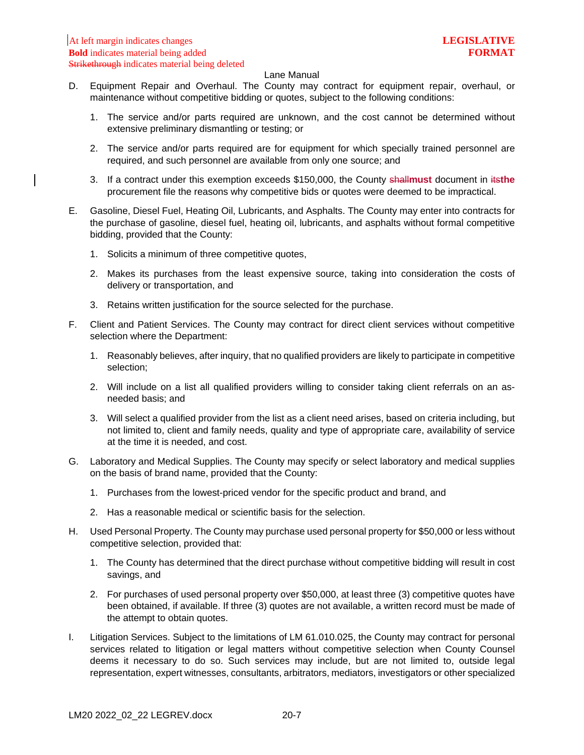D. Equipment Repair and Overhaul. The County may contract for equipment repair, overhaul, or maintenance without competitive bidding or quotes, subject to the following conditions:

1. The service and/or parts required are unknown, and the cost cannot be determined without extensive preliminary dismantling or testing; or

2. The service and/or parts required are for equipment for which specially trained personnel are required, and such personnel are available from only one source; and

3. If a contract under this exemption exceeds $150,000, the County ~~shall~~**must** document in ~~its~~**the** procurement file the reasons why competitive bids or quotes were deemed to be impractical.

E. Gasoline, Diesel Fuel, Heating Oil, Lubricants, and Asphalts. The County may enter into contracts for the purchase of gasoline, diesel fuel, heating oil, lubricants, and asphalts without formal competitive bidding, provided that the County:

1. Solicits a minimum of three competitive quotes,

2. Makes its purchases from the least expensive source, taking into consideration the costs of delivery or transportation, and

3. Retains written justification for the source selected for the purchase.

F. Client and Patient Services. The County may contract for direct client services without competitive selection where the Department:

1. Reasonably believes, after inquiry, that no qualified providers are likely to participate in competitive selection;

2. Will include on a list all qualified providers willing to consider taking client referrals on an as-needed basis; and

3. Will select a qualified provider from the list as a client need arises, based on criteria including, but not limited to, client and family needs, quality and type of appropriate care, availability of service at the time it is needed, and cost.

G. Laboratory and Medical Supplies. The County may specify or select laboratory and medical supplies on the basis of brand name, provided that the County:

1. Purchases from the lowest-priced vendor for the specific product and brand, and

2. Has a reasonable medical or scientific basis for the selection.

H. Used Personal Property. The County may purchase used personal property for $50,000 or less without competitive selection, provided that:

1. The County has determined that the direct purchase without competitive bidding will result in cost savings, and

2. For purchases of used personal property over $50,000, at least three (3) competitive quotes have been obtained, if available. If three (3) quotes are not available, a written record must be made of the attempt to obtain quotes.

I. Litigation Services. Subject to the limitations of LM 61.010.025, the County may contract for personal services related to litigation or legal matters without competitive selection when County Counsel deems it necessary to do so. Such services may include, but are not limited to, outside legal representation, expert witnesses, consultants, arbitrators, mediators, investigators or other specialized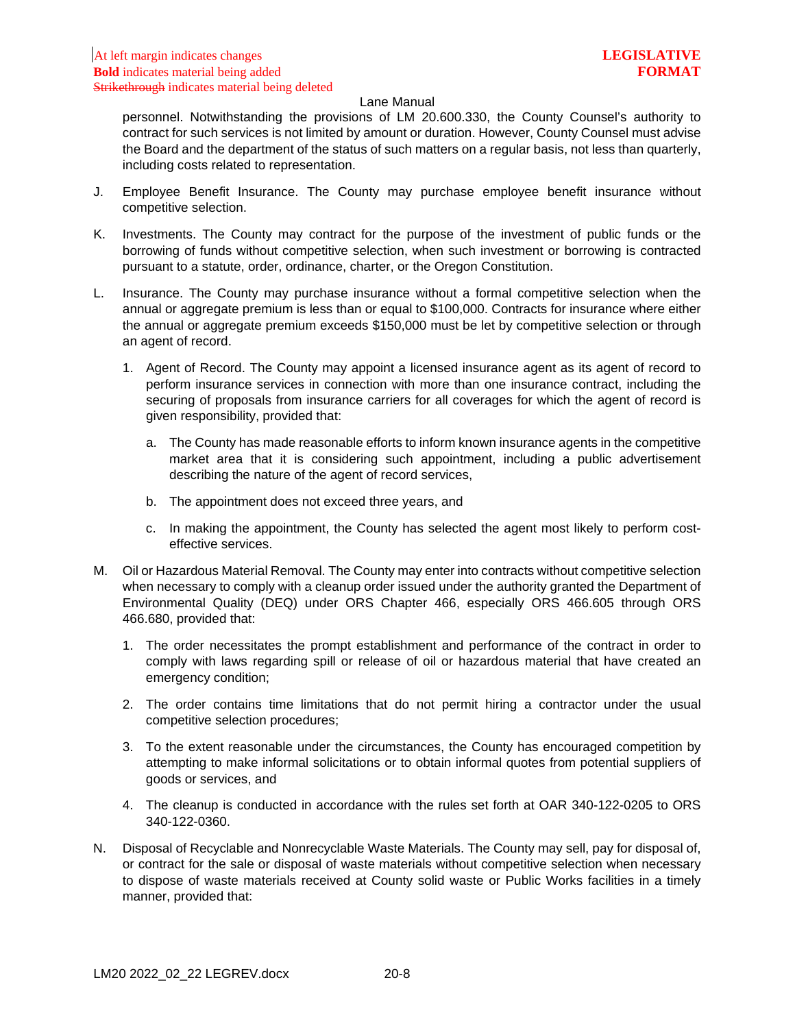personnel. Notwithstanding the provisions of LM 20.600.330, the County Counsel's authority to contract for such services is not limited by amount or duration. However, County Counsel must advise the Board and the department of the status of such matters on a regular basis, not less than quarterly, including costs related to representation.

J. Employee Benefit Insurance. The County may purchase employee benefit insurance without competitive selection.

K. Investments. The County may contract for the purpose of the investment of public funds or the borrowing of funds without competitive selection, when such investment or borrowing is contracted pursuant to a statute, order, ordinance, charter, or the Oregon Constitution.

L. Insurance. The County may purchase insurance without a formal competitive selection when the annual or aggregate premium is less than or equal to $100,000. Contracts for insurance where either the annual or aggregate premium exceeds $150,000 must be let by competitive selection or through an agent of record.

   1. Agent of Record. The County may appoint a licensed insurance agent as its agent of record to perform insurance services in connection with more than one insurance contract, including the securing of proposals from insurance carriers for all coverages for which the agent of record is given responsibility, provided that:

      a. The County has made reasonable efforts to inform known insurance agents in the competitive market area that it is considering such appointment, including a public advertisement describing the nature of the agent of record services,

      b. The appointment does not exceed three years, and

      c. In making the appointment, the County has selected the agent most likely to perform cost-effective services.

M. Oil or Hazardous Material Removal. The County may enter into contracts without competitive selection when necessary to comply with a cleanup order issued under the authority granted the Department of Environmental Quality (DEQ) under ORS Chapter 466, especially ORS 466.605 through ORS 466.680, provided that:

   1. The order necessitates the prompt establishment and performance of the contract in order to comply with laws regarding spill or release of oil or hazardous material that have created an emergency condition;

   2. The order contains time limitations that do not permit hiring a contractor under the usual competitive selection procedures;

   3. To the extent reasonable under the circumstances, the County has encouraged competition by attempting to make informal solicitations or to obtain informal quotes from potential suppliers of goods or services, and

   4. The cleanup is conducted in accordance with the rules set forth at OAR 340-122-0205 to ORS 340-122-0360.

N. Disposal of Recyclable and Nonrecyclable Waste Materials. The County may sell, pay for disposal of, or contract for the sale or disposal of waste materials without competitive selection when necessary to dispose of waste materials received at County solid waste or Public Works facilities in a timely manner, provided that: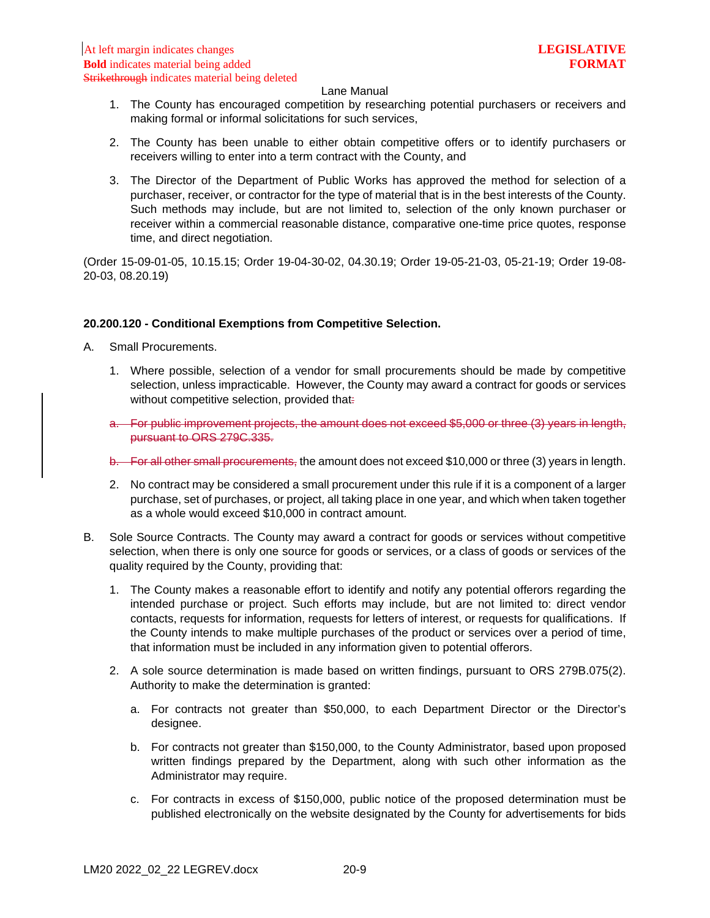At left margin indicates changes
**Bold** indicates material being added
~~Strikethrough~~ indicates material being deleted

**LEGISLATIVE FORMAT**

1. The County has encouraged competition by researching potential purchasers or receivers and making formal or informal solicitations for such services,

2. The County has been unable to either obtain competitive offers or to identify purchasers or receivers willing to enter into a term contract with the County, and

3. The Director of the Department of Public Works has approved the method for selection of a purchaser, receiver, or contractor for the type of material that is in the best interests of the County. Such methods may include, but are not limited to, selection of the only known purchaser or receiver within a commercial reasonable distance, comparative one-time price quotes, response time, and direct negotiation.

(Order 15-09-01-05, 10.15.15; Order 19-04-30-02, 04.30.19; Order 19-05-21-03, 05-21-19; Order 19-08-20-03, 08.20.19)

**20.200.120 - Conditional Exemptions from Competitive Selection.**

A. Small Procurements.

1. Where possible, selection of a vendor for small procurements should be made by competitive selection, unless impracticable. However, the County may award a contract for goods or services without competitive selection, provided that~~:~~

~~a. For public improvement projects, the amount does not exceed $5,000 or three (3) years in length, pursuant to ORS 279C.335.~~

~~b. For all other small procurements,~~ the amount does not exceed $10,000 or three (3) years in length.

2. No contract may be considered a small procurement under this rule if it is a component of a larger purchase, set of purchases, or project, all taking place in one year, and which when taken together as a whole would exceed $10,000 in contract amount.

B. Sole Source Contracts. The County may award a contract for goods or services without competitive selection, when there is only one source for goods or services, or a class of goods or services of the quality required by the County, providing that:

1. The County makes a reasonable effort to identify and notify any potential offerors regarding the intended purchase or project. Such efforts may include, but are not limited to: direct vendor contacts, requests for information, requests for letters of interest, or requests for qualifications. If the County intends to make multiple purchases of the product or services over a period of time, that information must be included in any information given to potential offerors.

2. A sole source determination is made based on written findings, pursuant to ORS 279B.075(2). Authority to make the determination is granted:

   a. For contracts not greater than $50,000, to each Department Director or the Director's designee.

   b. For contracts not greater than $150,000, to the County Administrator, based upon proposed written findings prepared by the Department, along with such other information as the Administrator may require.

   c. For contracts in excess of $150,000, public notice of the proposed determination must be published electronically on the website designated by the County for advertisements for bids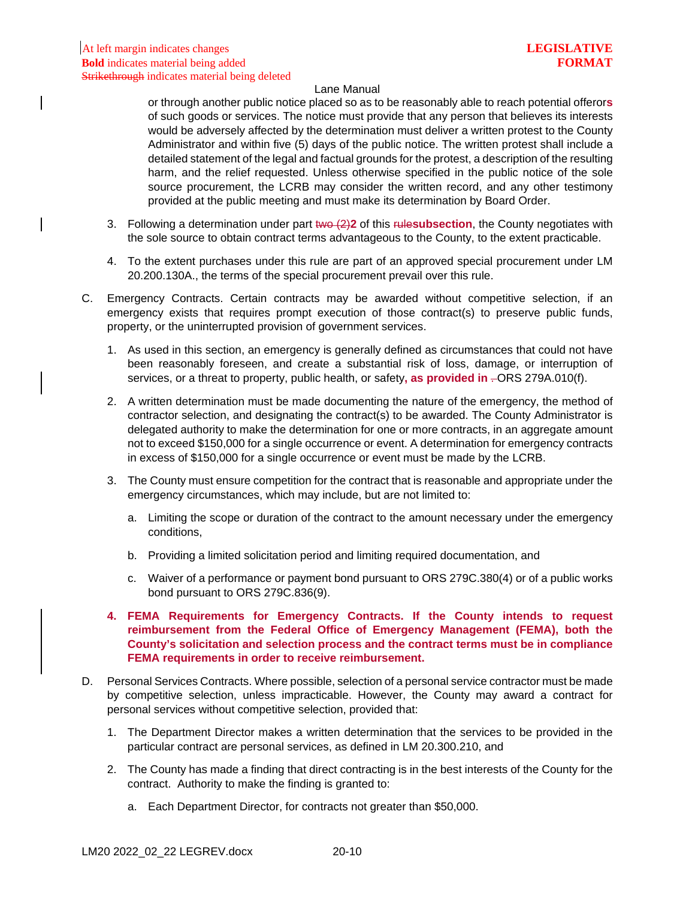or through another public notice placed so as to be reasonably able to reach potential offeror**s** of such goods or services. The notice must provide that any person that believes its interests would be adversely affected by the determination must deliver a written protest to the County Administrator and within five (5) days of the public notice. The written protest shall include a detailed statement of the legal and factual grounds for the protest, a description of the resulting harm, and the relief requested. Unless otherwise specified in the public notice of the sole source procurement, the LCRB may consider the written record, and any other testimony provided at the public meeting and must make its determination by Board Order.

3. Following a determination under part ~~two (2)~~**2** of this ~~rule~~**subsection**, the County negotiates with the sole source to obtain contract terms advantageous to the County, to the extent practicable.

4. To the extent purchases under this rule are part of an approved special procurement under LM 20.200.130A., the terms of the special procurement prevail over this rule.

C. Emergency Contracts. Certain contracts may be awarded without competitive selection, if an emergency exists that requires prompt execution of those contract(s) to preserve public funds, property, or the uninterrupted provision of government services.

1. As used in this section, an emergency is generally defined as circumstances that could not have been reasonably foreseen, and create a substantial risk of loss, damage, or interruption of services, or a threat to property, public health, or safety**, as provided in** ~~.~~ORS 279A.010(f).

2. A written determination must be made documenting the nature of the emergency, the method of contractor selection, and designating the contract(s) to be awarded. The County Administrator is delegated authority to make the determination for one or more contracts, in an aggregate amount not to exceed $150,000 for a single occurrence or event. A determination for emergency contracts in excess of $150,000 for a single occurrence or event must be made by the LCRB.

3. The County must ensure competition for the contract that is reasonable and appropriate under the emergency circumstances, which may include, but are not limited to:

   a. Limiting the scope or duration of the contract to the amount necessary under the emergency conditions,

   b. Providing a limited solicitation period and limiting required documentation, and

   c. Waiver of a performance or payment bond pursuant to ORS 279C.380(4) or of a public works bond pursuant to ORS 279C.836(9).

**4. FEMA Requirements for Emergency Contracts. If the County intends to request reimbursement from the Federal Office of Emergency Management (FEMA), both the County's solicitation and selection process and the contract terms must be in compliance FEMA requirements in order to receive reimbursement.**

D. Personal Services Contracts. Where possible, selection of a personal service contractor must be made by competitive selection, unless impracticable. However, the County may award a contract for personal services without competitive selection, provided that:

1. The Department Director makes a written determination that the services to be provided in the particular contract are personal services, as defined in LM 20.300.210, and

2. The County has made a finding that direct contracting is in the best interests of the County for the contract. Authority to make the finding is granted to:

   a. Each Department Director, for contracts not greater than $50,000.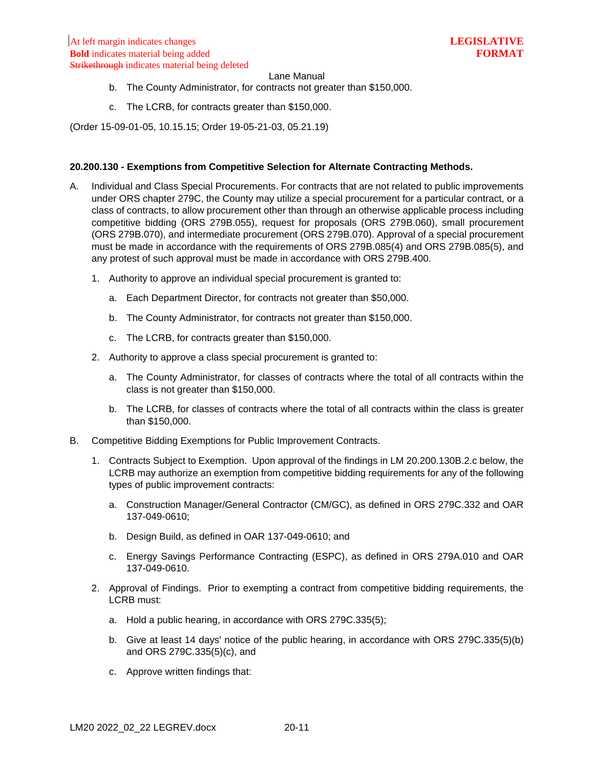b. The County Administrator, for contracts not greater than $150,000.

c. The LCRB, for contracts greater than $150,000.

(Order 15-09-01-05, 10.15.15; Order 19-05-21-03, 05.21.19)

**20.200.130 - Exemptions from Competitive Selection for Alternate Contracting Methods.**

A. Individual and Class Special Procurements. For contracts that are not related to public improvements under ORS chapter 279C, the County may utilize a special procurement for a particular contract, or a class of contracts, to allow procurement other than through an otherwise applicable process including competitive bidding (ORS 279B.055), request for proposals (ORS 279B.060), small procurement (ORS 279B.070), and intermediate procurement (ORS 279B.070). Approval of a special procurement must be made in accordance with the requirements of ORS 279B.085(4) and ORS 279B.085(5), and any protest of such approval must be made in accordance with ORS 279B.400.

   1. Authority to approve an individual special procurement is granted to:

      a. Each Department Director, for contracts not greater than $50,000.

      b. The County Administrator, for contracts not greater than $150,000.

      c. The LCRB, for contracts greater than $150,000.

   2. Authority to approve a class special procurement is granted to:

      a. The County Administrator, for classes of contracts where the total of all contracts within the class is not greater than $150,000.

      b. The LCRB, for classes of contracts where the total of all contracts within the class is greater than $150,000.

B. Competitive Bidding Exemptions for Public Improvement Contracts.

   1. Contracts Subject to Exemption. Upon approval of the findings in LM 20.200.130B.2.c below, the LCRB may authorize an exemption from competitive bidding requirements for any of the following types of public improvement contracts:

      a. Construction Manager/General Contractor (CM/GC), as defined in ORS 279C.332 and OAR 137-049-0610;

      b. Design Build, as defined in OAR 137-049-0610; and

      c. Energy Savings Performance Contracting (ESPC), as defined in ORS 279A.010 and OAR 137-049-0610.

   2. Approval of Findings. Prior to exempting a contract from competitive bidding requirements, the LCRB must:

      a. Hold a public hearing, in accordance with ORS 279C.335(5);

      b. Give at least 14 days' notice of the public hearing, in accordance with ORS 279C.335(5)(b) and ORS 279C.335(5)(c), and

      c. Approve written findings that: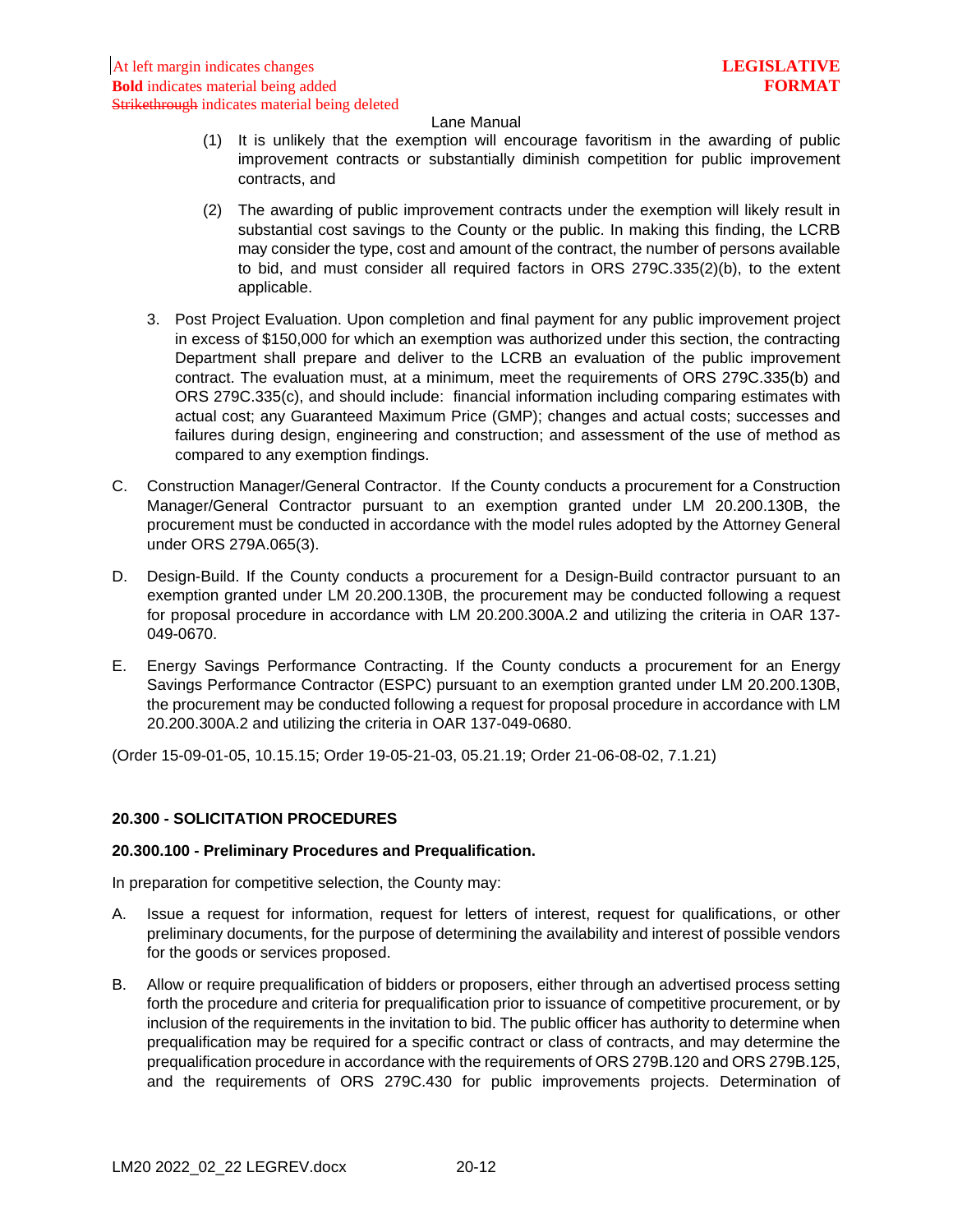(1) It is unlikely that the exemption will encourage favoritism in the awarding of public improvement contracts or substantially diminish competition for public improvement contracts, and

(2) The awarding of public improvement contracts under the exemption will likely result in substantial cost savings to the County or the public. In making this finding, the LCRB may consider the type, cost and amount of the contract, the number of persons available to bid, and must consider all required factors in ORS 279C.335(2)(b), to the extent applicable.

3. Post Project Evaluation. Upon completion and final payment for any public improvement project in excess of $150,000 for which an exemption was authorized under this section, the contracting Department shall prepare and deliver to the LCRB an evaluation of the public improvement contract. The evaluation must, at a minimum, meet the requirements of ORS 279C.335(b) and ORS 279C.335(c), and should include: financial information including comparing estimates with actual cost; any Guaranteed Maximum Price (GMP); changes and actual costs; successes and failures during design, engineering and construction; and assessment of the use of method as compared to any exemption findings.

C. Construction Manager/General Contractor. If the County conducts a procurement for a Construction Manager/General Contractor pursuant to an exemption granted under LM 20.200.130B, the procurement must be conducted in accordance with the model rules adopted by the Attorney General under ORS 279A.065(3).

D. Design-Build. If the County conducts a procurement for a Design-Build contractor pursuant to an exemption granted under LM 20.200.130B, the procurement may be conducted following a request for proposal procedure in accordance with LM 20.200.300A.2 and utilizing the criteria in OAR 137-049-0670.

E. Energy Savings Performance Contracting. If the County conducts a procurement for an Energy Savings Performance Contractor (ESPC) pursuant to an exemption granted under LM 20.200.130B, the procurement may be conducted following a request for proposal procedure in accordance with LM 20.200.300A.2 and utilizing the criteria in OAR 137-049-0680.

(Order 15-09-01-05, 10.15.15; Order 19-05-21-03, 05.21.19; Order 21-06-08-02, 7.1.21)

## 20.300 - SOLICITATION PROCEDURES

### 20.300.100 - Preliminary Procedures and Prequalification.

In preparation for competitive selection, the County may:

A. Issue a request for information, request for letters of interest, request for qualifications, or other preliminary documents, for the purpose of determining the availability and interest of possible vendors for the goods or services proposed.

B. Allow or require prequalification of bidders or proposers, either through an advertised process setting forth the procedure and criteria for prequalification prior to issuance of competitive procurement, or by inclusion of the requirements in the invitation to bid. The public officer has authority to determine when prequalification may be required for a specific contract or class of contracts, and may determine the prequalification procedure in accordance with the requirements of ORS 279B.120 and ORS 279B.125, and the requirements of ORS 279C.430 for public improvements projects. Determination of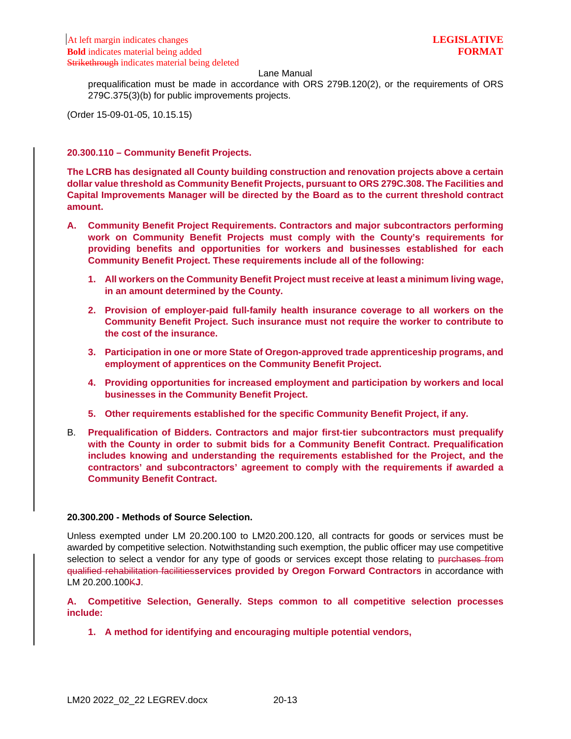prequalification must be made in accordance with ORS 279B.120(2), or the requirements of ORS 279C.375(3)(b) for public improvements projects.

(Order 15-09-01-05, 10.15.15)

**20.300.110 – Community Benefit Projects.**

**The LCRB has designated all County building construction and renovation projects above a certain dollar value threshold as Community Benefit Projects, pursuant to ORS 279C.308. The Facilities and Capital Improvements Manager will be directed by the Board as to the current threshold contract amount.**

**A. Community Benefit Project Requirements. Contractors and major subcontractors performing work on Community Benefit Projects must comply with the County's requirements for providing benefits and opportunities for workers and businesses established for each Community Benefit Project. These requirements include all of the following:**

1. **All workers on the Community Benefit Project must receive at least a minimum living wage, in an amount determined by the County.**
2. **Provision of employer-paid full-family health insurance coverage to all workers on the Community Benefit Project. Such insurance must not require the worker to contribute to the cost of the insurance.**
3. **Participation in one or more State of Oregon-approved trade apprenticeship programs, and employment of apprentices on the Community Benefit Project.**
4. **Providing opportunities for increased employment and participation by workers and local businesses in the Community Benefit Project.**
5. **Other requirements established for the specific Community Benefit Project, if any.**

B. **Prequalification of Bidders. Contractors and major first-tier subcontractors must prequalify with the County in order to submit bids for a Community Benefit Contract. Prequalification includes knowing and understanding the requirements established for the Project, and the contractors' and subcontractors' agreement to comply with the requirements if awarded a Community Benefit Contract.**

**20.300.200 - Methods of Source Selection.**

Unless exempted under LM 20.200.100 to LM20.200.120, all contracts for goods or services must be awarded by competitive selection. Notwithstanding such exemption, the public officer may use competitive selection to select a vendor for any type of goods or services except those relating to ~~purchases from qualified rehabilitation facilities~~**services provided by Oregon Forward Contractors** in accordance with LM 20.200.100~~K~~**J**.

**A. Competitive Selection, Generally. Steps common to all competitive selection processes include:**

1. **A method for identifying and encouraging multiple potential vendors,**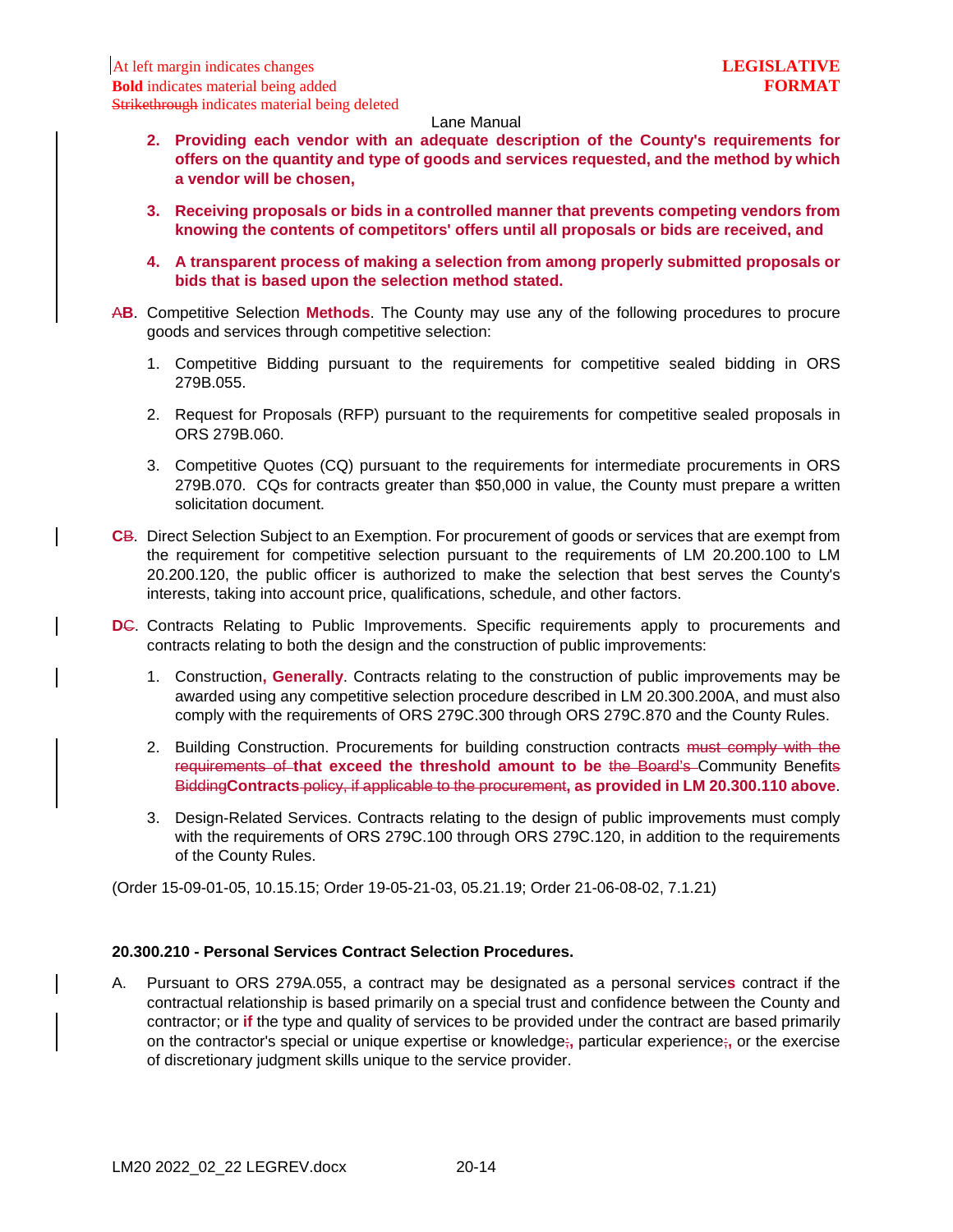2. **Providing each vendor with an adequate description of the County's requirements for offers on the quantity and type of goods and services requested, and the method by which a vendor will be chosen,**

3. **Receiving proposals or bids in a controlled manner that prevents competing vendors from knowing the contents of competitors' offers until all proposals or bids are received, and**

4. **A transparent process of making a selection from among properly submitted proposals or bids that is based upon the selection method stated.**

~~A~~**B**. Competitive Selection **Methods**. The County may use any of the following procedures to procure goods and services through competitive selection:

1. Competitive Bidding pursuant to the requirements for competitive sealed bidding in ORS 279B.055.

2. Request for Proposals (RFP) pursuant to the requirements for competitive sealed proposals in ORS 279B.060.

3. Competitive Quotes (CQ) pursuant to the requirements for intermediate procurements in ORS 279B.070. CQs for contracts greater than $50,000 in value, the County must prepare a written solicitation document.

**C**~~B~~. Direct Selection Subject to an Exemption. For procurement of goods or services that are exempt from the requirement for competitive selection pursuant to the requirements of LM 20.200.100 to LM 20.200.120, the public officer is authorized to make the selection that best serves the County's interests, taking into account price, qualifications, schedule, and other factors.

**D**~~C~~. Contracts Relating to Public Improvements. Specific requirements apply to procurements and contracts relating to both the design and the construction of public improvements:

1. Construction**, Generally**. Contracts relating to the construction of public improvements may be awarded using any competitive selection procedure described in LM 20.300.200A, and must also comply with the requirements of ORS 279C.300 through ORS 279C.870 and the County Rules.

2. Building Construction. Procurements for building construction contracts ~~must comply with the requirements of~~ **that exceed the threshold amount to be** ~~the Board's~~ Community Benefit~~s~~ ~~Bidding~~**Contracts** ~~policy, if applicable to the procurement~~**, as provided in LM 20.300.110 above**.

3. Design-Related Services. Contracts relating to the design of public improvements must comply with the requirements of ORS 279C.100 through ORS 279C.120, in addition to the requirements of the County Rules.

(Order 15-09-01-05, 10.15.15; Order 19-05-21-03, 05.21.19; Order 21-06-08-02, 7.1.21)

**20.300.210 - Personal Services Contract Selection Procedures.**

A. Pursuant to ORS 279A.055, a contract may be designated as a personal service**s** contract if the contractual relationship is based primarily on a special trust and confidence between the County and contractor; or **if** the type and quality of services to be provided under the contract are based primarily on the contractor's special or unique expertise or knowledge~~;~~**,** particular experience~~;~~**,** or the exercise of discretionary judgment skills unique to the service provider.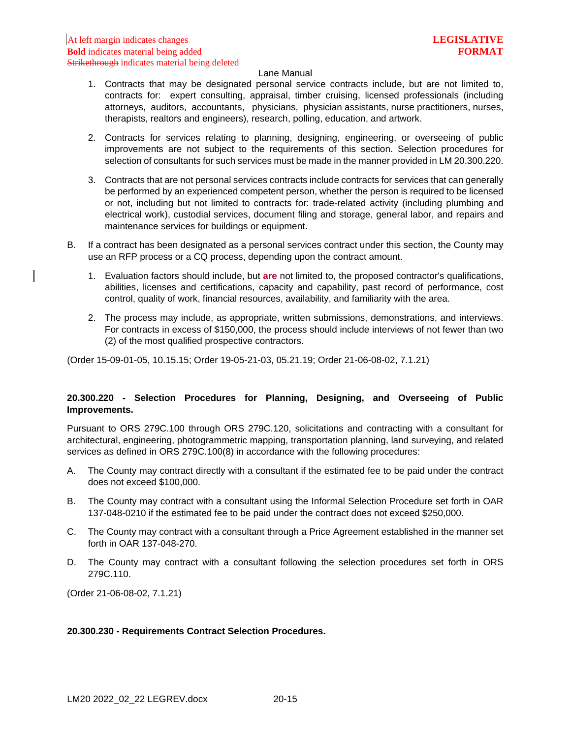1. Contracts that may be designated personal service contracts include, but are not limited to, contracts for: expert consulting, appraisal, timber cruising, licensed professionals (including attorneys, auditors, accountants, physicians, physician assistants, nurse practitioners, nurses, therapists, realtors and engineers), research, polling, education, and artwork.

2. Contracts for services relating to planning, designing, engineering, or overseeing of public improvements are not subject to the requirements of this section. Selection procedures for selection of consultants for such services must be made in the manner provided in LM 20.300.220.

3. Contracts that are not personal services contracts include contracts for services that can generally be performed by an experienced competent person, whether the person is required to be licensed or not, including but not limited to contracts for: trade-related activity (including plumbing and electrical work), custodial services, document filing and storage, general labor, and repairs and maintenance services for buildings or equipment.

B. If a contract has been designated as a personal services contract under this section, the County may use an RFP process or a CQ process, depending upon the contract amount.

1. Evaluation factors should include, but **are** not limited to, the proposed contractor's qualifications, abilities, licenses and certifications, capacity and capability, past record of performance, cost control, quality of work, financial resources, availability, and familiarity with the area.

2. The process may include, as appropriate, written submissions, demonstrations, and interviews. For contracts in excess of $150,000, the process should include interviews of not fewer than two (2) of the most qualified prospective contractors.

(Order 15-09-01-05, 10.15.15; Order 19-05-21-03, 05.21.19; Order 21-06-08-02, 7.1.21)

**20.300.220 - Selection Procedures for Planning, Designing, and Overseeing of Public Improvements.**

Pursuant to ORS 279C.100 through ORS 279C.120, solicitations and contracting with a consultant for architectural, engineering, photogrammetric mapping, transportation planning, land surveying, and related services as defined in ORS 279C.100(8) in accordance with the following procedures:

A. The County may contract directly with a consultant if the estimated fee to be paid under the contract does not exceed $100,000.

B. The County may contract with a consultant using the Informal Selection Procedure set forth in OAR 137-048-0210 if the estimated fee to be paid under the contract does not exceed $250,000.

C. The County may contract with a consultant through a Price Agreement established in the manner set forth in OAR 137-048-270.

D. The County may contract with a consultant following the selection procedures set forth in ORS 279C.110.

(Order 21-06-08-02, 7.1.21)

**20.300.230 - Requirements Contract Selection Procedures.**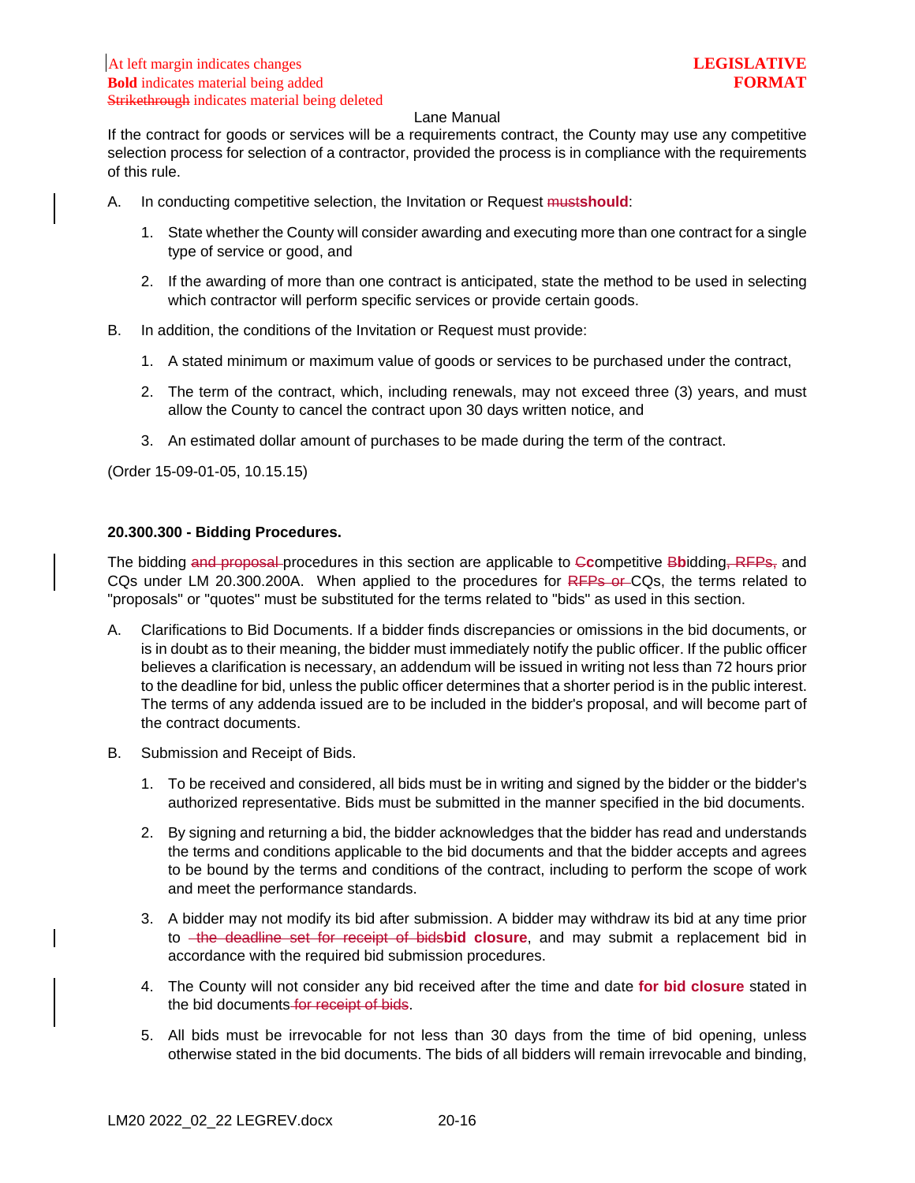If the contract for goods or services will be a requirements contract, the County may use any competitive selection process for selection of a contractor, provided the process is in compliance with the requirements of this rule.

A. In conducting competitive selection, the Invitation or Request ~~must~~**should**:

1. State whether the County will consider awarding and executing more than one contract for a single type of service or good, and

2. If the awarding of more than one contract is anticipated, state the method to be used in selecting which contractor will perform specific services or provide certain goods.

B. In addition, the conditions of the Invitation or Request must provide:

1. A stated minimum or maximum value of goods or services to be purchased under the contract,

2. The term of the contract, which, including renewals, may not exceed three (3) years, and must allow the County to cancel the contract upon 30 days written notice, and

3. An estimated dollar amount of purchases to be made during the term of the contract.

(Order 15-09-01-05, 10.15.15)

**20.300.300 - Bidding Procedures.**

The bidding ~~and proposal~~ procedures in this section are applicable to ~~C~~**c**ompetitive ~~B~~**b**idding~~, RFPs,~~ and CQs under LM 20.300.200A. When applied to the procedures for ~~RFPs or~~ CQs, the terms related to "proposals" or "quotes" must be substituted for the terms related to "bids" as used in this section.

A. Clarifications to Bid Documents. If a bidder finds discrepancies or omissions in the bid documents, or is in doubt as to their meaning, the bidder must immediately notify the public officer. If the public officer believes a clarification is necessary, an addendum will be issued in writing not less than 72 hours prior to the deadline for bid, unless the public officer determines that a shorter period is in the public interest. The terms of any addenda issued are to be included in the bidder's proposal, and will become part of the contract documents.

B. Submission and Receipt of Bids.

1. To be received and considered, all bids must be in writing and signed by the bidder or the bidder's authorized representative. Bids must be submitted in the manner specified in the bid documents.

2. By signing and returning a bid, the bidder acknowledges that the bidder has read and understands the terms and conditions applicable to the bid documents and that the bidder accepts and agrees to be bound by the terms and conditions of the contract, including to perform the scope of work and meet the performance standards.

3. A bidder may not modify its bid after submission. A bidder may withdraw its bid at any time prior to ~~the deadline set for receipt of bids~~**bid closure**, and may submit a replacement bid in accordance with the required bid submission procedures.

4. The County will not consider any bid received after the time and date **for bid closure** stated in the bid documents~~ for receipt of bids~~.

5. All bids must be irrevocable for not less than 30 days from the time of bid opening, unless otherwise stated in the bid documents. The bids of all bidders will remain irrevocable and binding,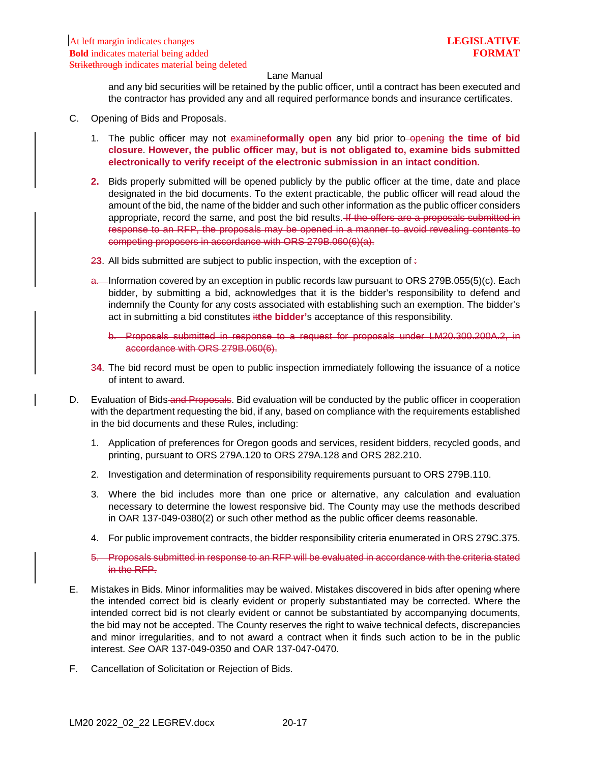At left margin indicates changes
**Bold** indicates material being added
~~Strikethrough~~ indicates material being deleted

**LEGISLATIVE FORMAT**

Lane Manual

and any bid securities will be retained by the public officer, until a contract has been executed and the contractor has provided any and all required performance bonds and insurance certificates.

C. Opening of Bids and Proposals.

1. The public officer may not ~~examine~~**formally open** any bid prior to ~~opening~~ **the time of bid closure**. **However, the public officer may, but is not obligated to, examine bids submitted electronically to verify receipt of the electronic submission in an intact condition.**

**2.** Bids properly submitted will be opened publicly by the public officer at the time, date and place designated in the bid documents. To the extent practicable, the public officer will read aloud the amount of the bid, the name of the bidder and such other information as the public officer considers appropriate, record the same, and post the bid results. ~~If the offers are a proposals submitted in response to an RFP, the proposals may be opened in a manner to avoid revealing contents to competing proposers in accordance with ORS 279B.060(6)(a).~~

~~2~~**3**. All bids submitted are subject to public inspection, with the exception of ~~:~~

~~a.~~ Information covered by an exception in public records law pursuant to ORS 279B.055(5)(c). Each bidder, by submitting a bid, acknowledges that it is the bidder's responsibility to defend and indemnify the County for any costs associated with establishing such an exemption. The bidder's act in submitting a bid constitutes ~~it~~**the bidder'**s acceptance of this responsibility.

~~b. Proposals submitted in response to a request for proposals under LM20.300.200A.2, in accordance with ORS 279B.060(6).~~

~~3~~**4**. The bid record must be open to public inspection immediately following the issuance of a notice of intent to award.

D. Evaluation of Bids ~~and Proposals~~. Bid evaluation will be conducted by the public officer in cooperation with the department requesting the bid, if any, based on compliance with the requirements established in the bid documents and these Rules, including:

1. Application of preferences for Oregon goods and services, resident bidders, recycled goods, and printing, pursuant to ORS 279A.120 to ORS 279A.128 and ORS 282.210.
2. Investigation and determination of responsibility requirements pursuant to ORS 279B.110.
3. Where the bid includes more than one price or alternative, any calculation and evaluation necessary to determine the lowest responsive bid. The County may use the methods described in OAR 137-049-0380(2) or such other method as the public officer deems reasonable.
4. For public improvement contracts, the bidder responsibility criteria enumerated in ORS 279C.375.

~~5. Proposals submitted in response to an RFP will be evaluated in accordance with the criteria stated in the RFP.~~

E. Mistakes in Bids. Minor informalities may be waived. Mistakes discovered in bids after opening where the intended correct bid is clearly evident or properly substantiated may be corrected. Where the intended correct bid is not clearly evident or cannot be substantiated by accompanying documents, the bid may not be accepted. The County reserves the right to waive technical defects, discrepancies and minor irregularities, and to not award a contract when it finds such action to be in the public interest. *See* OAR 137-049-0350 and OAR 137-047-0470.

F. Cancellation of Solicitation or Rejection of Bids.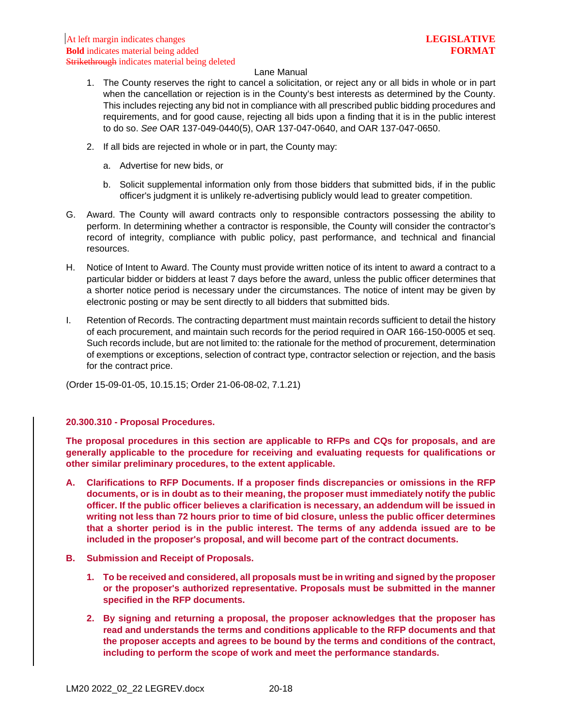1. The County reserves the right to cancel a solicitation, or reject any or all bids in whole or in part when the cancellation or rejection is in the County's best interests as determined by the County. This includes rejecting any bid not in compliance with all prescribed public bidding procedures and requirements, and for good cause, rejecting all bids upon a finding that it is in the public interest to do so. *See* OAR 137-049-0440(5), OAR 137-047-0640, and OAR 137-047-0650.

2. If all bids are rejected in whole or in part, the County may:

   a. Advertise for new bids, or

   b. Solicit supplemental information only from those bidders that submitted bids, if in the public officer's judgment it is unlikely re-advertising publicly would lead to greater competition.

G. Award. The County will award contracts only to responsible contractors possessing the ability to perform. In determining whether a contractor is responsible, the County will consider the contractor's record of integrity, compliance with public policy, past performance, and technical and financial resources.

H. Notice of Intent to Award. The County must provide written notice of its intent to award a contract to a particular bidder or bidders at least 7 days before the award, unless the public officer determines that a shorter notice period is necessary under the circumstances. The notice of intent may be given by electronic posting or may be sent directly to all bidders that submitted bids.

I. Retention of Records. The contracting department must maintain records sufficient to detail the history of each procurement, and maintain such records for the period required in OAR 166-150-0005 et seq. Such records include, but are not limited to: the rationale for the method of procurement, determination of exemptions or exceptions, selection of contract type, contractor selection or rejection, and the basis for the contract price.

(Order 15-09-01-05, 10.15.15; Order 21-06-08-02, 7.1.21)

**20.300.310 - Proposal Procedures.**

**The proposal procedures in this section are applicable to RFPs and CQs for proposals, and are generally applicable to the procedure for receiving and evaluating requests for qualifications or other similar preliminary procedures, to the extent applicable.**

**A. Clarifications to RFP Documents. If a proposer finds discrepancies or omissions in the RFP documents, or is in doubt as to their meaning, the proposer must immediately notify the public officer. If the public officer believes a clarification is necessary, an addendum will be issued in writing not less than 72 hours prior to time of bid closure, unless the public officer determines that a shorter period is in the public interest. The terms of any addenda issued are to be included in the proposer's proposal, and will become part of the contract documents.**

**B. Submission and Receipt of Proposals.**

**1. To be received and considered, all proposals must be in writing and signed by the proposer or the proposer's authorized representative. Proposals must be submitted in the manner specified in the RFP documents.**

**2. By signing and returning a proposal, the proposer acknowledges that the proposer has read and understands the terms and conditions applicable to the RFP documents and that the proposer accepts and agrees to be bound by the terms and conditions of the contract, including to perform the scope of work and meet the performance standards.**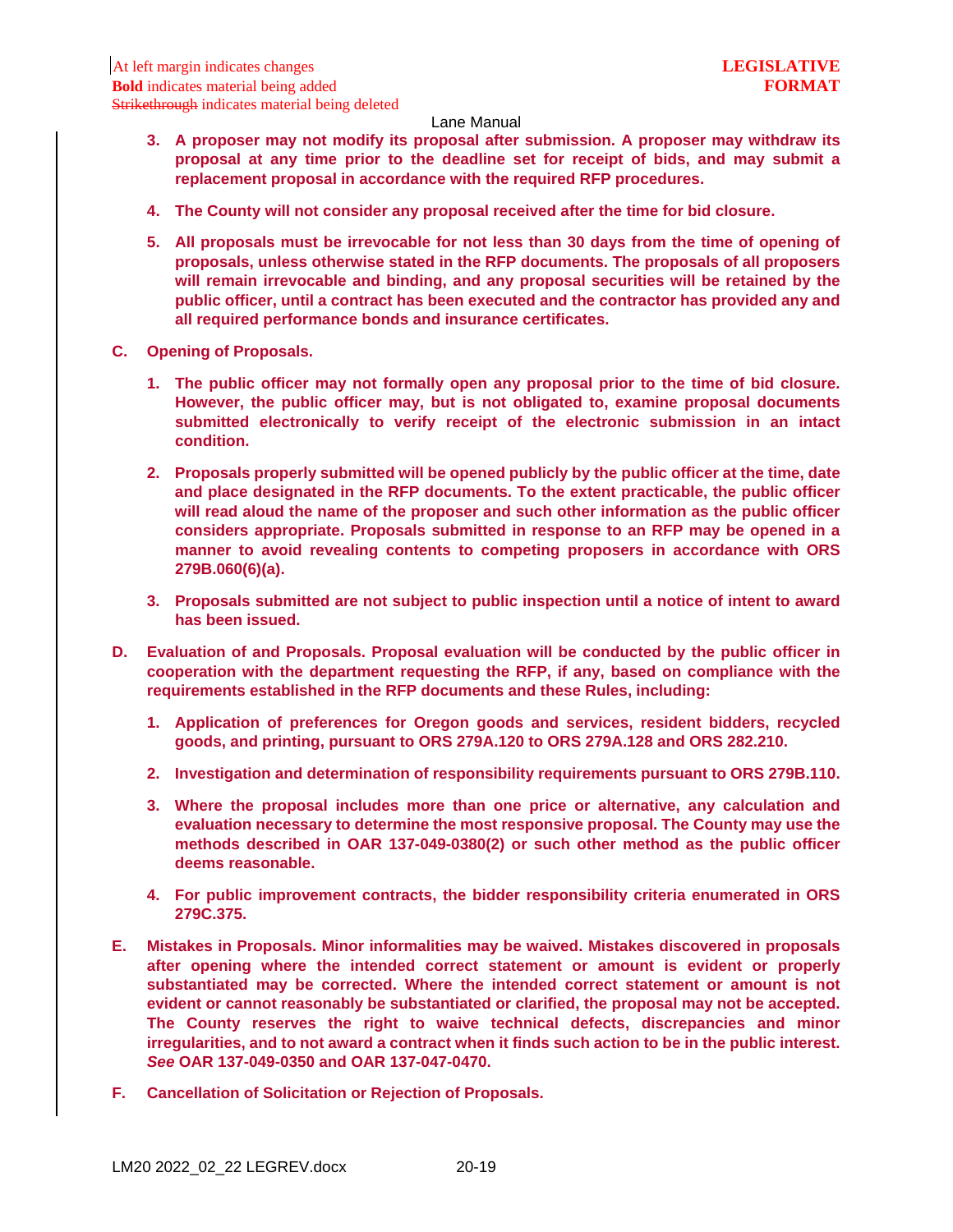3. **A proposer may not modify its proposal after submission. A proposer may withdraw its proposal at any time prior to the deadline set for receipt of bids, and may submit a replacement proposal in accordance with the required RFP procedures.**

4. **The County will not consider any proposal received after the time for bid closure.**

5. **All proposals must be irrevocable for not less than 30 days from the time of opening of proposals, unless otherwise stated in the RFP documents. The proposals of all proposers will remain irrevocable and binding, and any proposal securities will be retained by the public officer, until a contract has been executed and the contractor has provided any and all required performance bonds and insurance certificates.**

**C. Opening of Proposals.**

1. **The public officer may not formally open any proposal prior to the time of bid closure. However, the public officer may, but is not obligated to, examine proposal documents submitted electronically to verify receipt of the electronic submission in an intact condition.**

2. **Proposals properly submitted will be opened publicly by the public officer at the time, date and place designated in the RFP documents. To the extent practicable, the public officer will read aloud the name of the proposer and such other information as the public officer considers appropriate. Proposals submitted in response to an RFP may be opened in a manner to avoid revealing contents to competing proposers in accordance with ORS 279B.060(6)(a).**

3. **Proposals submitted are not subject to public inspection until a notice of intent to award has been issued.**

**D. Evaluation of and Proposals. Proposal evaluation will be conducted by the public officer in cooperation with the department requesting the RFP, if any, based on compliance with the requirements established in the RFP documents and these Rules, including:**

1. **Application of preferences for Oregon goods and services, resident bidders, recycled goods, and printing, pursuant to ORS 279A.120 to ORS 279A.128 and ORS 282.210.**

2. **Investigation and determination of responsibility requirements pursuant to ORS 279B.110.**

3. **Where the proposal includes more than one price or alternative, any calculation and evaluation necessary to determine the most responsive proposal. The County may use the methods described in OAR 137-049-0380(2) or such other method as the public officer deems reasonable.**

4. **For public improvement contracts, the bidder responsibility criteria enumerated in ORS 279C.375.**

**E. Mistakes in Proposals. Minor informalities may be waived. Mistakes discovered in proposals after opening where the intended correct statement or amount is evident or properly substantiated may be corrected. Where the intended correct statement or amount is not evident or cannot reasonably be substantiated or clarified, the proposal may not be accepted. The County reserves the right to waive technical defects, discrepancies and minor irregularities, and to not award a contract when it finds such action to be in the public interest. *See* OAR 137-049-0350 and OAR 137-047-0470.**

**F. Cancellation of Solicitation or Rejection of Proposals.**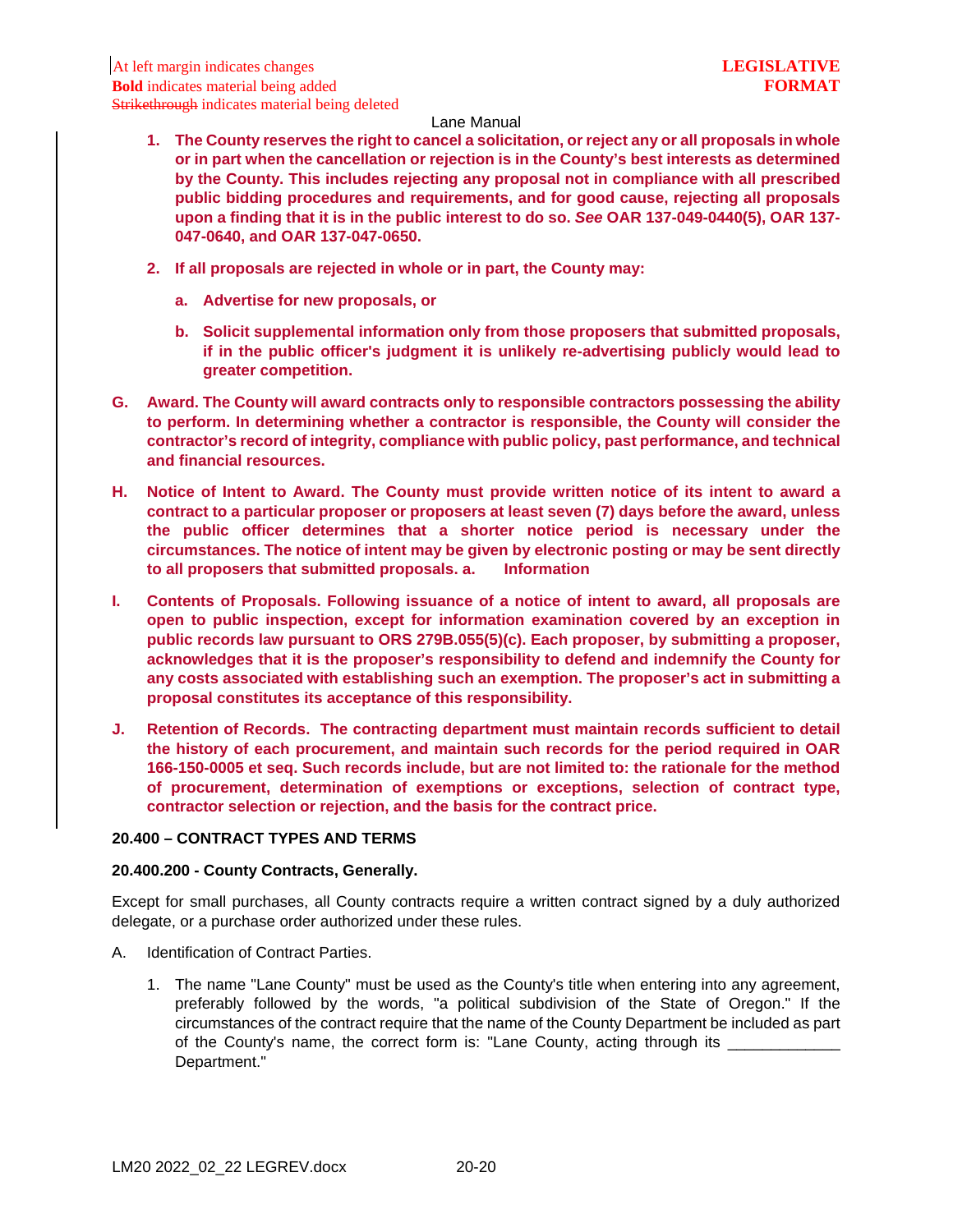1. **The County reserves the right to cancel a solicitation, or reject any or all proposals in whole or in part when the cancellation or rejection is in the County's best interests as determined by the County. This includes rejecting any proposal not in compliance with all prescribed public bidding procedures and requirements, and for good cause, rejecting all proposals upon a finding that it is in the public interest to do so. *See* OAR 137-049-0440(5), OAR 137-047-0640, and OAR 137-047-0650.**

2. **If all proposals are rejected in whole or in part, the County may:**

   a. **Advertise for new proposals, or**

   b. **Solicit supplemental information only from those proposers that submitted proposals, if in the public officer's judgment it is unlikely re-advertising publicly would lead to greater competition.**

**G. Award. The County will award contracts only to responsible contractors possessing the ability to perform. In determining whether a contractor is responsible, the County will consider the contractor's record of integrity, compliance with public policy, past performance, and technical and financial resources.**

**H. Notice of Intent to Award. The County must provide written notice of its intent to award a contract to a particular proposer or proposers at least seven (7) days before the award, unless the public officer determines that a shorter notice period is necessary under the circumstances. The notice of intent may be given by electronic posting or may be sent directly to all proposers that submitted proposals. a. Information**

**I. Contents of Proposals. Following issuance of a notice of intent to award, all proposals are open to public inspection, except for information examination covered by an exception in public records law pursuant to ORS 279B.055(5)(c). Each proposer, by submitting a proposer, acknowledges that it is the proposer's responsibility to defend and indemnify the County for any costs associated with establishing such an exemption. The proposer's act in submitting a proposal constitutes its acceptance of this responsibility.**

**J. Retention of Records. The contracting department must maintain records sufficient to detail the history of each procurement, and maintain such records for the period required in OAR 166-150-0005 et seq. Such records include, but are not limited to: the rationale for the method of procurement, determination of exemptions or exceptions, selection of contract type, contractor selection or rejection, and the basis for the contract price.**

## 20.400 – CONTRACT TYPES AND TERMS

### 20.400.200 - County Contracts, Generally.

Except for small purchases, all County contracts require a written contract signed by a duly authorized delegate, or a purchase order authorized under these rules.

A. Identification of Contract Parties.

   1. The name "Lane County" must be used as the County's title when entering into any agreement, preferably followed by the words, "a political subdivision of the State of Oregon." If the circumstances of the contract require that the name of the County Department be included as part of the County's name, the correct form is: "Lane County, acting through its _____________ Department."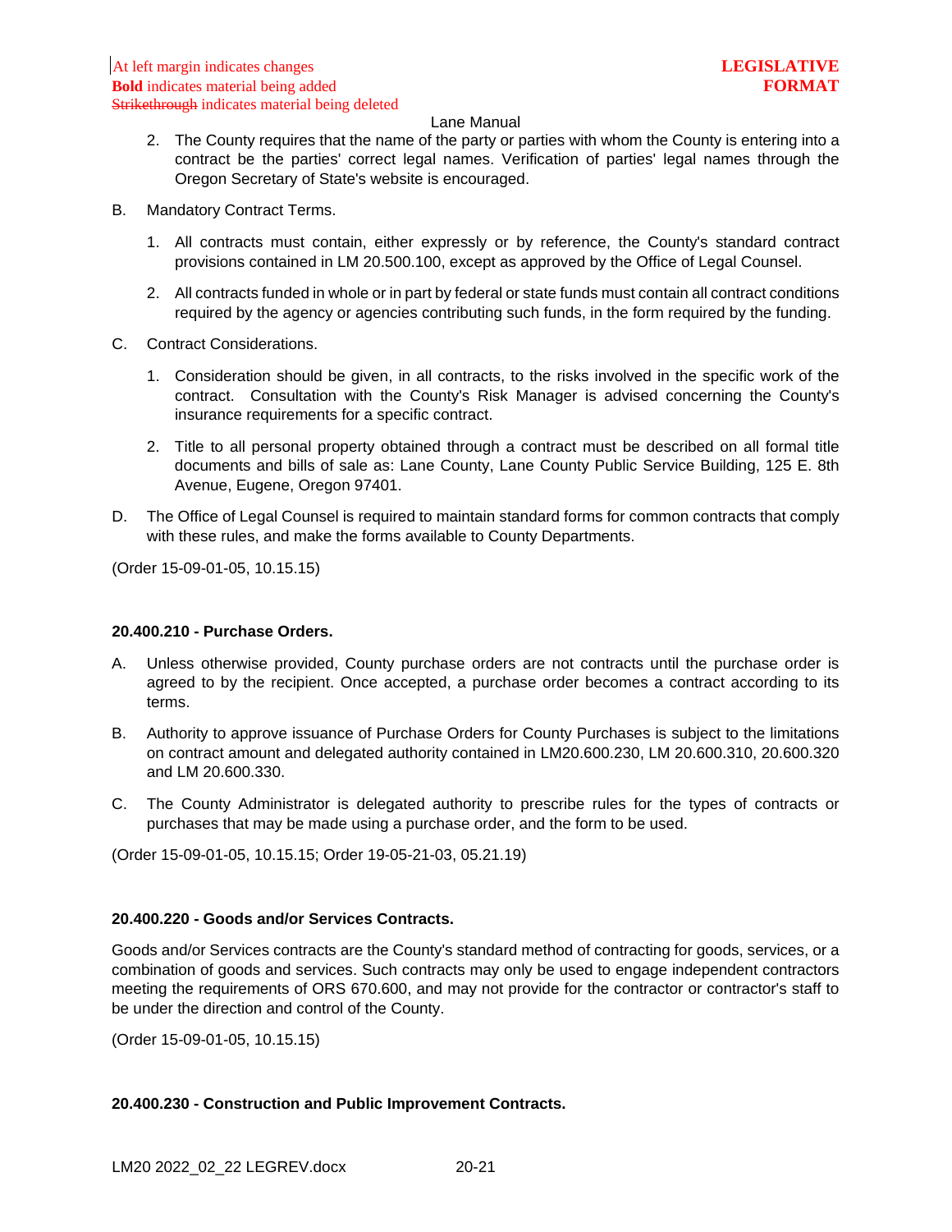2. The County requires that the name of the party or parties with whom the County is entering into a contract be the parties' correct legal names. Verification of parties' legal names through the Oregon Secretary of State's website is encouraged.

B. Mandatory Contract Terms.

1. All contracts must contain, either expressly or by reference, the County's standard contract provisions contained in LM 20.500.100, except as approved by the Office of Legal Counsel.

2. All contracts funded in whole or in part by federal or state funds must contain all contract conditions required by the agency or agencies contributing such funds, in the form required by the funding.

C. Contract Considerations.

1. Consideration should be given, in all contracts, to the risks involved in the specific work of the contract. Consultation with the County's Risk Manager is advised concerning the County's insurance requirements for a specific contract.

2. Title to all personal property obtained through a contract must be described on all formal title documents and bills of sale as: Lane County, Lane County Public Service Building, 125 E. 8th Avenue, Eugene, Oregon 97401.

D. The Office of Legal Counsel is required to maintain standard forms for common contracts that comply with these rules, and make the forms available to County Departments.

(Order 15-09-01-05, 10.15.15)

**20.400.210 - Purchase Orders.**

A. Unless otherwise provided, County purchase orders are not contracts until the purchase order is agreed to by the recipient. Once accepted, a purchase order becomes a contract according to its terms.

B. Authority to approve issuance of Purchase Orders for County Purchases is subject to the limitations on contract amount and delegated authority contained in LM20.600.230, LM 20.600.310, 20.600.320 and LM 20.600.330.

C. The County Administrator is delegated authority to prescribe rules for the types of contracts or purchases that may be made using a purchase order, and the form to be used.

(Order 15-09-01-05, 10.15.15; Order 19-05-21-03, 05.21.19)

**20.400.220 - Goods and/or Services Contracts.**

Goods and/or Services contracts are the County's standard method of contracting for goods, services, or a combination of goods and services. Such contracts may only be used to engage independent contractors meeting the requirements of ORS 670.600, and may not provide for the contractor or contractor's staff to be under the direction and control of the County.

(Order 15-09-01-05, 10.15.15)

**20.400.230 - Construction and Public Improvement Contracts.**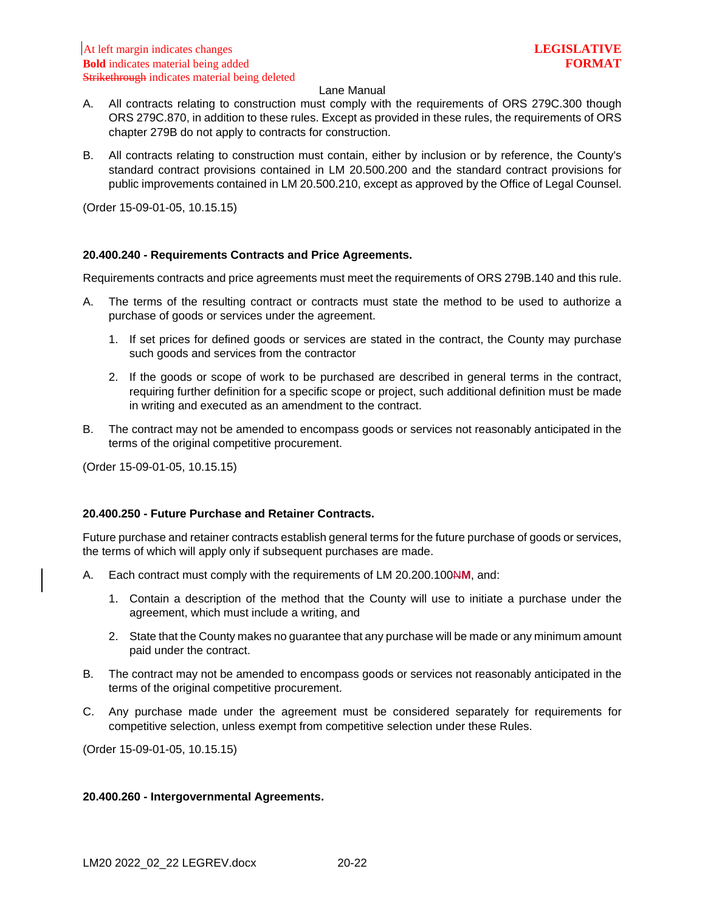A. All contracts relating to construction must comply with the requirements of ORS 279C.300 though ORS 279C.870, in addition to these rules. Except as provided in these rules, the requirements of ORS chapter 279B do not apply to contracts for construction.

B. All contracts relating to construction must contain, either by inclusion or by reference, the County's standard contract provisions contained in LM 20.500.200 and the standard contract provisions for public improvements contained in LM 20.500.210, except as approved by the Office of Legal Counsel.

(Order 15-09-01-05, 10.15.15)

**20.400.240 - Requirements Contracts and Price Agreements.**

Requirements contracts and price agreements must meet the requirements of ORS 279B.140 and this rule.

A. The terms of the resulting contract or contracts must state the method to be used to authorize a purchase of goods or services under the agreement.

   1. If set prices for defined goods or services are stated in the contract, the County may purchase such goods and services from the contractor

   2. If the goods or scope of work to be purchased are described in general terms in the contract, requiring further definition for a specific scope or project, such additional definition must be made in writing and executed as an amendment to the contract.

B. The contract may not be amended to encompass goods or services not reasonably anticipated in the terms of the original competitive procurement.

(Order 15-09-01-05, 10.15.15)

**20.400.250 - Future Purchase and Retainer Contracts.**

Future purchase and retainer contracts establish general terms for the future purchase of goods or services, the terms of which will apply only if subsequent purchases are made.

A. Each contract must comply with the requirements of LM 20.200.100~~N~~**M**, and:

   1. Contain a description of the method that the County will use to initiate a purchase under the agreement, which must include a writing, and

   2. State that the County makes no guarantee that any purchase will be made or any minimum amount paid under the contract.

B. The contract may not be amended to encompass goods or services not reasonably anticipated in the terms of the original competitive procurement.

C. Any purchase made under the agreement must be considered separately for requirements for competitive selection, unless exempt from competitive selection under these Rules.

(Order 15-09-01-05, 10.15.15)

**20.400.260 - Intergovernmental Agreements.**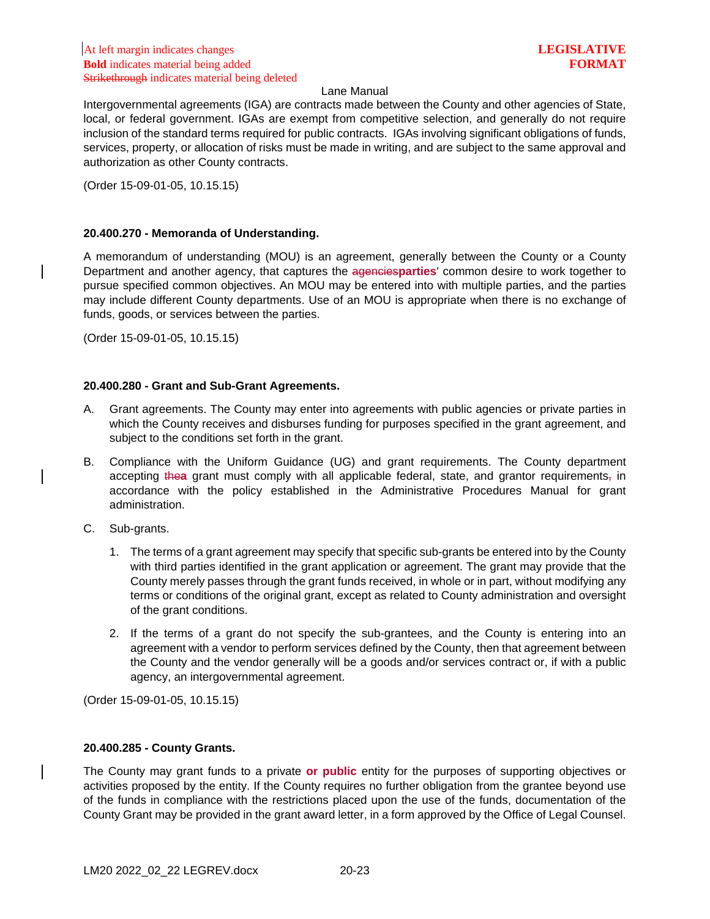Intergovernmental agreements (IGA) are contracts made between the County and other agencies of State, local, or federal government. IGAs are exempt from competitive selection, and generally do not require inclusion of the standard terms required for public contracts. IGAs involving significant obligations of funds, services, property, or allocation of risks must be made in writing, and are subject to the same approval and authorization as other County contracts.

(Order 15-09-01-05, 10.15.15)

### 20.400.270 - Memoranda of Understanding.

A memorandum of understanding (MOU) is an agreement, generally between the County or a County Department and another agency, that captures the ~~agencies~~**parties**' common desire to work together to pursue specified common objectives. An MOU may be entered into with multiple parties, and the parties may include different County departments. Use of an MOU is appropriate when there is no exchange of funds, goods, or services between the parties.

(Order 15-09-01-05, 10.15.15)

### 20.400.280 - Grant and Sub-Grant Agreements.

A. Grant agreements. The County may enter into agreements with public agencies or private parties in which the County receives and disburses funding for purposes specified in the grant agreement, and subject to the conditions set forth in the grant.

B. Compliance with the Uniform Guidance (UG) and grant requirements. The County department accepting ~~the~~**a** grant must comply with all applicable federal, state, and grantor requirements~~,~~ in accordance with the policy established in the Administrative Procedures Manual for grant administration.

C. Sub-grants.

   1. The terms of a grant agreement may specify that specific sub-grants be entered into by the County with third parties identified in the grant application or agreement. The grant may provide that the County merely passes through the grant funds received, in whole or in part, without modifying any terms or conditions of the original grant, except as related to County administration and oversight of the grant conditions.

   2. If the terms of a grant do not specify the sub-grantees, and the County is entering into an agreement with a vendor to perform services defined by the County, then that agreement between the County and the vendor generally will be a goods and/or services contract or, if with a public agency, an intergovernmental agreement.

(Order 15-09-01-05, 10.15.15)

### 20.400.285 - County Grants.

The County may grant funds to a private **or public** entity for the purposes of supporting objectives or activities proposed by the entity. If the County requires no further obligation from the grantee beyond use of the funds in compliance with the restrictions placed upon the use of the funds, documentation of the County Grant may be provided in the grant award letter, in a form approved by the Office of Legal Counsel.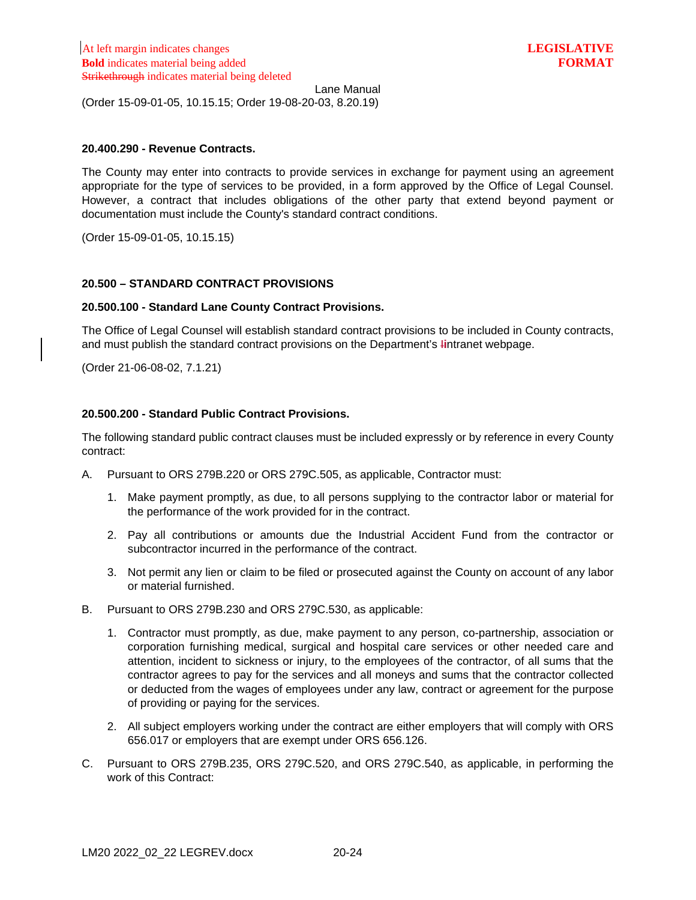(Order 15-09-01-05, 10.15.15; Order 19-08-20-03, 8.20.19)

**20.400.290 - Revenue Contracts.**

The County may enter into contracts to provide services in exchange for payment using an agreement appropriate for the type of services to be provided, in a form approved by the Office of Legal Counsel. However, a contract that includes obligations of the other party that extend beyond payment or documentation must include the County's standard contract conditions.

(Order 15-09-01-05, 10.15.15)

**20.500 – STANDARD CONTRACT PROVISIONS**

**20.500.100 - Standard Lane County Contract Provisions.**

The Office of Legal Counsel will establish standard contract provisions to be included in County contracts, and must publish the standard contract provisions on the Department's ~~I~~intranet webpage.

(Order 21-06-08-02, 7.1.21)

**20.500.200 - Standard Public Contract Provisions.**

The following standard public contract clauses must be included expressly or by reference in every County contract:

A. Pursuant to ORS 279B.220 or ORS 279C.505, as applicable, Contractor must:

   1. Make payment promptly, as due, to all persons supplying to the contractor labor or material for the performance of the work provided for in the contract.

   2. Pay all contributions or amounts due the Industrial Accident Fund from the contractor or subcontractor incurred in the performance of the contract.

   3. Not permit any lien or claim to be filed or prosecuted against the County on account of any labor or material furnished.

B. Pursuant to ORS 279B.230 and ORS 279C.530, as applicable:

   1. Contractor must promptly, as due, make payment to any person, co-partnership, association or corporation furnishing medical, surgical and hospital care services or other needed care and attention, incident to sickness or injury, to the employees of the contractor, of all sums that the contractor agrees to pay for the services and all moneys and sums that the contractor collected or deducted from the wages of employees under any law, contract or agreement for the purpose of providing or paying for the services.

   2. All subject employers working under the contract are either employers that will comply with ORS 656.017 or employers that are exempt under ORS 656.126.

C. Pursuant to ORS 279B.235, ORS 279C.520, and ORS 279C.540, as applicable, in performing the work of this Contract: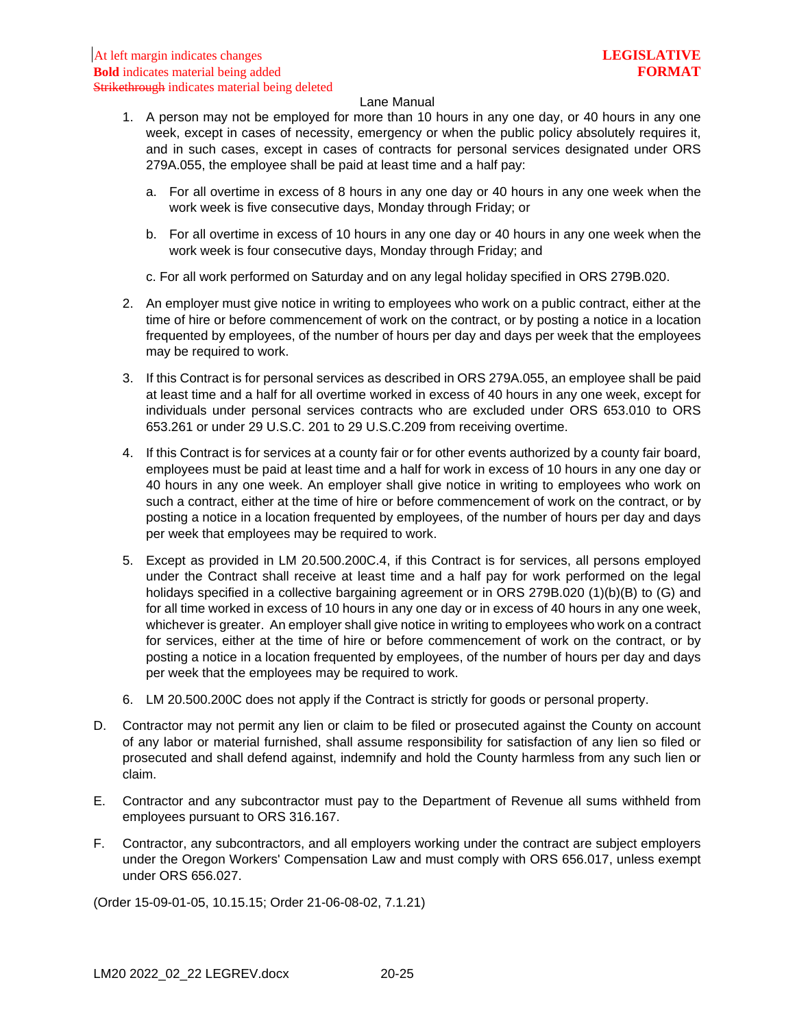1. A person may not be employed for more than 10 hours in any one day, or 40 hours in any one week, except in cases of necessity, emergency or when the public policy absolutely requires it, and in such cases, except in cases of contracts for personal services designated under ORS 279A.055, the employee shall be paid at least time and a half pay:

   a. For all overtime in excess of 8 hours in any one day or 40 hours in any one week when the work week is five consecutive days, Monday through Friday; or

   b. For all overtime in excess of 10 hours in any one day or 40 hours in any one week when the work week is four consecutive days, Monday through Friday; and

   c. For all work performed on Saturday and on any legal holiday specified in ORS 279B.020.

2. An employer must give notice in writing to employees who work on a public contract, either at the time of hire or before commencement of work on the contract, or by posting a notice in a location frequented by employees, of the number of hours per day and days per week that the employees may be required to work.

3. If this Contract is for personal services as described in ORS 279A.055, an employee shall be paid at least time and a half for all overtime worked in excess of 40 hours in any one week, except for individuals under personal services contracts who are excluded under ORS 653.010 to ORS 653.261 or under 29 U.S.C. 201 to 29 U.S.C.209 from receiving overtime.

4. If this Contract is for services at a county fair or for other events authorized by a county fair board, employees must be paid at least time and a half for work in excess of 10 hours in any one day or 40 hours in any one week. An employer shall give notice in writing to employees who work on such a contract, either at the time of hire or before commencement of work on the contract, or by posting a notice in a location frequented by employees, of the number of hours per day and days per week that employees may be required to work.

5. Except as provided in LM 20.500.200C.4, if this Contract is for services, all persons employed under the Contract shall receive at least time and a half pay for work performed on the legal holidays specified in a collective bargaining agreement or in ORS 279B.020 (1)(b)(B) to (G) and for all time worked in excess of 10 hours in any one day or in excess of 40 hours in any one week, whichever is greater. An employer shall give notice in writing to employees who work on a contract for services, either at the time of hire or before commencement of work on the contract, or by posting a notice in a location frequented by employees, of the number of hours per day and days per week that the employees may be required to work.

6. LM 20.500.200C does not apply if the Contract is strictly for goods or personal property.

D. Contractor may not permit any lien or claim to be filed or prosecuted against the County on account of any labor or material furnished, shall assume responsibility for satisfaction of any lien so filed or prosecuted and shall defend against, indemnify and hold the County harmless from any such lien or claim.

E. Contractor and any subcontractor must pay to the Department of Revenue all sums withheld from employees pursuant to ORS 316.167.

F. Contractor, any subcontractors, and all employers working under the contract are subject employers under the Oregon Workers' Compensation Law and must comply with ORS 656.017, unless exempt under ORS 656.027.

(Order 15-09-01-05, 10.15.15; Order 21-06-08-02, 7.1.21)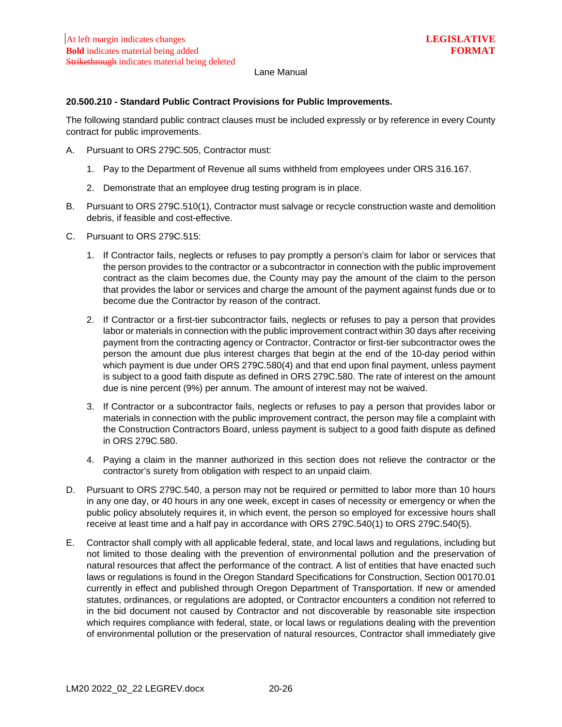At left margin indicates changes
**Bold** indicates material being added
~~Strikethrough~~ indicates material being deleted

**LEGISLATIVE FORMAT**

Lane Manual

**20.500.210 - Standard Public Contract Provisions for Public Improvements.**

The following standard public contract clauses must be included expressly or by reference in every County contract for public improvements.

A. Pursuant to ORS 279C.505, Contractor must:

   1. Pay to the Department of Revenue all sums withheld from employees under ORS 316.167.

   2. Demonstrate that an employee drug testing program is in place.

B. Pursuant to ORS 279C.510(1), Contractor must salvage or recycle construction waste and demolition debris, if feasible and cost-effective.

C. Pursuant to ORS 279C.515:

   1. If Contractor fails, neglects or refuses to pay promptly a person's claim for labor or services that the person provides to the contractor or a subcontractor in connection with the public improvement contract as the claim becomes due, the County may pay the amount of the claim to the person that provides the labor or services and charge the amount of the payment against funds due or to become due the Contractor by reason of the contract.

   2. If Contractor or a first-tier subcontractor fails, neglects or refuses to pay a person that provides labor or materials in connection with the public improvement contract within 30 days after receiving payment from the contracting agency or Contractor, Contractor or first-tier subcontractor owes the person the amount due plus interest charges that begin at the end of the 10-day period within which payment is due under ORS 279C.580(4) and that end upon final payment, unless payment is subject to a good faith dispute as defined in ORS 279C.580. The rate of interest on the amount due is nine percent (9%) per annum. The amount of interest may not be waived.

   3. If Contractor or a subcontractor fails, neglects or refuses to pay a person that provides labor or materials in connection with the public improvement contract, the person may file a complaint with the Construction Contractors Board, unless payment is subject to a good faith dispute as defined in ORS 279C.580.

   4. Paying a claim in the manner authorized in this section does not relieve the contractor or the contractor's surety from obligation with respect to an unpaid claim.

D. Pursuant to ORS 279C.540, a person may not be required or permitted to labor more than 10 hours in any one day, or 40 hours in any one week, except in cases of necessity or emergency or when the public policy absolutely requires it, in which event, the person so employed for excessive hours shall receive at least time and a half pay in accordance with ORS 279C.540(1) to ORS 279C.540(5).

E. Contractor shall comply with all applicable federal, state, and local laws and regulations, including but not limited to those dealing with the prevention of environmental pollution and the preservation of natural resources that affect the performance of the contract. A list of entities that have enacted such laws or regulations is found in the Oregon Standard Specifications for Construction, Section 00170.01 currently in effect and published through Oregon Department of Transportation. If new or amended statutes, ordinances, or regulations are adopted, or Contractor encounters a condition not referred to in the bid document not caused by Contractor and not discoverable by reasonable site inspection which requires compliance with federal, state, or local laws or regulations dealing with the prevention of environmental pollution or the preservation of natural resources, Contractor shall immediately give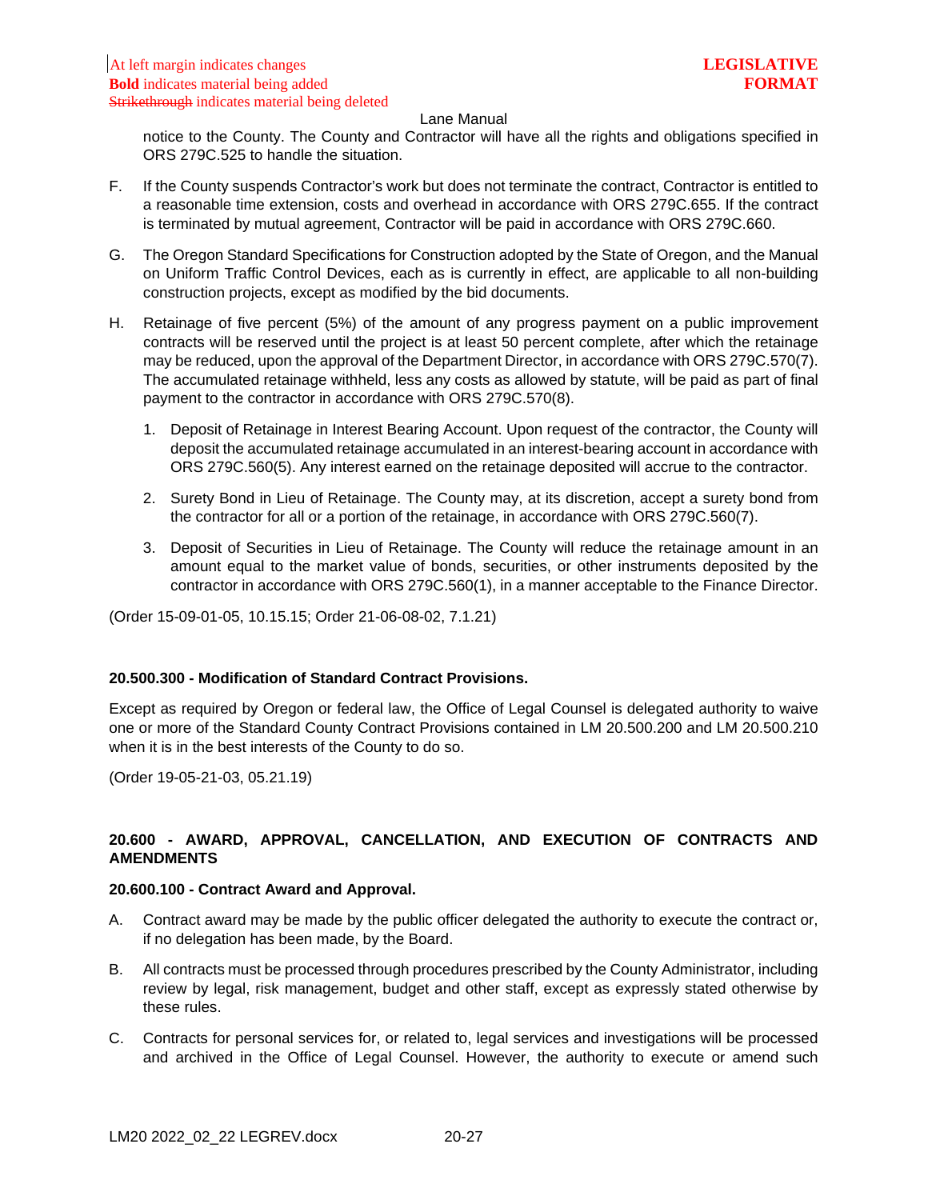notice to the County. The County and Contractor will have all the rights and obligations specified in ORS 279C.525 to handle the situation.

F. If the County suspends Contractor's work but does not terminate the contract, Contractor is entitled to a reasonable time extension, costs and overhead in accordance with ORS 279C.655. If the contract is terminated by mutual agreement, Contractor will be paid in accordance with ORS 279C.660.

G. The Oregon Standard Specifications for Construction adopted by the State of Oregon, and the Manual on Uniform Traffic Control Devices, each as is currently in effect, are applicable to all non-building construction projects, except as modified by the bid documents.

H. Retainage of five percent (5%) of the amount of any progress payment on a public improvement contracts will be reserved until the project is at least 50 percent complete, after which the retainage may be reduced, upon the approval of the Department Director, in accordance with ORS 279C.570(7). The accumulated retainage withheld, less any costs as allowed by statute, will be paid as part of final payment to the contractor in accordance with ORS 279C.570(8).

1. Deposit of Retainage in Interest Bearing Account. Upon request of the contractor, the County will deposit the accumulated retainage accumulated in an interest-bearing account in accordance with ORS 279C.560(5). Any interest earned on the retainage deposited will accrue to the contractor.

2. Surety Bond in Lieu of Retainage. The County may, at its discretion, accept a surety bond from the contractor for all or a portion of the retainage, in accordance with ORS 279C.560(7).

3. Deposit of Securities in Lieu of Retainage. The County will reduce the retainage amount in an amount equal to the market value of bonds, securities, or other instruments deposited by the contractor in accordance with ORS 279C.560(1), in a manner acceptable to the Finance Director.

(Order 15-09-01-05, 10.15.15; Order 21-06-08-02, 7.1.21)

**20.500.300 - Modification of Standard Contract Provisions.**

Except as required by Oregon or federal law, the Office of Legal Counsel is delegated authority to waive one or more of the Standard County Contract Provisions contained in LM 20.500.200 and LM 20.500.210 when it is in the best interests of the County to do so.

(Order 19-05-21-03, 05.21.19)

## 20.600 - AWARD, APPROVAL, CANCELLATION, AND EXECUTION OF CONTRACTS AND AMENDMENTS

**20.600.100 - Contract Award and Approval.**

A. Contract award may be made by the public officer delegated the authority to execute the contract or, if no delegation has been made, by the Board.

B. All contracts must be processed through procedures prescribed by the County Administrator, including review by legal, risk management, budget and other staff, except as expressly stated otherwise by these rules.

C. Contracts for personal services for, or related to, legal services and investigations will be processed and archived in the Office of Legal Counsel. However, the authority to execute or amend such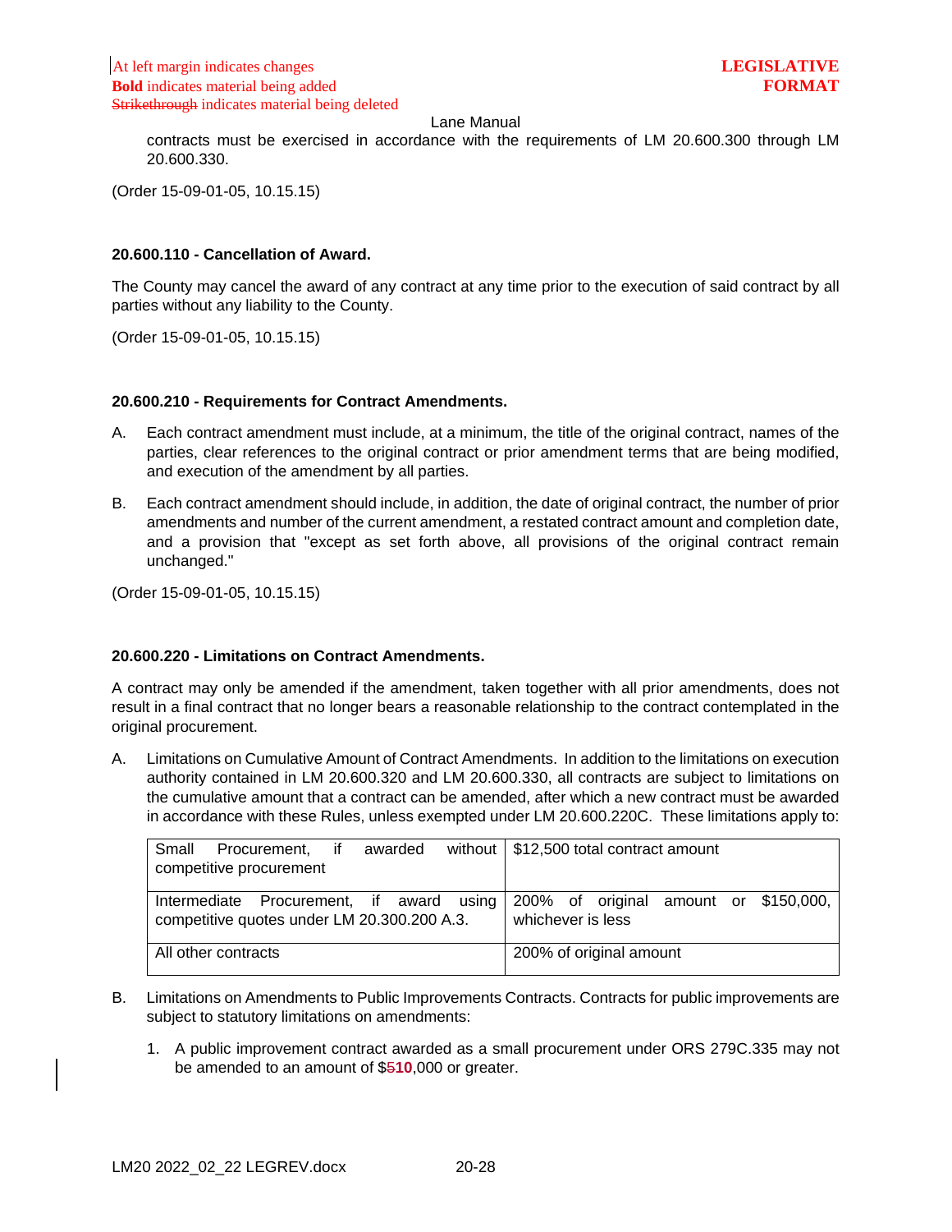contracts must be exercised in accordance with the requirements of LM 20.600.300 through LM 20.600.330.

(Order 15-09-01-05, 10.15.15)

**20.600.110 - Cancellation of Award.**

The County may cancel the award of any contract at any time prior to the execution of said contract by all parties without any liability to the County.

(Order 15-09-01-05, 10.15.15)

**20.600.210 - Requirements for Contract Amendments.**

A. Each contract amendment must include, at a minimum, the title of the original contract, names of the parties, clear references to the original contract or prior amendment terms that are being modified, and execution of the amendment by all parties.

B. Each contract amendment should include, in addition, the date of original contract, the number of prior amendments and number of the current amendment, a restated contract amount and completion date, and a provision that "except as set forth above, all provisions of the original contract remain unchanged."

(Order 15-09-01-05, 10.15.15)

**20.600.220 - Limitations on Contract Amendments.**

A contract may only be amended if the amendment, taken together with all prior amendments, does not result in a final contract that no longer bears a reasonable relationship to the contract contemplated in the original procurement.

A. Limitations on Cumulative Amount of Contract Amendments. In addition to the limitations on execution authority contained in LM 20.600.320 and LM 20.600.330, all contracts are subject to limitations on the cumulative amount that a contract can be amended, after which a new contract must be awarded in accordance with these Rules, unless exempted under LM 20.600.220C. These limitations apply to:

| Small Procurement, if awarded without competitive procurement | $12,500 total contract amount |
|---|---|
| Intermediate Procurement, if award using competitive quotes under LM 20.300.200 A.3. | 200% of original amount or $150,000, whichever is less |
| All other contracts | 200% of original amount |

B. Limitations on Amendments to Public Improvements Contracts. Contracts for public improvements are subject to statutory limitations on amendments:

1. A public improvement contract awarded as a small procurement under ORS 279C.335 may not be amended to an amount of $~~5~~**10**,000 or greater.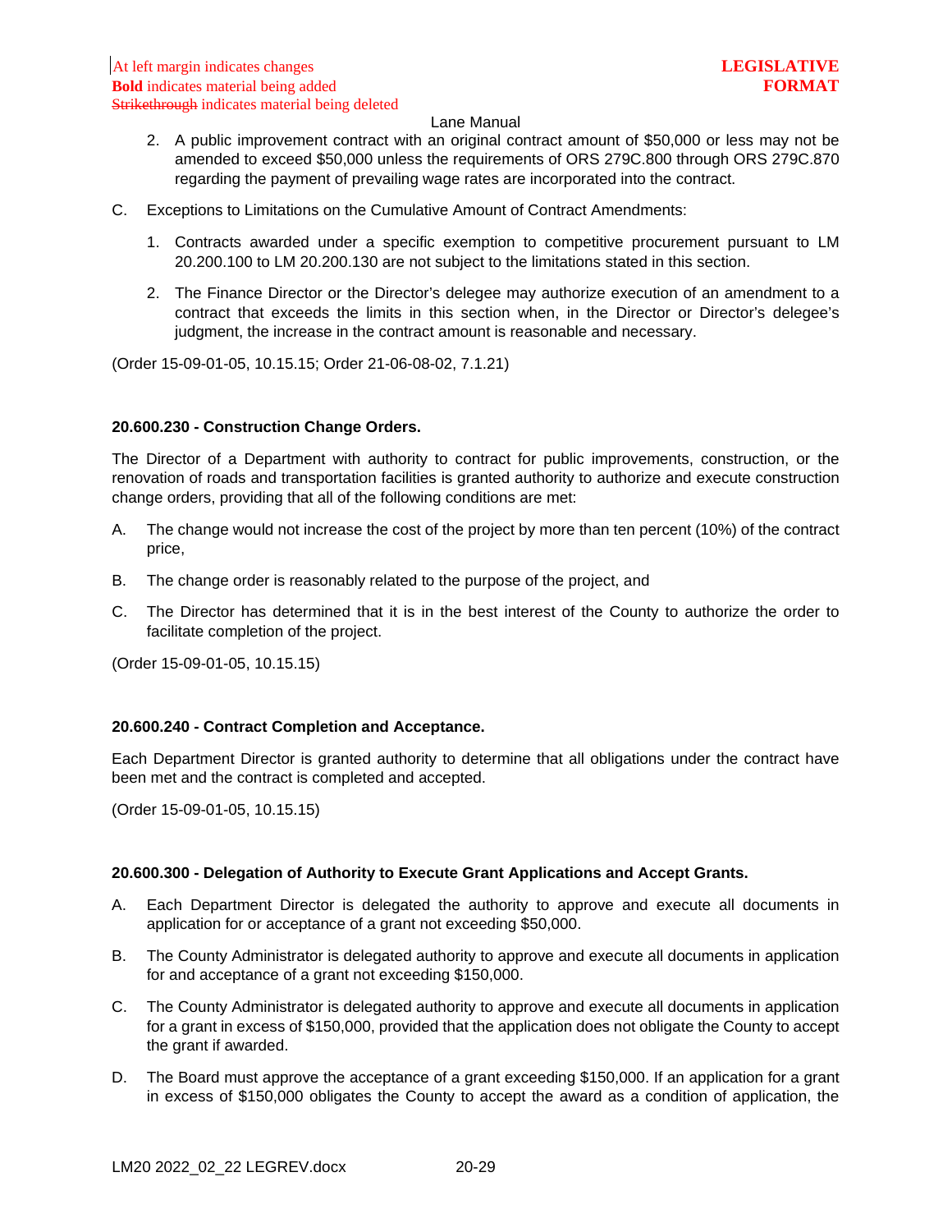2. A public improvement contract with an original contract amount of $50,000 or less may not be amended to exceed $50,000 unless the requirements of ORS 279C.800 through ORS 279C.870 regarding the payment of prevailing wage rates are incorporated into the contract.

C. Exceptions to Limitations on the Cumulative Amount of Contract Amendments:

   1. Contracts awarded under a specific exemption to competitive procurement pursuant to LM 20.200.100 to LM 20.200.130 are not subject to the limitations stated in this section.

   2. The Finance Director or the Director's delegee may authorize execution of an amendment to a contract that exceeds the limits in this section when, in the Director or Director's delegee's judgment, the increase in the contract amount is reasonable and necessary.

(Order 15-09-01-05, 10.15.15; Order 21-06-08-02, 7.1.21)

**20.600.230 - Construction Change Orders.**

The Director of a Department with authority to contract for public improvements, construction, or the renovation of roads and transportation facilities is granted authority to authorize and execute construction change orders, providing that all of the following conditions are met:

A. The change would not increase the cost of the project by more than ten percent (10%) of the contract price,

B. The change order is reasonably related to the purpose of the project, and

C. The Director has determined that it is in the best interest of the County to authorize the order to facilitate completion of the project.

(Order 15-09-01-05, 10.15.15)

**20.600.240 - Contract Completion and Acceptance.**

Each Department Director is granted authority to determine that all obligations under the contract have been met and the contract is completed and accepted.

(Order 15-09-01-05, 10.15.15)

**20.600.300 - Delegation of Authority to Execute Grant Applications and Accept Grants.**

A. Each Department Director is delegated the authority to approve and execute all documents in application for or acceptance of a grant not exceeding $50,000.

B. The County Administrator is delegated authority to approve and execute all documents in application for and acceptance of a grant not exceeding $150,000.

C. The County Administrator is delegated authority to approve and execute all documents in application for a grant in excess of $150,000, provided that the application does not obligate the County to accept the grant if awarded.

D. The Board must approve the acceptance of a grant exceeding $150,000. If an application for a grant in excess of $150,000 obligates the County to accept the award as a condition of application, the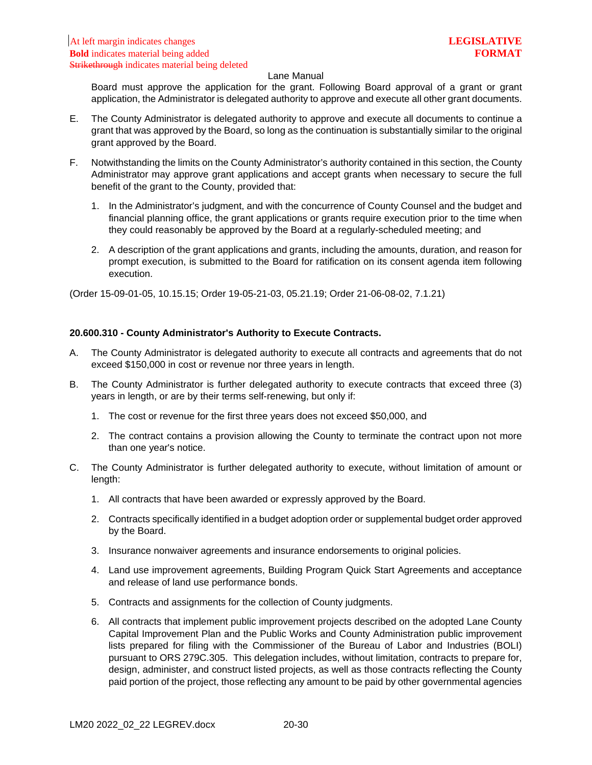Board must approve the application for the grant. Following Board approval of a grant or grant application, the Administrator is delegated authority to approve and execute all other grant documents.

E. The County Administrator is delegated authority to approve and execute all documents to continue a grant that was approved by the Board, so long as the continuation is substantially similar to the original grant approved by the Board.

F. Notwithstanding the limits on the County Administrator's authority contained in this section, the County Administrator may approve grant applications and accept grants when necessary to secure the full benefit of the grant to the County, provided that:

   1. In the Administrator's judgment, and with the concurrence of County Counsel and the budget and financial planning office, the grant applications or grants require execution prior to the time when they could reasonably be approved by the Board at a regularly-scheduled meeting; and

   2. A description of the grant applications and grants, including the amounts, duration, and reason for prompt execution, is submitted to the Board for ratification on its consent agenda item following execution.

(Order 15-09-01-05, 10.15.15; Order 19-05-21-03, 05.21.19; Order 21-06-08-02, 7.1.21)

**20.600.310 - County Administrator's Authority to Execute Contracts.**

A. The County Administrator is delegated authority to execute all contracts and agreements that do not exceed $150,000 in cost or revenue nor three years in length.

B. The County Administrator is further delegated authority to execute contracts that exceed three (3) years in length, or are by their terms self-renewing, but only if:

   1. The cost or revenue for the first three years does not exceed $50,000, and

   2. The contract contains a provision allowing the County to terminate the contract upon not more than one year's notice.

C. The County Administrator is further delegated authority to execute, without limitation of amount or length:

   1. All contracts that have been awarded or expressly approved by the Board.

   2. Contracts specifically identified in a budget adoption order or supplemental budget order approved by the Board.

   3. Insurance nonwaiver agreements and insurance endorsements to original policies.

   4. Land use improvement agreements, Building Program Quick Start Agreements and acceptance and release of land use performance bonds.

   5. Contracts and assignments for the collection of County judgments.

   6. All contracts that implement public improvement projects described on the adopted Lane County Capital Improvement Plan and the Public Works and County Administration public improvement lists prepared for filing with the Commissioner of the Bureau of Labor and Industries (BOLI) pursuant to ORS 279C.305. This delegation includes, without limitation, contracts to prepare for, design, administer, and construct listed projects, as well as those contracts reflecting the County paid portion of the project, those reflecting any amount to be paid by other governmental agencies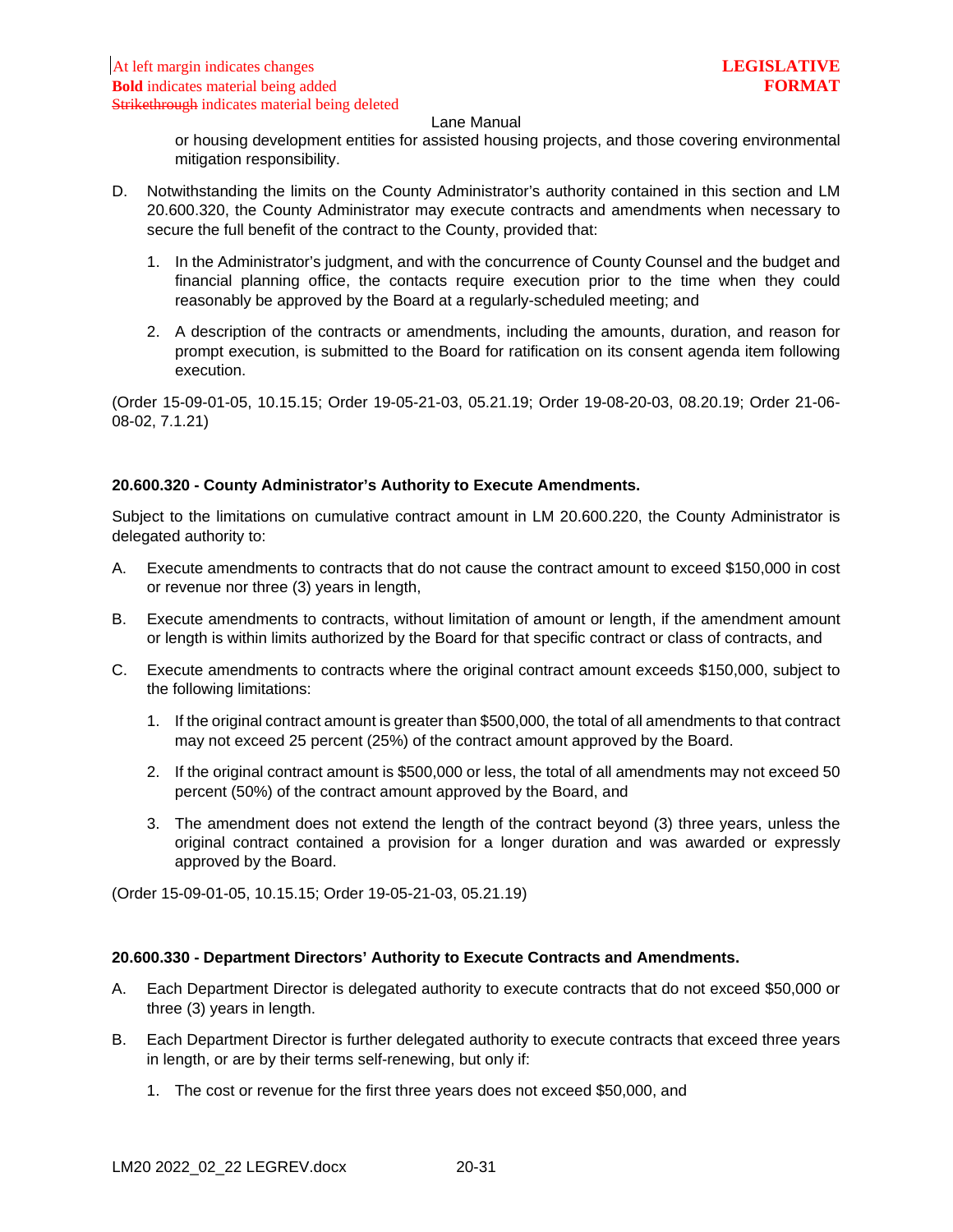or housing development entities for assisted housing projects, and those covering environmental mitigation responsibility.

D. Notwithstanding the limits on the County Administrator's authority contained in this section and LM 20.600.320, the County Administrator may execute contracts and amendments when necessary to secure the full benefit of the contract to the County, provided that:

   1. In the Administrator's judgment, and with the concurrence of County Counsel and the budget and financial planning office, the contacts require execution prior to the time when they could reasonably be approved by the Board at a regularly-scheduled meeting; and

   2. A description of the contracts or amendments, including the amounts, duration, and reason for prompt execution, is submitted to the Board for ratification on its consent agenda item following execution.

(Order 15-09-01-05, 10.15.15; Order 19-05-21-03, 05.21.19; Order 19-08-20-03, 08.20.19; Order 21-06-08-02, 7.1.21)

**20.600.320 - County Administrator's Authority to Execute Amendments.**

Subject to the limitations on cumulative contract amount in LM 20.600.220, the County Administrator is delegated authority to:

A. Execute amendments to contracts that do not cause the contract amount to exceed $150,000 in cost or revenue nor three (3) years in length,

B. Execute amendments to contracts, without limitation of amount or length, if the amendment amount or length is within limits authorized by the Board for that specific contract or class of contracts, and

C. Execute amendments to contracts where the original contract amount exceeds $150,000, subject to the following limitations:

   1. If the original contract amount is greater than $500,000, the total of all amendments to that contract may not exceed 25 percent (25%) of the contract amount approved by the Board.

   2. If the original contract amount is $500,000 or less, the total of all amendments may not exceed 50 percent (50%) of the contract amount approved by the Board, and

   3. The amendment does not extend the length of the contract beyond (3) three years, unless the original contract contained a provision for a longer duration and was awarded or expressly approved by the Board.

(Order 15-09-01-05, 10.15.15; Order 19-05-21-03, 05.21.19)

**20.600.330 - Department Directors' Authority to Execute Contracts and Amendments.**

A. Each Department Director is delegated authority to execute contracts that do not exceed $50,000 or three (3) years in length.

B. Each Department Director is further delegated authority to execute contracts that exceed three years in length, or are by their terms self-renewing, but only if:

   1. The cost or revenue for the first three years does not exceed $50,000, and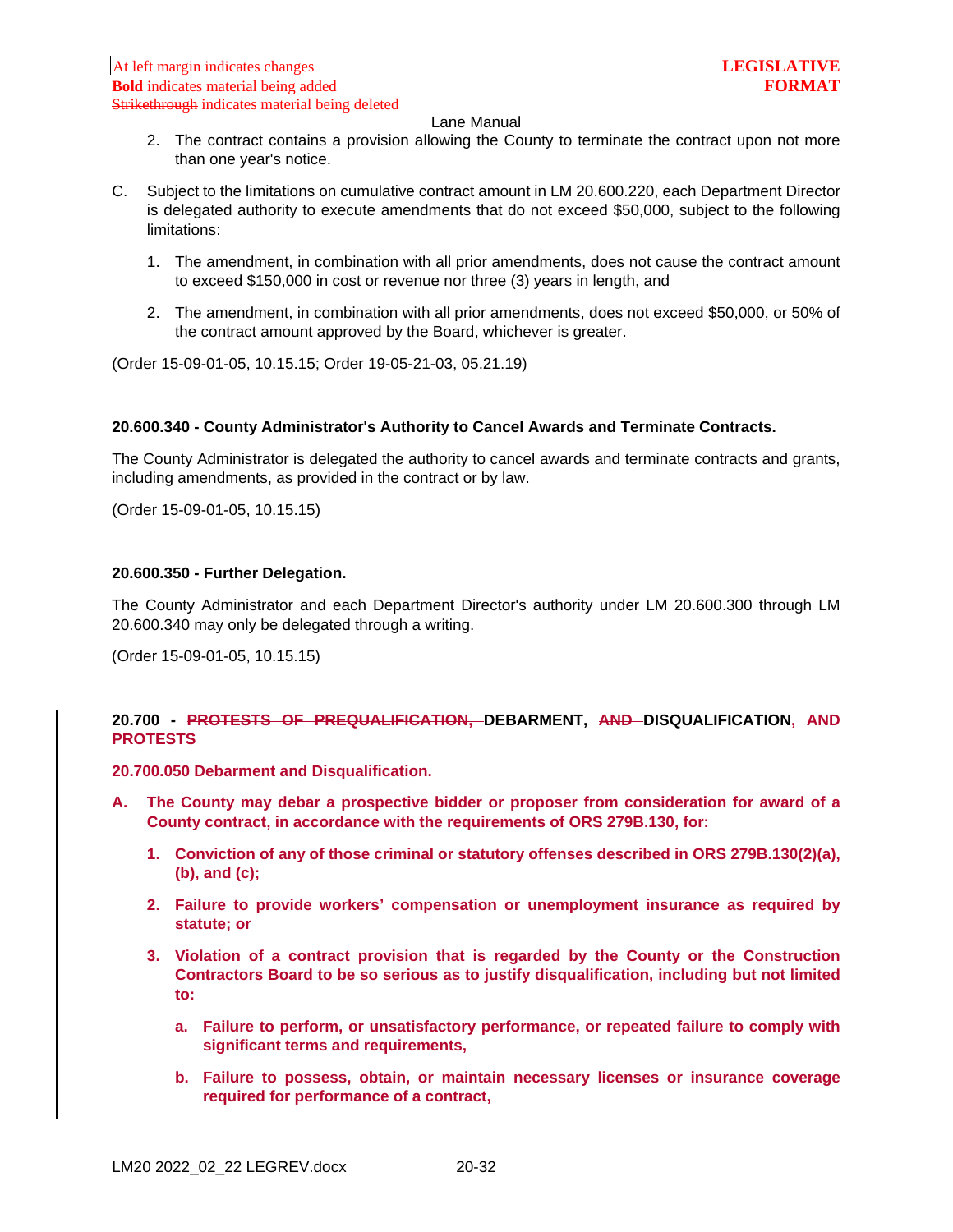2. The contract contains a provision allowing the County to terminate the contract upon not more than one year's notice.

C. Subject to the limitations on cumulative contract amount in LM 20.600.220, each Department Director is delegated authority to execute amendments that do not exceed $50,000, subject to the following limitations:

   1. The amendment, in combination with all prior amendments, does not cause the contract amount to exceed $150,000 in cost or revenue nor three (3) years in length, and

   2. The amendment, in combination with all prior amendments, does not exceed $50,000, or 50% of the contract amount approved by the Board, whichever is greater.

(Order 15-09-01-05, 10.15.15; Order 19-05-21-03, 05.21.19)

**20.600.340 - County Administrator's Authority to Cancel Awards and Terminate Contracts.**

The County Administrator is delegated the authority to cancel awards and terminate contracts and grants, including amendments, as provided in the contract or by law.

(Order 15-09-01-05, 10.15.15)

**20.600.350 - Further Delegation.**

The County Administrator and each Department Director's authority under LM 20.600.300 through LM 20.600.340 may only be delegated through a writing.

(Order 15-09-01-05, 10.15.15)

**20.700 - ~~PROTESTS OF PREQUALIFICATION,~~ DEBARMENT, ~~AND~~ DISQUALIFICATION, AND PROTESTS**

**20.700.050 Debarment and Disqualification.**

**A. The County may debar a prospective bidder or proposer from consideration for award of a County contract, in accordance with the requirements of ORS 279B.130, for:**

   **1. Conviction of any of those criminal or statutory offenses described in ORS 279B.130(2)(a), (b), and (c);**

   **2. Failure to provide workers' compensation or unemployment insurance as required by statute; or**

   **3. Violation of a contract provision that is regarded by the County or the Construction Contractors Board to be so serious as to justify disqualification, including but not limited to:**

      **a. Failure to perform, or unsatisfactory performance, or repeated failure to comply with significant terms and requirements,**

      **b. Failure to possess, obtain, or maintain necessary licenses or insurance coverage required for performance of a contract,**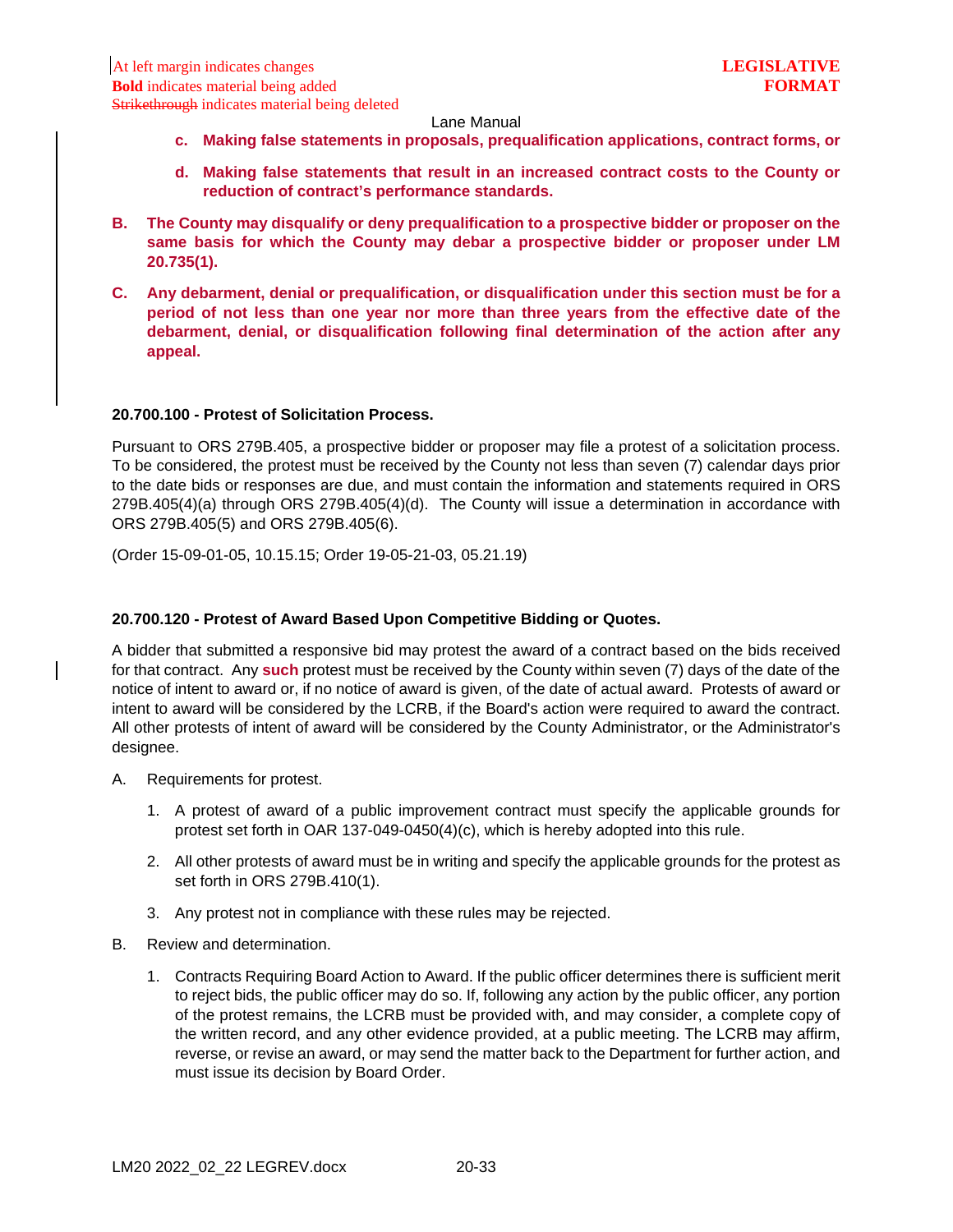**c. Making false statements in proposals, prequalification applications, contract forms, or**

**d. Making false statements that result in an increased contract costs to the County or reduction of contract's performance standards.**

**B. The County may disqualify or deny prequalification to a prospective bidder or proposer on the same basis for which the County may debar a prospective bidder or proposer under LM 20.735(1).**

**C. Any debarment, denial or prequalification, or disqualification under this section must be for a period of not less than one year nor more than three years from the effective date of the debarment, denial, or disqualification following final determination of the action after any appeal.**

### 20.700.100 - Protest of Solicitation Process.

Pursuant to ORS 279B.405, a prospective bidder or proposer may file a protest of a solicitation process. To be considered, the protest must be received by the County not less than seven (7) calendar days prior to the date bids or responses are due, and must contain the information and statements required in ORS 279B.405(4)(a) through ORS 279B.405(4)(d). The County will issue a determination in accordance with ORS 279B.405(5) and ORS 279B.405(6).

(Order 15-09-01-05, 10.15.15; Order 19-05-21-03, 05.21.19)

### 20.700.120 - Protest of Award Based Upon Competitive Bidding or Quotes.

A bidder that submitted a responsive bid may protest the award of a contract based on the bids received for that contract. Any **such** protest must be received by the County within seven (7) days of the date of the notice of intent to award or, if no notice of award is given, of the date of actual award. Protests of award or intent to award will be considered by the LCRB, if the Board's action were required to award the contract. All other protests of intent of award will be considered by the County Administrator, or the Administrator's designee.

A. Requirements for protest.

1. A protest of award of a public improvement contract must specify the applicable grounds for protest set forth in OAR 137-049-0450(4)(c), which is hereby adopted into this rule.

2. All other protests of award must be in writing and specify the applicable grounds for the protest as set forth in ORS 279B.410(1).

3. Any protest not in compliance with these rules may be rejected.

B. Review and determination.

1. Contracts Requiring Board Action to Award. If the public officer determines there is sufficient merit to reject bids, the public officer may do so. If, following any action by the public officer, any portion of the protest remains, the LCRB must be provided with, and may consider, a complete copy of the written record, and any other evidence provided, at a public meeting. The LCRB may affirm, reverse, or revise an award, or may send the matter back to the Department for further action, and must issue its decision by Board Order.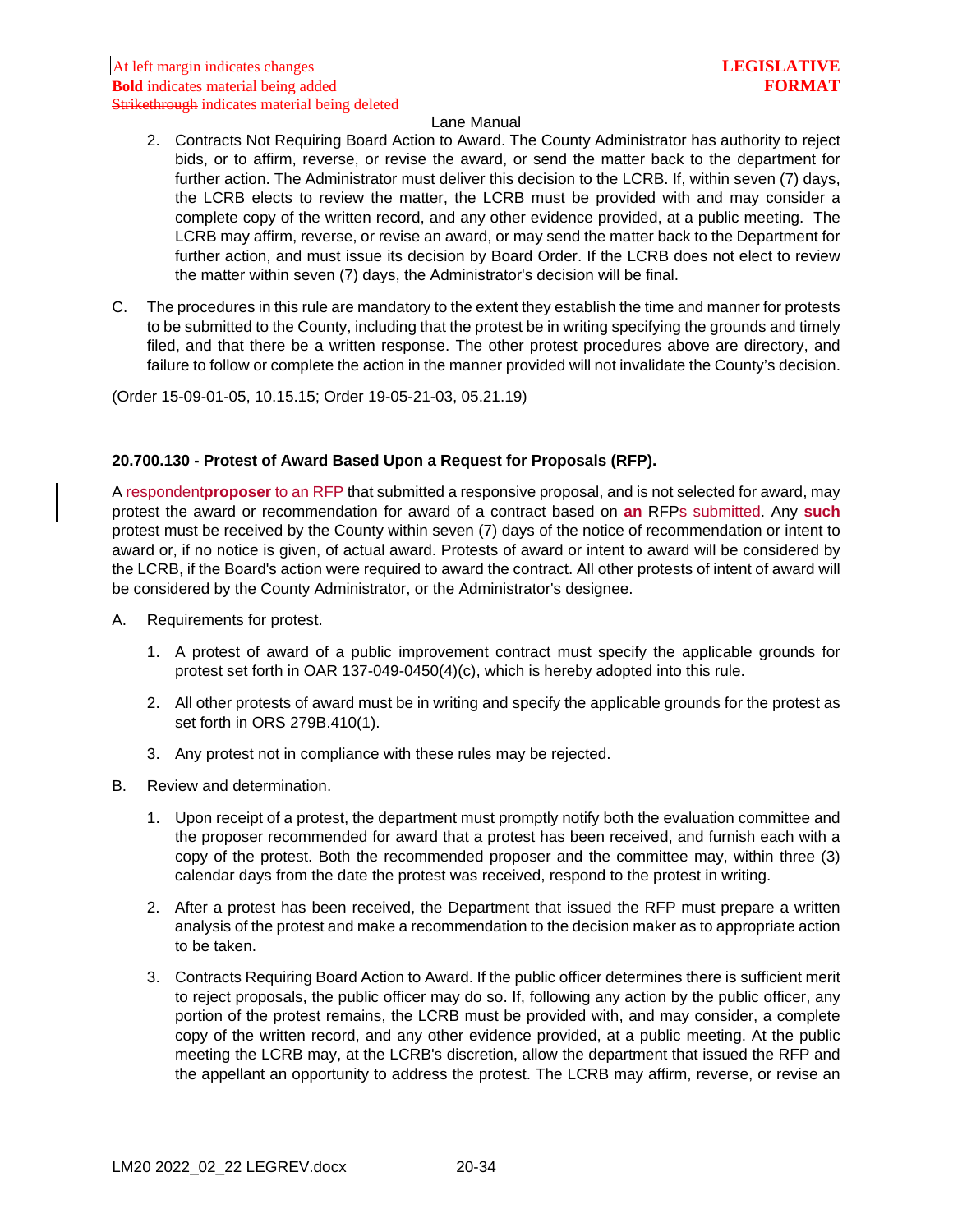2. Contracts Not Requiring Board Action to Award. The County Administrator has authority to reject bids, or to affirm, reverse, or revise the award, or send the matter back to the department for further action. The Administrator must deliver this decision to the LCRB. If, within seven (7) days, the LCRB elects to review the matter, the LCRB must be provided with and may consider a complete copy of the written record, and any other evidence provided, at a public meeting. The LCRB may affirm, reverse, or revise an award, or may send the matter back to the Department for further action, and must issue its decision by Board Order. If the LCRB does not elect to review the matter within seven (7) days, the Administrator's decision will be final.

C. The procedures in this rule are mandatory to the extent they establish the time and manner for protests to be submitted to the County, including that the protest be in writing specifying the grounds and timely filed, and that there be a written response. The other protest procedures above are directory, and failure to follow or complete the action in the manner provided will not invalidate the County's decision.

(Order 15-09-01-05, 10.15.15; Order 19-05-21-03, 05.21.19)

**20.700.130 - Protest of Award Based Upon a Request for Proposals (RFP).**

A ~~respondent~~**proposer** ~~to an RFP~~ that submitted a responsive proposal, and is not selected for award, may protest the award or recommendation for award of a contract based on **an** RFP~~s submitted~~. Any **such** protest must be received by the County within seven (7) days of the notice of recommendation or intent to award or, if no notice is given, of actual award. Protests of award or intent to award will be considered by the LCRB, if the Board's action were required to award the contract. All other protests of intent of award will be considered by the County Administrator, or the Administrator's designee.

A. Requirements for protest.

1. A protest of award of a public improvement contract must specify the applicable grounds for protest set forth in OAR 137-049-0450(4)(c), which is hereby adopted into this rule.

2. All other protests of award must be in writing and specify the applicable grounds for the protest as set forth in ORS 279B.410(1).

3. Any protest not in compliance with these rules may be rejected.

B. Review and determination.

1. Upon receipt of a protest, the department must promptly notify both the evaluation committee and the proposer recommended for award that a protest has been received, and furnish each with a copy of the protest. Both the recommended proposer and the committee may, within three (3) calendar days from the date the protest was received, respond to the protest in writing.

2. After a protest has been received, the Department that issued the RFP must prepare a written analysis of the protest and make a recommendation to the decision maker as to appropriate action to be taken.

3. Contracts Requiring Board Action to Award. If the public officer determines there is sufficient merit to reject proposals, the public officer may do so. If, following any action by the public officer, any portion of the protest remains, the LCRB must be provided with, and may consider, a complete copy of the written record, and any other evidence provided, at a public meeting. At the public meeting the LCRB may, at the LCRB's discretion, allow the department that issued the RFP and the appellant an opportunity to address the protest. The LCRB may affirm, reverse, or revise an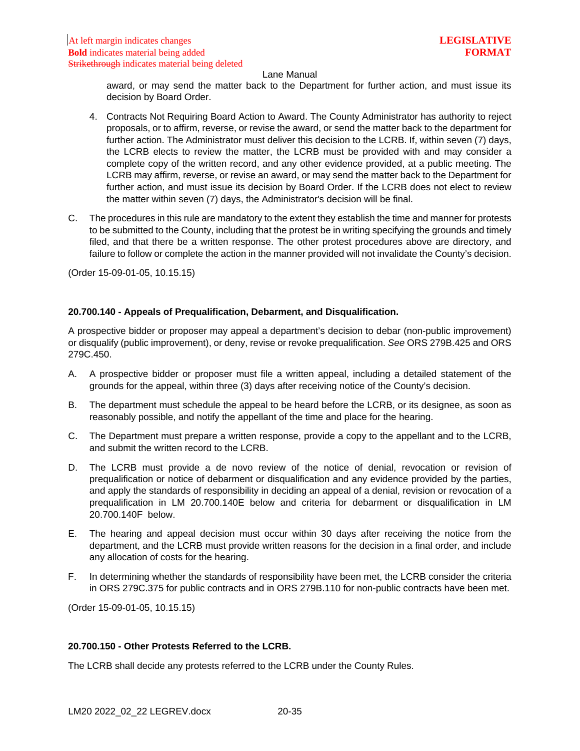award, or may send the matter back to the Department for further action, and must issue its decision by Board Order.

4. Contracts Not Requiring Board Action to Award. The County Administrator has authority to reject proposals, or to affirm, reverse, or revise the award, or send the matter back to the department for further action. The Administrator must deliver this decision to the LCRB. If, within seven (7) days, the LCRB elects to review the matter, the LCRB must be provided with and may consider a complete copy of the written record, and any other evidence provided, at a public meeting. The LCRB may affirm, reverse, or revise an award, or may send the matter back to the Department for further action, and must issue its decision by Board Order. If the LCRB does not elect to review the matter within seven (7) days, the Administrator's decision will be final.

C. The procedures in this rule are mandatory to the extent they establish the time and manner for protests to be submitted to the County, including that the protest be in writing specifying the grounds and timely filed, and that there be a written response. The other protest procedures above are directory, and failure to follow or complete the action in the manner provided will not invalidate the County's decision.

(Order 15-09-01-05, 10.15.15)

**20.700.140 - Appeals of Prequalification, Debarment, and Disqualification.**

A prospective bidder or proposer may appeal a department's decision to debar (non-public improvement) or disqualify (public improvement), or deny, revise or revoke prequalification. *See* ORS 279B.425 and ORS 279C.450.

A. A prospective bidder or proposer must file a written appeal, including a detailed statement of the grounds for the appeal, within three (3) days after receiving notice of the County's decision.

B. The department must schedule the appeal to be heard before the LCRB, or its designee, as soon as reasonably possible, and notify the appellant of the time and place for the hearing.

C. The Department must prepare a written response, provide a copy to the appellant and to the LCRB, and submit the written record to the LCRB.

D. The LCRB must provide a de novo review of the notice of denial, revocation or revision of prequalification or notice of debarment or disqualification and any evidence provided by the parties, and apply the standards of responsibility in deciding an appeal of a denial, revision or revocation of a prequalification in LM 20.700.140E below and criteria for debarment or disqualification in LM 20.700.140F below.

E. The hearing and appeal decision must occur within 30 days after receiving the notice from the department, and the LCRB must provide written reasons for the decision in a final order, and include any allocation of costs for the hearing.

F. In determining whether the standards of responsibility have been met, the LCRB consider the criteria in ORS 279C.375 for public contracts and in ORS 279B.110 for non-public contracts have been met.

(Order 15-09-01-05, 10.15.15)

**20.700.150 - Other Protests Referred to the LCRB.**

The LCRB shall decide any protests referred to the LCRB under the County Rules.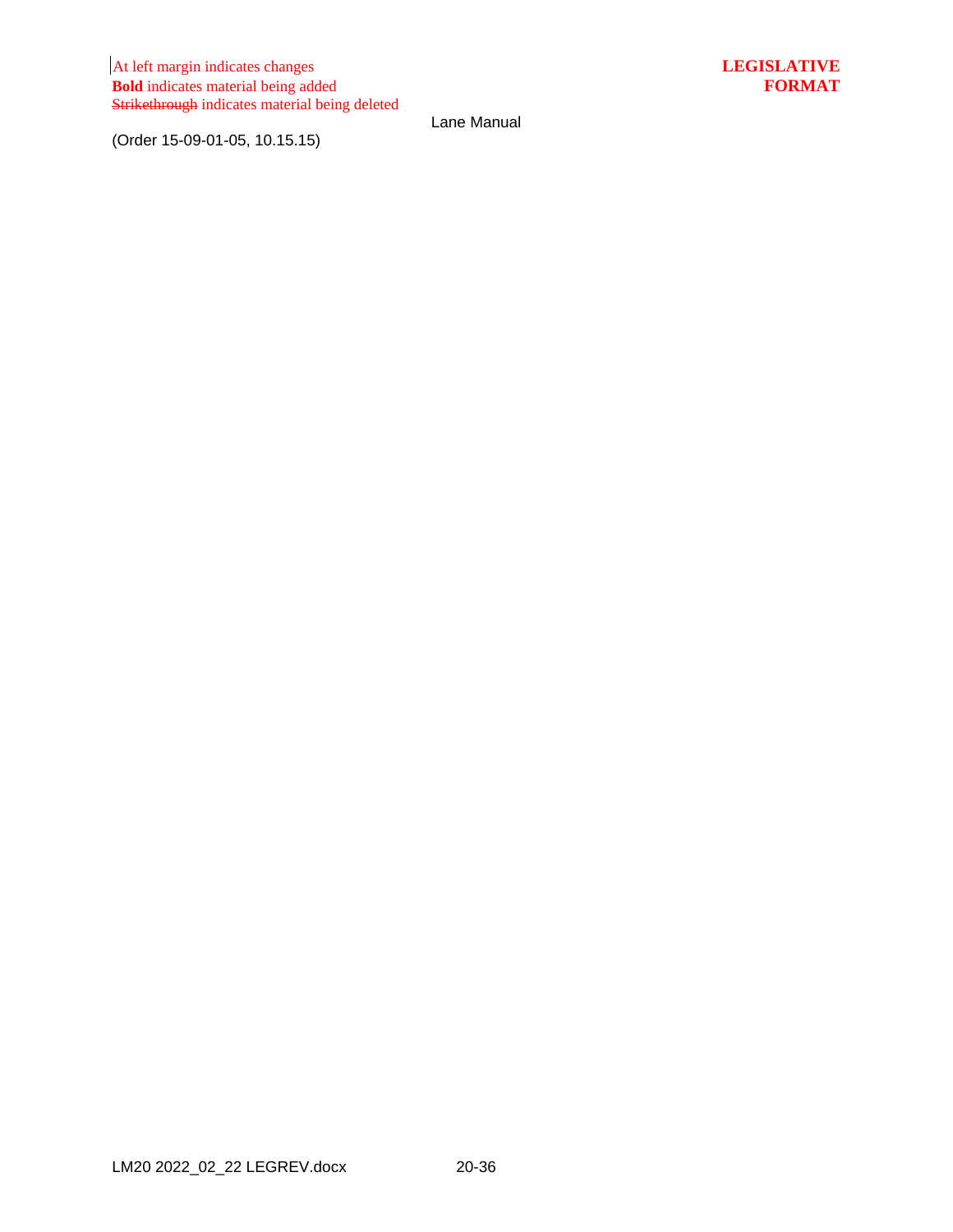(Order 15-09-01-05, 10.15.15)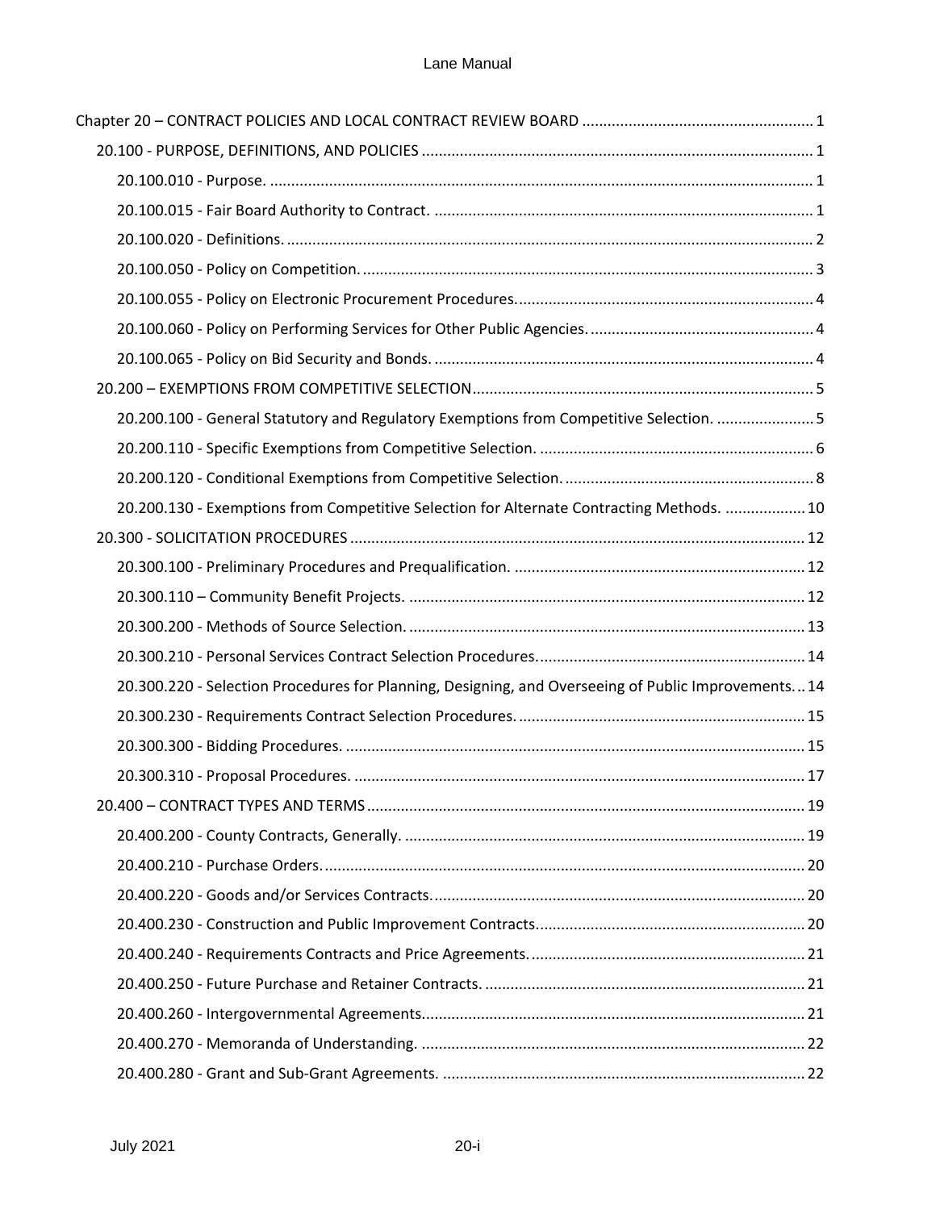Chapter 20 – CONTRACT POLICIES AND LOCAL CONTRACT REVIEW BOARD ...... 1

- 20.100 - PURPOSE, DEFINITIONS, AND POLICIES ...... 1
  - 20.100.010 - Purpose. ...... 1
  - 20.100.015 - Fair Board Authority to Contract. ...... 1
  - 20.100.020 - Definitions. ...... 2
  - 20.100.050 - Policy on Competition. ...... 3
  - 20.100.055 - Policy on Electronic Procurement Procedures. ...... 4
  - 20.100.060 - Policy on Performing Services for Other Public Agencies. ...... 4
  - 20.100.065 - Policy on Bid Security and Bonds. ...... 4
- 20.200 – EXEMPTIONS FROM COMPETITIVE SELECTION ...... 5
  - 20.200.100 - General Statutory and Regulatory Exemptions from Competitive Selection. ...... 5
  - 20.200.110 - Specific Exemptions from Competitive Selection. ...... 6
  - 20.200.120 - Conditional Exemptions from Competitive Selection. ...... 8
  - 20.200.130 - Exemptions from Competitive Selection for Alternate Contracting Methods. ...... 10
- 20.300 - SOLICITATION PROCEDURES ...... 12
  - 20.300.100 - Preliminary Procedures and Prequalification. ...... 12
  - 20.300.110 – Community Benefit Projects. ...... 12
  - 20.300.200 - Methods of Source Selection. ...... 13
  - 20.300.210 - Personal Services Contract Selection Procedures. ...... 14
  - 20.300.220 - Selection Procedures for Planning, Designing, and Overseeing of Public Improvements. ...... 14
  - 20.300.230 - Requirements Contract Selection Procedures. ...... 15
  - 20.300.300 - Bidding Procedures. ...... 15
  - 20.300.310 - Proposal Procedures. ...... 17
- 20.400 – CONTRACT TYPES AND TERMS ...... 19
  - 20.400.200 - County Contracts, Generally. ...... 19
  - 20.400.210 - Purchase Orders. ...... 20
  - 20.400.220 - Goods and/or Services Contracts. ...... 20
  - 20.400.230 - Construction and Public Improvement Contracts. ...... 20
  - 20.400.240 - Requirements Contracts and Price Agreements. ...... 21
  - 20.400.250 - Future Purchase and Retainer Contracts. ...... 21
  - 20.400.260 - Intergovernmental Agreements. ...... 21
  - 20.400.270 - Memoranda of Understanding. ...... 22
  - 20.400.280 - Grant and Sub-Grant Agreements. ...... 22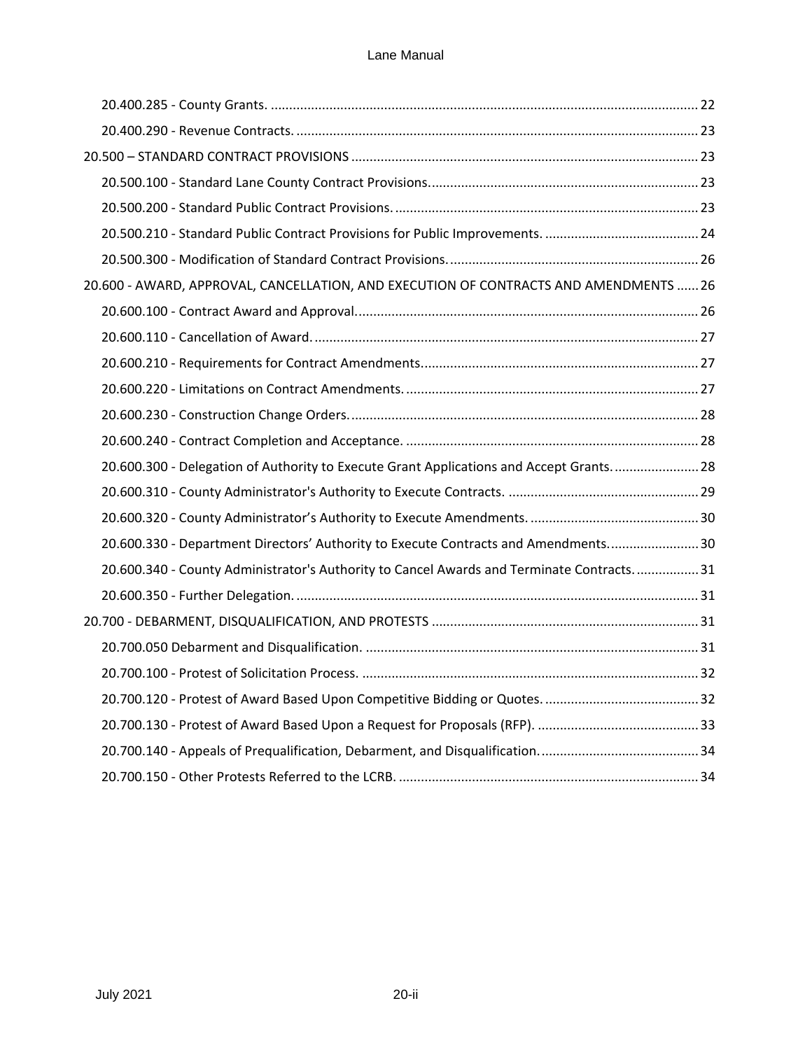20.400.285 - County Grants. .................................................................................................................... 22

20.400.290 - Revenue Contracts. ............................................................................................................. 23

20.500 – STANDARD CONTRACT PROVISIONS .............................................................................................. 23

20.500.100 - Standard Lane County Contract Provisions......................................................................... 23

20.500.200 - Standard Public Contract Provisions. .................................................................................. 23

20.500.210 - Standard Public Contract Provisions for Public Improvements. .......................................... 24

20.500.300 - Modification of Standard Contract Provisions. .................................................................... 26

20.600 - AWARD, APPROVAL, CANCELLATION, AND EXECUTION OF CONTRACTS AND AMENDMENTS ...... 26

20.600.100 - Contract Award and Approval. ............................................................................................ 26

20.600.110 - Cancellation of Award. ........................................................................................................ 27

20.600.210 - Requirements for Contract Amendments........................................................................... 27

20.600.220 - Limitations on Contract Amendments. ................................................................................ 27

20.600.230 - Construction Change Orders. .............................................................................................. 28

20.600.240 - Contract Completion and Acceptance. ............................................................................... 28

20.600.300 - Delegation of Authority to Execute Grant Applications and Accept Grants. ....................... 28

20.600.310 - County Administrator's Authority to Execute Contracts. .................................................... 29

20.600.320 - County Administrator's Authority to Execute Amendments. .............................................. 30

20.600.330 - Department Directors' Authority to Execute Contracts and Amendments. ........................ 30

20.600.340 - County Administrator's Authority to Cancel Awards and Terminate Contracts. ................. 31

20.600.350 - Further Delegation. ............................................................................................................. 31

20.700 - DEBARMENT, DISQUALIFICATION, AND PROTESTS ......................................................................... 31

20.700.050 Debarment and Disqualification. .......................................................................................... 31

20.700.100 - Protest of Solicitation Process. ........................................................................................... 32

20.700.120 - Protest of Award Based Upon Competitive Bidding or Quotes. .......................................... 32

20.700.130 - Protest of Award Based Upon a Request for Proposals (RFP). ............................................ 33

20.700.140 - Appeals of Prequalification, Debarment, and Disqualification. ........................................... 34

20.700.150 - Other Protests Referred to the LCRB. ................................................................................. 34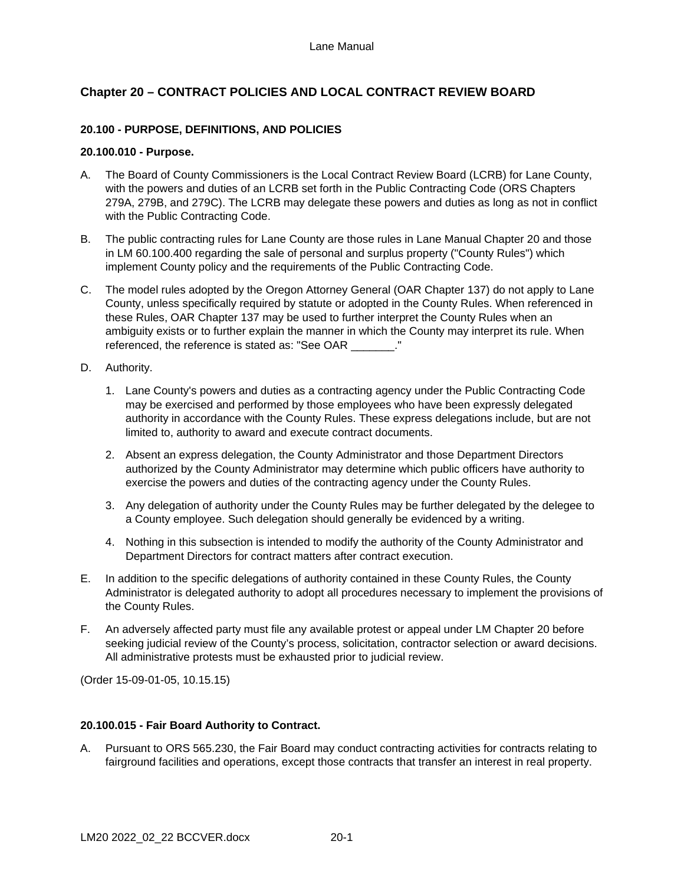# Chapter 20 – CONTRACT POLICIES AND LOCAL CONTRACT REVIEW BOARD

## 20.100 - PURPOSE, DEFINITIONS, AND POLICIES

### 20.100.010 - Purpose.

A. The Board of County Commissioners is the Local Contract Review Board (LCRB) for Lane County, with the powers and duties of an LCRB set forth in the Public Contracting Code (ORS Chapters 279A, 279B, and 279C). The LCRB may delegate these powers and duties as long as not in conflict with the Public Contracting Code.

B. The public contracting rules for Lane County are those rules in Lane Manual Chapter 20 and those in LM 60.100.400 regarding the sale of personal and surplus property ("County Rules") which implement County policy and the requirements of the Public Contracting Code.

C. The model rules adopted by the Oregon Attorney General (OAR Chapter 137) do not apply to Lane County, unless specifically required by statute or adopted in the County Rules. When referenced in these Rules, OAR Chapter 137 may be used to further interpret the County Rules when an ambiguity exists or to further explain the manner in which the County may interpret its rule. When referenced, the reference is stated as: "See OAR _______."

D. Authority.

   1. Lane County's powers and duties as a contracting agency under the Public Contracting Code may be exercised and performed by those employees who have been expressly delegated authority in accordance with the County Rules. These express delegations include, but are not limited to, authority to award and execute contract documents.

   2. Absent an express delegation, the County Administrator and those Department Directors authorized by the County Administrator may determine which public officers have authority to exercise the powers and duties of the contracting agency under the County Rules.

   3. Any delegation of authority under the County Rules may be further delegated by the delegee to a County employee. Such delegation should generally be evidenced by a writing.

   4. Nothing in this subsection is intended to modify the authority of the County Administrator and Department Directors for contract matters after contract execution.

E. In addition to the specific delegations of authority contained in these County Rules, the County Administrator is delegated authority to adopt all procedures necessary to implement the provisions of the County Rules.

F. An adversely affected party must file any available protest or appeal under LM Chapter 20 before seeking judicial review of the County's process, solicitation, contractor selection or award decisions. All administrative protests must be exhausted prior to judicial review.

(Order 15-09-01-05, 10.15.15)

### 20.100.015 - Fair Board Authority to Contract.

A. Pursuant to ORS 565.230, the Fair Board may conduct contracting activities for contracts relating to fairground facilities and operations, except those contracts that transfer an interest in real property.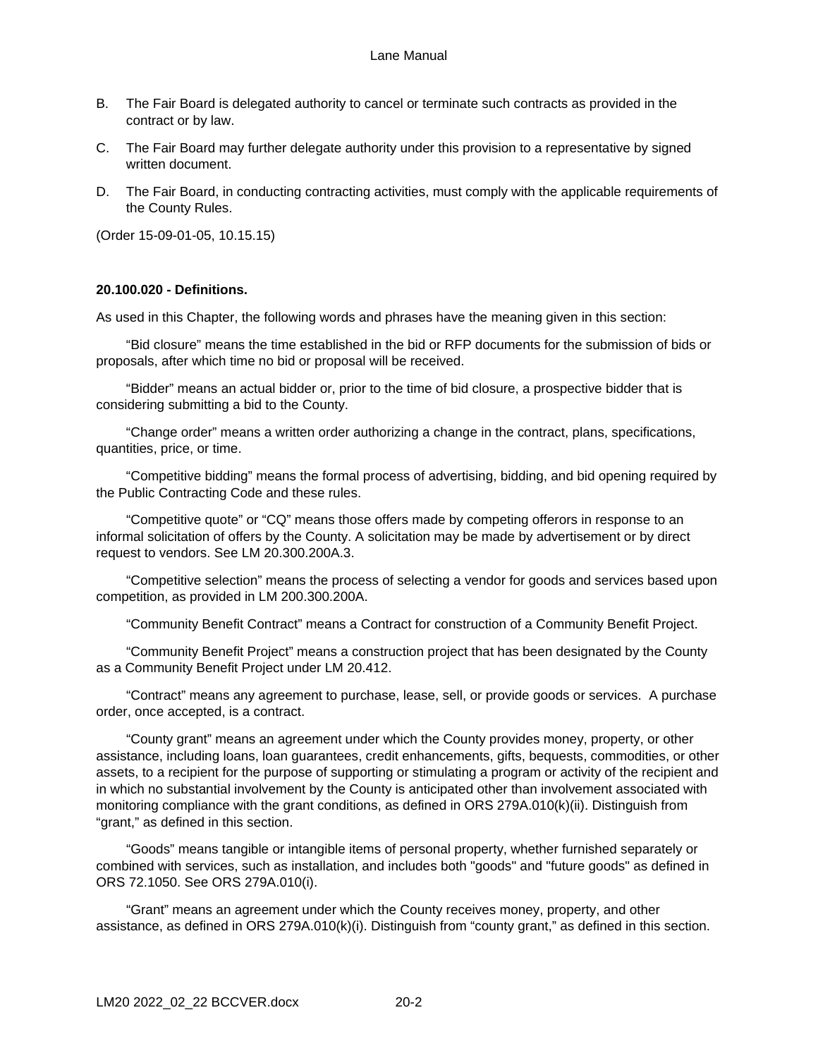B. The Fair Board is delegated authority to cancel or terminate such contracts as provided in the contract or by law.

C. The Fair Board may further delegate authority under this provision to a representative by signed written document.

D. The Fair Board, in conducting contracting activities, must comply with the applicable requirements of the County Rules.

(Order 15-09-01-05, 10.15.15)

**20.100.020 - Definitions.**

As used in this Chapter, the following words and phrases have the meaning given in this section:

"Bid closure" means the time established in the bid or RFP documents for the submission of bids or proposals, after which time no bid or proposal will be received.

"Bidder" means an actual bidder or, prior to the time of bid closure, a prospective bidder that is considering submitting a bid to the County.

"Change order" means a written order authorizing a change in the contract, plans, specifications, quantities, price, or time.

"Competitive bidding" means the formal process of advertising, bidding, and bid opening required by the Public Contracting Code and these rules.

"Competitive quote" or "CQ" means those offers made by competing offerors in response to an informal solicitation of offers by the County. A solicitation may be made by advertisement or by direct request to vendors. See LM 20.300.200A.3.

"Competitive selection" means the process of selecting a vendor for goods and services based upon competition, as provided in LM 200.300.200A.

"Community Benefit Contract" means a Contract for construction of a Community Benefit Project.

"Community Benefit Project" means a construction project that has been designated by the County as a Community Benefit Project under LM 20.412.

"Contract" means any agreement to purchase, lease, sell, or provide goods or services. A purchase order, once accepted, is a contract.

"County grant" means an agreement under which the County provides money, property, or other assistance, including loans, loan guarantees, credit enhancements, gifts, bequests, commodities, or other assets, to a recipient for the purpose of supporting or stimulating a program or activity of the recipient and in which no substantial involvement by the County is anticipated other than involvement associated with monitoring compliance with the grant conditions, as defined in ORS 279A.010(k)(ii). Distinguish from "grant," as defined in this section.

"Goods" means tangible or intangible items of personal property, whether furnished separately or combined with services, such as installation, and includes both "goods" and "future goods" as defined in ORS 72.1050. See ORS 279A.010(i).

"Grant" means an agreement under which the County receives money, property, and other assistance, as defined in ORS 279A.010(k)(i). Distinguish from "county grant," as defined in this section.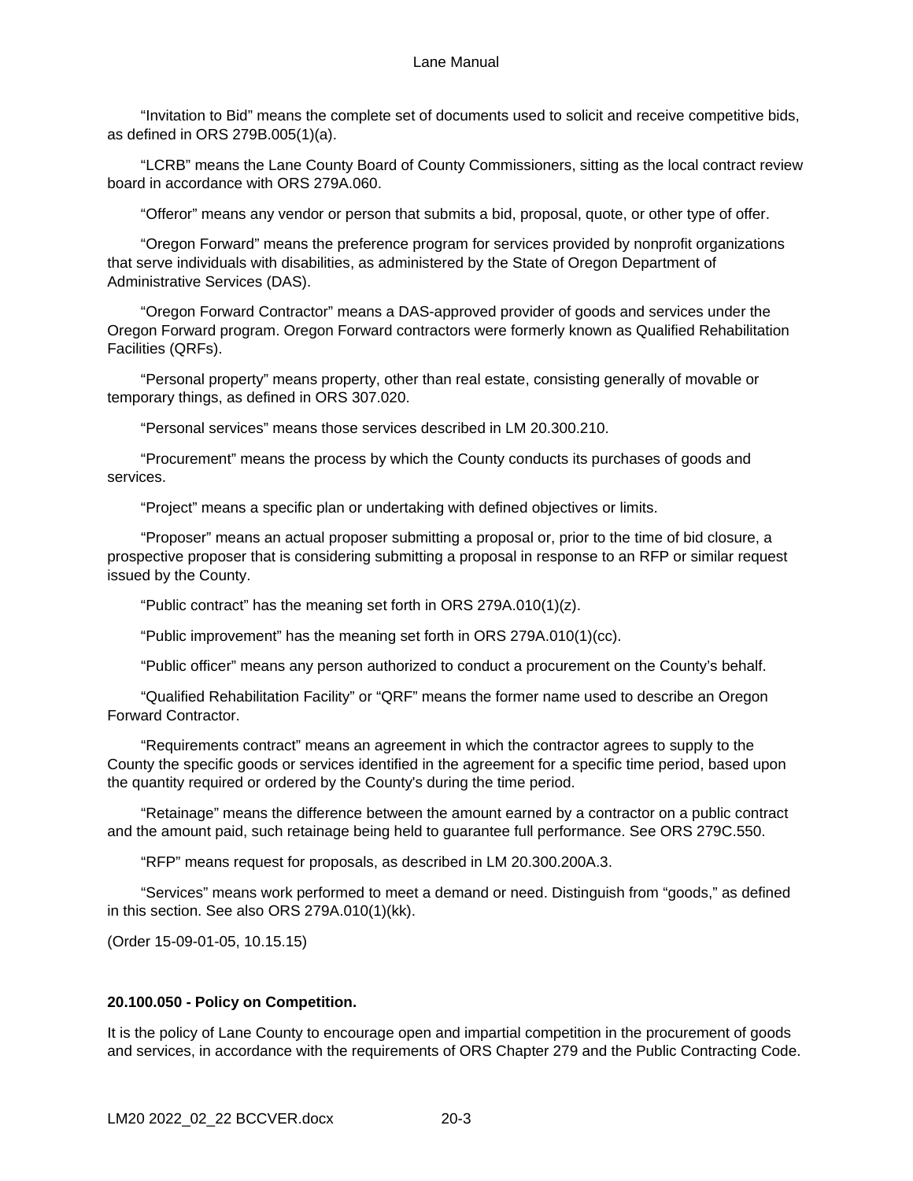"Invitation to Bid" means the complete set of documents used to solicit and receive competitive bids, as defined in ORS 279B.005(1)(a).

"LCRB" means the Lane County Board of County Commissioners, sitting as the local contract review board in accordance with ORS 279A.060.

"Offeror" means any vendor or person that submits a bid, proposal, quote, or other type of offer.

"Oregon Forward" means the preference program for services provided by nonprofit organizations that serve individuals with disabilities, as administered by the State of Oregon Department of Administrative Services (DAS).

"Oregon Forward Contractor" means a DAS-approved provider of goods and services under the Oregon Forward program. Oregon Forward contractors were formerly known as Qualified Rehabilitation Facilities (QRFs).

"Personal property" means property, other than real estate, consisting generally of movable or temporary things, as defined in ORS 307.020.

"Personal services" means those services described in LM 20.300.210.

"Procurement" means the process by which the County conducts its purchases of goods and services.

"Project" means a specific plan or undertaking with defined objectives or limits.

"Proposer" means an actual proposer submitting a proposal or, prior to the time of bid closure, a prospective proposer that is considering submitting a proposal in response to an RFP or similar request issued by the County.

"Public contract" has the meaning set forth in ORS 279A.010(1)(z).

"Public improvement" has the meaning set forth in ORS 279A.010(1)(cc).

"Public officer" means any person authorized to conduct a procurement on the County's behalf.

"Qualified Rehabilitation Facility" or "QRF" means the former name used to describe an Oregon Forward Contractor.

"Requirements contract" means an agreement in which the contractor agrees to supply to the County the specific goods or services identified in the agreement for a specific time period, based upon the quantity required or ordered by the County's during the time period.

"Retainage" means the difference between the amount earned by a contractor on a public contract and the amount paid, such retainage being held to guarantee full performance. See ORS 279C.550.

"RFP" means request for proposals, as described in LM 20.300.200A.3.

"Services" means work performed to meet a demand or need. Distinguish from "goods," as defined in this section. See also ORS 279A.010(1)(kk).

(Order 15-09-01-05, 10.15.15)

**20.100.050 - Policy on Competition.**

It is the policy of Lane County to encourage open and impartial competition in the procurement of goods and services, in accordance with the requirements of ORS Chapter 279 and the Public Contracting Code.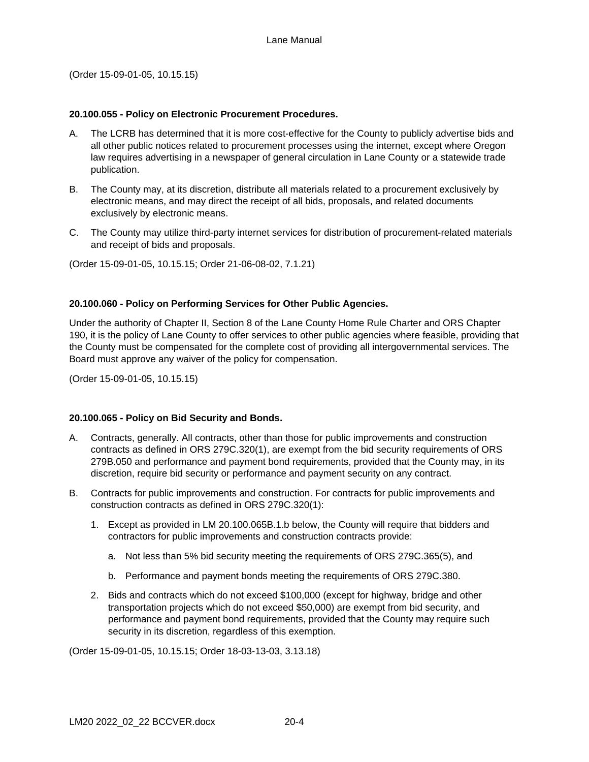(Order 15-09-01-05, 10.15.15)

**20.100.055 - Policy on Electronic Procurement Procedures.**

A. The LCRB has determined that it is more cost-effective for the County to publicly advertise bids and all other public notices related to procurement processes using the internet, except where Oregon law requires advertising in a newspaper of general circulation in Lane County or a statewide trade publication.

B. The County may, at its discretion, distribute all materials related to a procurement exclusively by electronic means, and may direct the receipt of all bids, proposals, and related documents exclusively by electronic means.

C. The County may utilize third-party internet services for distribution of procurement-related materials and receipt of bids and proposals.

(Order 15-09-01-05, 10.15.15; Order 21-06-08-02, 7.1.21)

**20.100.060 - Policy on Performing Services for Other Public Agencies.**

Under the authority of Chapter II, Section 8 of the Lane County Home Rule Charter and ORS Chapter 190, it is the policy of Lane County to offer services to other public agencies where feasible, providing that the County must be compensated for the complete cost of providing all intergovernmental services. The Board must approve any waiver of the policy for compensation.

(Order 15-09-01-05, 10.15.15)

**20.100.065 - Policy on Bid Security and Bonds.**

A. Contracts, generally. All contracts, other than those for public improvements and construction contracts as defined in ORS 279C.320(1), are exempt from the bid security requirements of ORS 279B.050 and performance and payment bond requirements, provided that the County may, in its discretion, require bid security or performance and payment security on any contract.

B. Contracts for public improvements and construction. For contracts for public improvements and construction contracts as defined in ORS 279C.320(1):

   1. Except as provided in LM 20.100.065B.1.b below, the County will require that bidders and contractors for public improvements and construction contracts provide:

      a. Not less than 5% bid security meeting the requirements of ORS 279C.365(5), and

      b. Performance and payment bonds meeting the requirements of ORS 279C.380.

   2. Bids and contracts which do not exceed $100,000 (except for highway, bridge and other transportation projects which do not exceed $50,000) are exempt from bid security, and performance and payment bond requirements, provided that the County may require such security in its discretion, regardless of this exemption.

(Order 15-09-01-05, 10.15.15; Order 18-03-13-03, 3.13.18)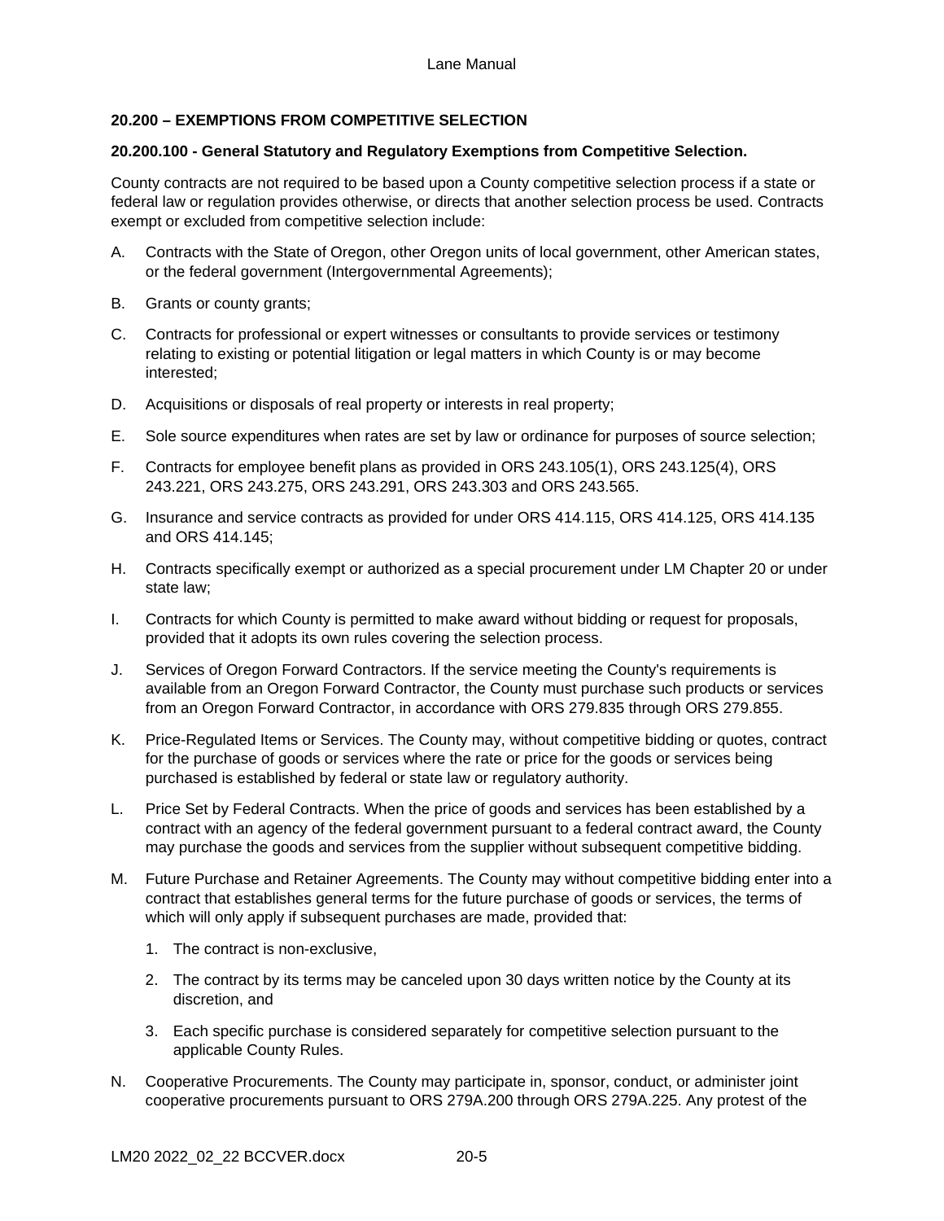**20.200 – EXEMPTIONS FROM COMPETITIVE SELECTION**

**20.200.100 - General Statutory and Regulatory Exemptions from Competitive Selection.**

County contracts are not required to be based upon a County competitive selection process if a state or federal law or regulation provides otherwise, or directs that another selection process be used. Contracts exempt or excluded from competitive selection include:

A. Contracts with the State of Oregon, other Oregon units of local government, other American states, or the federal government (Intergovernmental Agreements);

B. Grants or county grants;

C. Contracts for professional or expert witnesses or consultants to provide services or testimony relating to existing or potential litigation or legal matters in which County is or may become interested;

D. Acquisitions or disposals of real property or interests in real property;

E. Sole source expenditures when rates are set by law or ordinance for purposes of source selection;

F. Contracts for employee benefit plans as provided in ORS 243.105(1), ORS 243.125(4), ORS 243.221, ORS 243.275, ORS 243.291, ORS 243.303 and ORS 243.565.

G. Insurance and service contracts as provided for under ORS 414.115, ORS 414.125, ORS 414.135 and ORS 414.145;

H. Contracts specifically exempt or authorized as a special procurement under LM Chapter 20 or under state law;

I. Contracts for which County is permitted to make award without bidding or request for proposals, provided that it adopts its own rules covering the selection process.

J. Services of Oregon Forward Contractors. If the service meeting the County's requirements is available from an Oregon Forward Contractor, the County must purchase such products or services from an Oregon Forward Contractor, in accordance with ORS 279.835 through ORS 279.855.

K. Price-Regulated Items or Services. The County may, without competitive bidding or quotes, contract for the purchase of goods or services where the rate or price for the goods or services being purchased is established by federal or state law or regulatory authority.

L. Price Set by Federal Contracts. When the price of goods and services has been established by a contract with an agency of the federal government pursuant to a federal contract award, the County may purchase the goods and services from the supplier without subsequent competitive bidding.

M. Future Purchase and Retainer Agreements. The County may without competitive bidding enter into a contract that establishes general terms for the future purchase of goods or services, the terms of which will only apply if subsequent purchases are made, provided that:

   1. The contract is non-exclusive,

   2. The contract by its terms may be canceled upon 30 days written notice by the County at its discretion, and

   3. Each specific purchase is considered separately for competitive selection pursuant to the applicable County Rules.

N. Cooperative Procurements. The County may participate in, sponsor, conduct, or administer joint cooperative procurements pursuant to ORS 279A.200 through ORS 279A.225. Any protest of the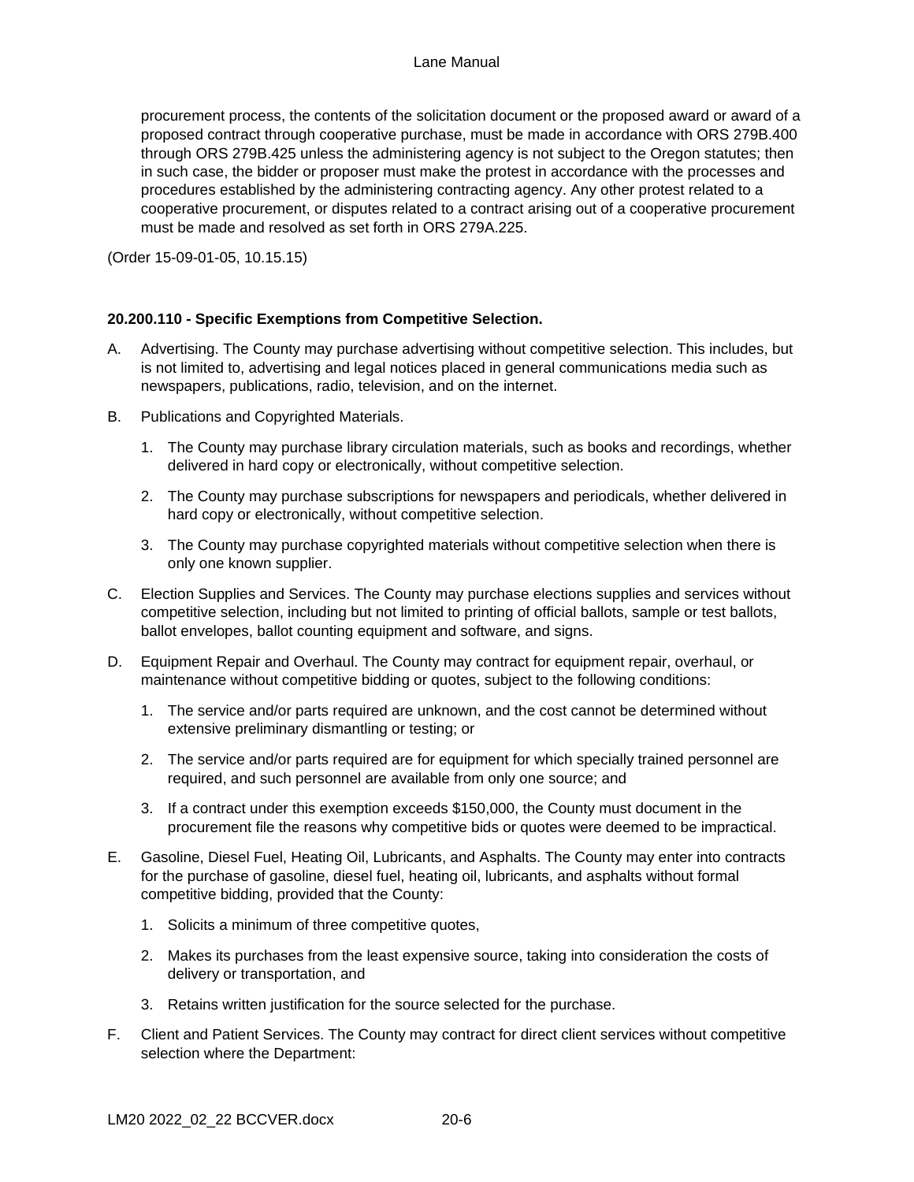procurement process, the contents of the solicitation document or the proposed award or award of a proposed contract through cooperative purchase, must be made in accordance with ORS 279B.400 through ORS 279B.425 unless the administering agency is not subject to the Oregon statutes; then in such case, the bidder or proposer must make the protest in accordance with the processes and procedures established by the administering contracting agency. Any other protest related to a cooperative procurement, or disputes related to a contract arising out of a cooperative procurement must be made and resolved as set forth in ORS 279A.225.

(Order 15-09-01-05, 10.15.15)

**20.200.110 - Specific Exemptions from Competitive Selection.**

A. Advertising. The County may purchase advertising without competitive selection. This includes, but is not limited to, advertising and legal notices placed in general communications media such as newspapers, publications, radio, television, and on the internet.

B. Publications and Copyrighted Materials.

   1. The County may purchase library circulation materials, such as books and recordings, whether delivered in hard copy or electronically, without competitive selection.

   2. The County may purchase subscriptions for newspapers and periodicals, whether delivered in hard copy or electronically, without competitive selection.

   3. The County may purchase copyrighted materials without competitive selection when there is only one known supplier.

C. Election Supplies and Services. The County may purchase elections supplies and services without competitive selection, including but not limited to printing of official ballots, sample or test ballots, ballot envelopes, ballot counting equipment and software, and signs.

D. Equipment Repair and Overhaul. The County may contract for equipment repair, overhaul, or maintenance without competitive bidding or quotes, subject to the following conditions:

   1. The service and/or parts required are unknown, and the cost cannot be determined without extensive preliminary dismantling or testing; or

   2. The service and/or parts required are for equipment for which specially trained personnel are required, and such personnel are available from only one source; and

   3. If a contract under this exemption exceeds $150,000, the County must document in the procurement file the reasons why competitive bids or quotes were deemed to be impractical.

E. Gasoline, Diesel Fuel, Heating Oil, Lubricants, and Asphalts. The County may enter into contracts for the purchase of gasoline, diesel fuel, heating oil, lubricants, and asphalts without formal competitive bidding, provided that the County:

   1. Solicits a minimum of three competitive quotes,

   2. Makes its purchases from the least expensive source, taking into consideration the costs of delivery or transportation, and

   3. Retains written justification for the source selected for the purchase.

F. Client and Patient Services. The County may contract for direct client services without competitive selection where the Department: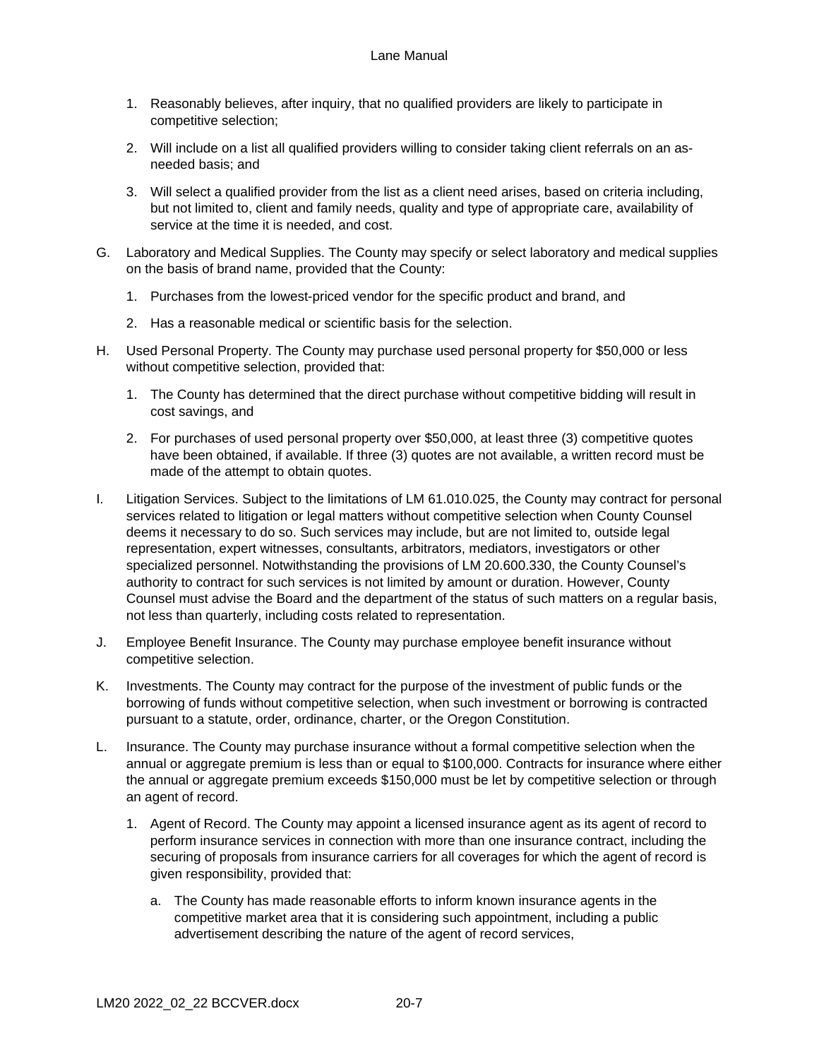1. Reasonably believes, after inquiry, that no qualified providers are likely to participate in competitive selection;

2. Will include on a list all qualified providers willing to consider taking client referrals on an as-needed basis; and

3. Will select a qualified provider from the list as a client need arises, based on criteria including, but not limited to, client and family needs, quality and type of appropriate care, availability of service at the time it is needed, and cost.

G. Laboratory and Medical Supplies. The County may specify or select laboratory and medical supplies on the basis of brand name, provided that the County:

1. Purchases from the lowest-priced vendor for the specific product and brand, and

2. Has a reasonable medical or scientific basis for the selection.

H. Used Personal Property. The County may purchase used personal property for $50,000 or less without competitive selection, provided that:

1. The County has determined that the direct purchase without competitive bidding will result in cost savings, and

2. For purchases of used personal property over $50,000, at least three (3) competitive quotes have been obtained, if available. If three (3) quotes are not available, a written record must be made of the attempt to obtain quotes.

I. Litigation Services. Subject to the limitations of LM 61.010.025, the County may contract for personal services related to litigation or legal matters without competitive selection when County Counsel deems it necessary to do so. Such services may include, but are not limited to, outside legal representation, expert witnesses, consultants, arbitrators, mediators, investigators or other specialized personnel. Notwithstanding the provisions of LM 20.600.330, the County Counsel's authority to contract for such services is not limited by amount or duration. However, County Counsel must advise the Board and the department of the status of such matters on a regular basis, not less than quarterly, including costs related to representation.

J. Employee Benefit Insurance. The County may purchase employee benefit insurance without competitive selection.

K. Investments. The County may contract for the purpose of the investment of public funds or the borrowing of funds without competitive selection, when such investment or borrowing is contracted pursuant to a statute, order, ordinance, charter, or the Oregon Constitution.

L. Insurance. The County may purchase insurance without a formal competitive selection when the annual or aggregate premium is less than or equal to $100,000. Contracts for insurance where either the annual or aggregate premium exceeds $150,000 must be let by competitive selection or through an agent of record.

1. Agent of Record. The County may appoint a licensed insurance agent as its agent of record to perform insurance services in connection with more than one insurance contract, including the securing of proposals from insurance carriers for all coverages for which the agent of record is given responsibility, provided that:

   a. The County has made reasonable efforts to inform known insurance agents in the competitive market area that it is considering such appointment, including a public advertisement describing the nature of the agent of record services,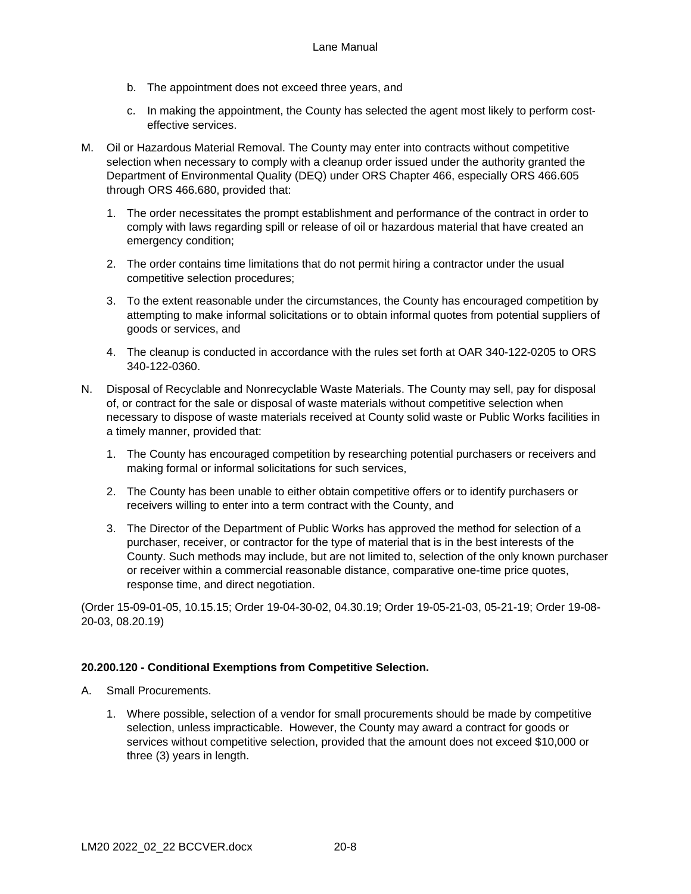b. The appointment does not exceed three years, and

   c. In making the appointment, the County has selected the agent most likely to perform cost-effective services.

M. Oil or Hazardous Material Removal. The County may enter into contracts without competitive selection when necessary to comply with a cleanup order issued under the authority granted the Department of Environmental Quality (DEQ) under ORS Chapter 466, especially ORS 466.605 through ORS 466.680, provided that:

   1. The order necessitates the prompt establishment and performance of the contract in order to comply with laws regarding spill or release of oil or hazardous material that have created an emergency condition;

   2. The order contains time limitations that do not permit hiring a contractor under the usual competitive selection procedures;

   3. To the extent reasonable under the circumstances, the County has encouraged competition by attempting to make informal solicitations or to obtain informal quotes from potential suppliers of goods or services, and

   4. The cleanup is conducted in accordance with the rules set forth at OAR 340-122-0205 to ORS 340-122-0360.

N. Disposal of Recyclable and Nonrecyclable Waste Materials. The County may sell, pay for disposal of, or contract for the sale or disposal of waste materials without competitive selection when necessary to dispose of waste materials received at County solid waste or Public Works facilities in a timely manner, provided that:

   1. The County has encouraged competition by researching potential purchasers or receivers and making formal or informal solicitations for such services,

   2. The County has been unable to either obtain competitive offers or to identify purchasers or receivers willing to enter into a term contract with the County, and

   3. The Director of the Department of Public Works has approved the method for selection of a purchaser, receiver, or contractor for the type of material that is in the best interests of the County. Such methods may include, but are not limited to, selection of the only known purchaser or receiver within a commercial reasonable distance, comparative one-time price quotes, response time, and direct negotiation.

(Order 15-09-01-05, 10.15.15; Order 19-04-30-02, 04.30.19; Order 19-05-21-03, 05-21-19; Order 19-08-20-03, 08.20.19)

**20.200.120 - Conditional Exemptions from Competitive Selection.**

A. Small Procurements.

   1. Where possible, selection of a vendor for small procurements should be made by competitive selection, unless impracticable. However, the County may award a contract for goods or services without competitive selection, provided that the amount does not exceed $10,000 or three (3) years in length.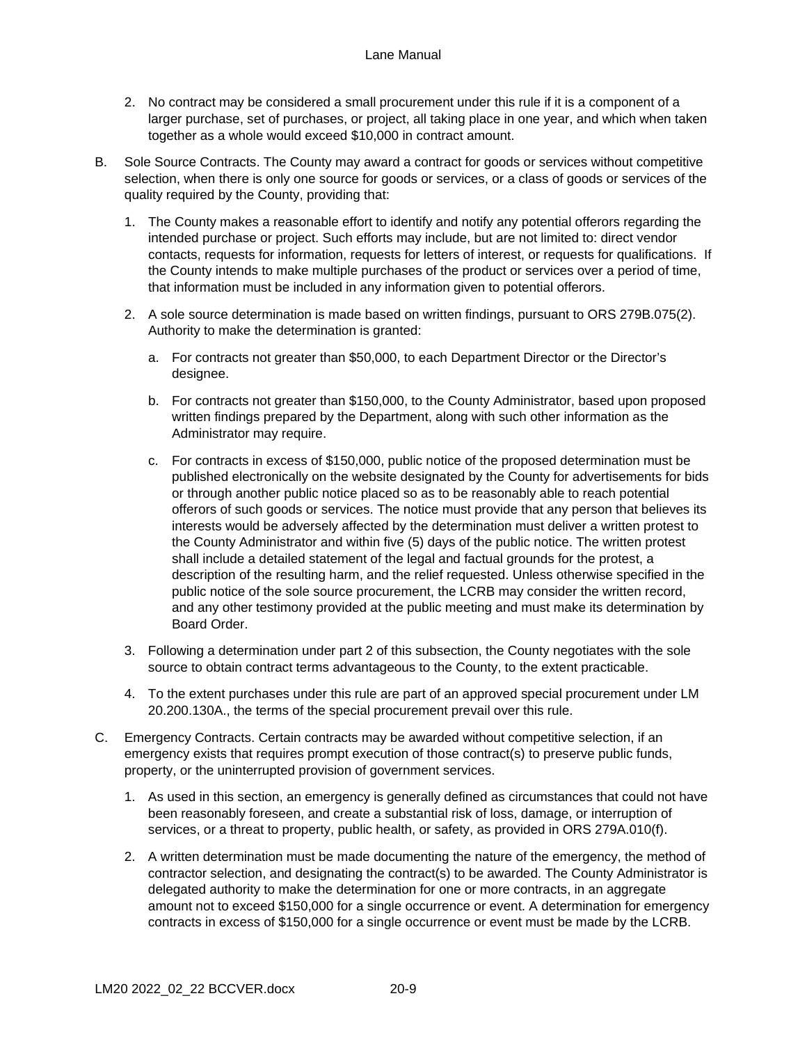2. No contract may be considered a small procurement under this rule if it is a component of a larger purchase, set of purchases, or project, all taking place in one year, and which when taken together as a whole would exceed $10,000 in contract amount.

B. Sole Source Contracts. The County may award a contract for goods or services without competitive selection, when there is only one source for goods or services, or a class of goods or services of the quality required by the County, providing that:

   1. The County makes a reasonable effort to identify and notify any potential offerors regarding the intended purchase or project. Such efforts may include, but are not limited to: direct vendor contacts, requests for information, requests for letters of interest, or requests for qualifications. If the County intends to make multiple purchases of the product or services over a period of time, that information must be included in any information given to potential offerors.

   2. A sole source determination is made based on written findings, pursuant to ORS 279B.075(2). Authority to make the determination is granted:

      a. For contracts not greater than $50,000, to each Department Director or the Director's designee.

      b. For contracts not greater than $150,000, to the County Administrator, based upon proposed written findings prepared by the Department, along with such other information as the Administrator may require.

      c. For contracts in excess of $150,000, public notice of the proposed determination must be published electronically on the website designated by the County for advertisements for bids or through another public notice placed so as to be reasonably able to reach potential offerors of such goods or services. The notice must provide that any person that believes its interests would be adversely affected by the determination must deliver a written protest to the County Administrator and within five (5) days of the public notice. The written protest shall include a detailed statement of the legal and factual grounds for the protest, a description of the resulting harm, and the relief requested. Unless otherwise specified in the public notice of the sole source procurement, the LCRB may consider the written record, and any other testimony provided at the public meeting and must make its determination by Board Order.

   3. Following a determination under part 2 of this subsection, the County negotiates with the sole source to obtain contract terms advantageous to the County, to the extent practicable.

   4. To the extent purchases under this rule are part of an approved special procurement under LM 20.200.130A., the terms of the special procurement prevail over this rule.

C. Emergency Contracts. Certain contracts may be awarded without competitive selection, if an emergency exists that requires prompt execution of those contract(s) to preserve public funds, property, or the uninterrupted provision of government services.

   1. As used in this section, an emergency is generally defined as circumstances that could not have been reasonably foreseen, and create a substantial risk of loss, damage, or interruption of services, or a threat to property, public health, or safety, as provided in ORS 279A.010(f).

   2. A written determination must be made documenting the nature of the emergency, the method of contractor selection, and designating the contract(s) to be awarded. The County Administrator is delegated authority to make the determination for one or more contracts, in an aggregate amount not to exceed $150,000 for a single occurrence or event. A determination for emergency contracts in excess of $150,000 for a single occurrence or event must be made by the LCRB.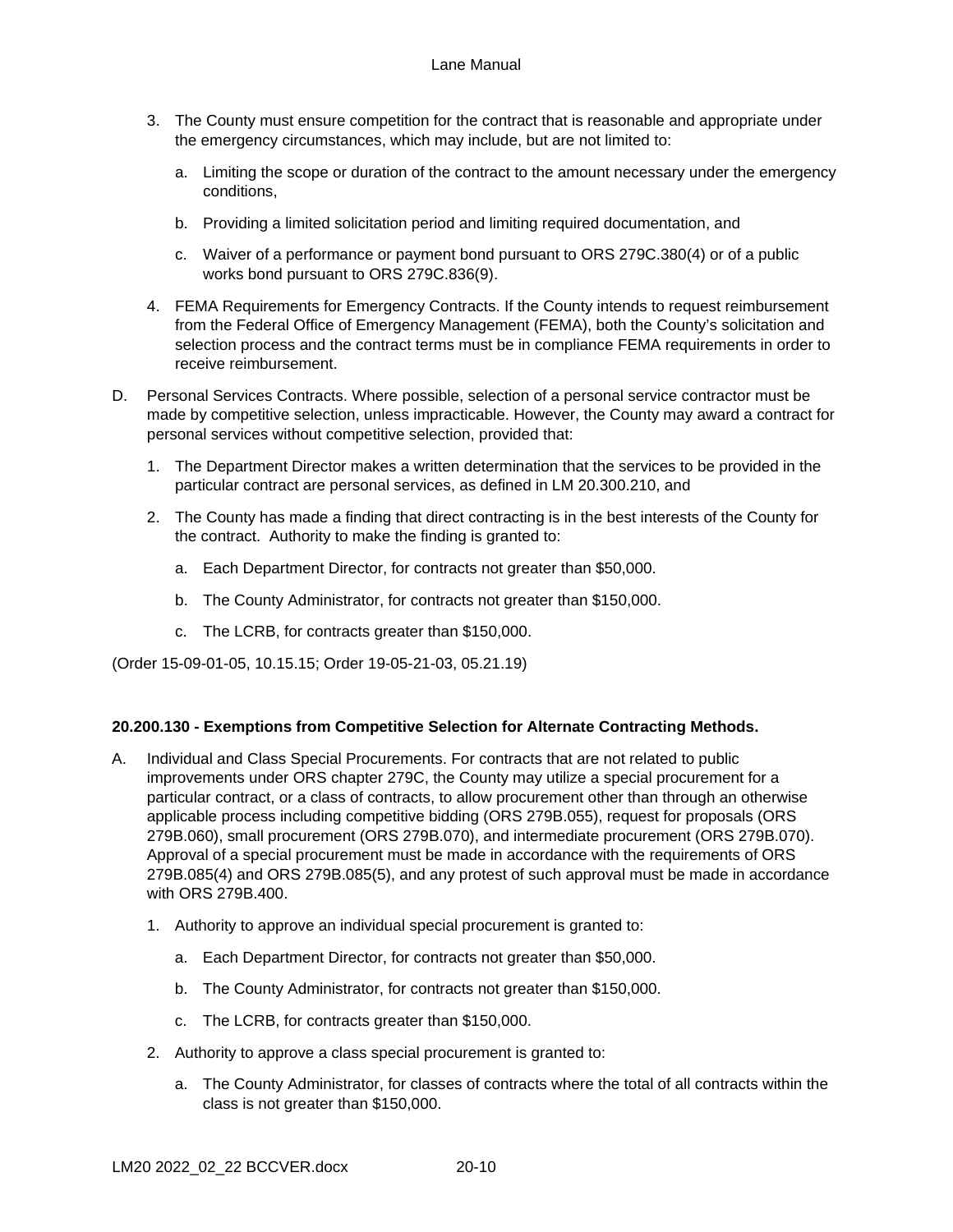3. The County must ensure competition for the contract that is reasonable and appropriate under the emergency circumstances, which may include, but are not limited to:

   a. Limiting the scope or duration of the contract to the amount necessary under the emergency conditions,

   b. Providing a limited solicitation period and limiting required documentation, and

   c. Waiver of a performance or payment bond pursuant to ORS 279C.380(4) or of a public works bond pursuant to ORS 279C.836(9).

4. FEMA Requirements for Emergency Contracts. If the County intends to request reimbursement from the Federal Office of Emergency Management (FEMA), both the County's solicitation and selection process and the contract terms must be in compliance FEMA requirements in order to receive reimbursement.

D. Personal Services Contracts. Where possible, selection of a personal service contractor must be made by competitive selection, unless impracticable. However, the County may award a contract for personal services without competitive selection, provided that:

   1. The Department Director makes a written determination that the services to be provided in the particular contract are personal services, as defined in LM 20.300.210, and

   2. The County has made a finding that direct contracting is in the best interests of the County for the contract. Authority to make the finding is granted to:

      a. Each Department Director, for contracts not greater than $50,000.

      b. The County Administrator, for contracts not greater than $150,000.

      c. The LCRB, for contracts greater than $150,000.

(Order 15-09-01-05, 10.15.15; Order 19-05-21-03, 05.21.19)

**20.200.130 - Exemptions from Competitive Selection for Alternate Contracting Methods.**

A. Individual and Class Special Procurements. For contracts that are not related to public improvements under ORS chapter 279C, the County may utilize a special procurement for a particular contract, or a class of contracts, to allow procurement other than through an otherwise applicable process including competitive bidding (ORS 279B.055), request for proposals (ORS 279B.060), small procurement (ORS 279B.070), and intermediate procurement (ORS 279B.070). Approval of a special procurement must be made in accordance with the requirements of ORS 279B.085(4) and ORS 279B.085(5), and any protest of such approval must be made in accordance with ORS 279B.400.

   1. Authority to approve an individual special procurement is granted to:

      a. Each Department Director, for contracts not greater than $50,000.

      b. The County Administrator, for contracts not greater than $150,000.

      c. The LCRB, for contracts greater than $150,000.

   2. Authority to approve a class special procurement is granted to:

      a. The County Administrator, for classes of contracts where the total of all contracts within the class is not greater than $150,000.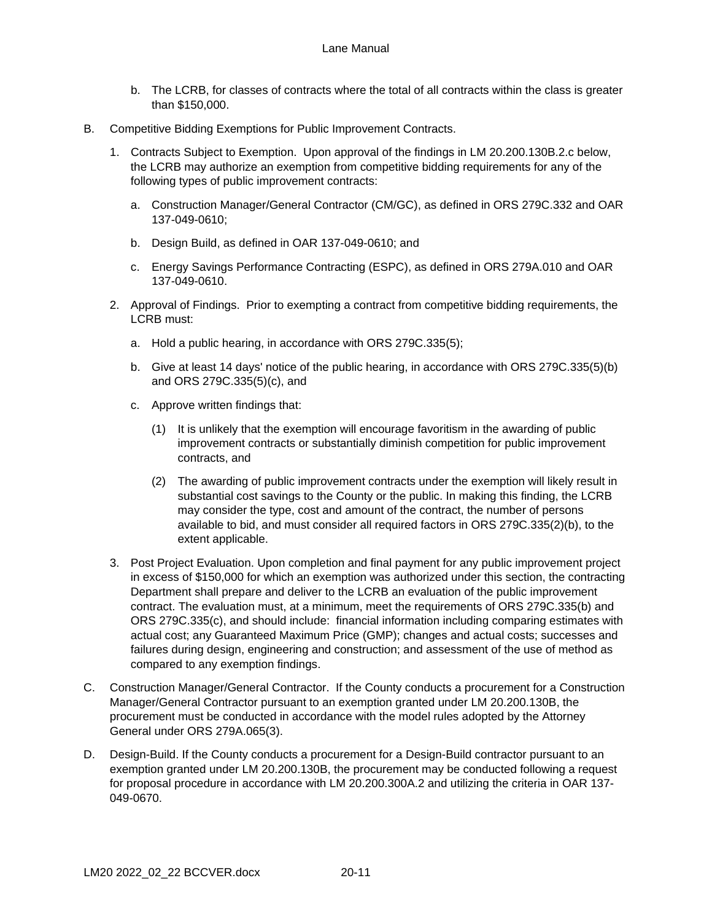b. The LCRB, for classes of contracts where the total of all contracts within the class is greater than $150,000.

B. Competitive Bidding Exemptions for Public Improvement Contracts.

1. Contracts Subject to Exemption. Upon approval of the findings in LM 20.200.130B.2.c below, the LCRB may authorize an exemption from competitive bidding requirements for any of the following types of public improvement contracts:

   a. Construction Manager/General Contractor (CM/GC), as defined in ORS 279C.332 and OAR 137-049-0610;

   b. Design Build, as defined in OAR 137-049-0610; and

   c. Energy Savings Performance Contracting (ESPC), as defined in ORS 279A.010 and OAR 137-049-0610.

2. Approval of Findings. Prior to exempting a contract from competitive bidding requirements, the LCRB must:

   a. Hold a public hearing, in accordance with ORS 279C.335(5);

   b. Give at least 14 days' notice of the public hearing, in accordance with ORS 279C.335(5)(b) and ORS 279C.335(5)(c), and

   c. Approve written findings that:

      (1) It is unlikely that the exemption will encourage favoritism in the awarding of public improvement contracts or substantially diminish competition for public improvement contracts, and

      (2) The awarding of public improvement contracts under the exemption will likely result in substantial cost savings to the County or the public. In making this finding, the LCRB may consider the type, cost and amount of the contract, the number of persons available to bid, and must consider all required factors in ORS 279C.335(2)(b), to the extent applicable.

3. Post Project Evaluation. Upon completion and final payment for any public improvement project in excess of $150,000 for which an exemption was authorized under this section, the contracting Department shall prepare and deliver to the LCRB an evaluation of the public improvement contract. The evaluation must, at a minimum, meet the requirements of ORS 279C.335(b) and ORS 279C.335(c), and should include: financial information including comparing estimates with actual cost; any Guaranteed Maximum Price (GMP); changes and actual costs; successes and failures during design, engineering and construction; and assessment of the use of method as compared to any exemption findings.

C. Construction Manager/General Contractor. If the County conducts a procurement for a Construction Manager/General Contractor pursuant to an exemption granted under LM 20.200.130B, the procurement must be conducted in accordance with the model rules adopted by the Attorney General under ORS 279A.065(3).

D. Design-Build. If the County conducts a procurement for a Design-Build contractor pursuant to an exemption granted under LM 20.200.130B, the procurement may be conducted following a request for proposal procedure in accordance with LM 20.200.300A.2 and utilizing the criteria in OAR 137-049-0670.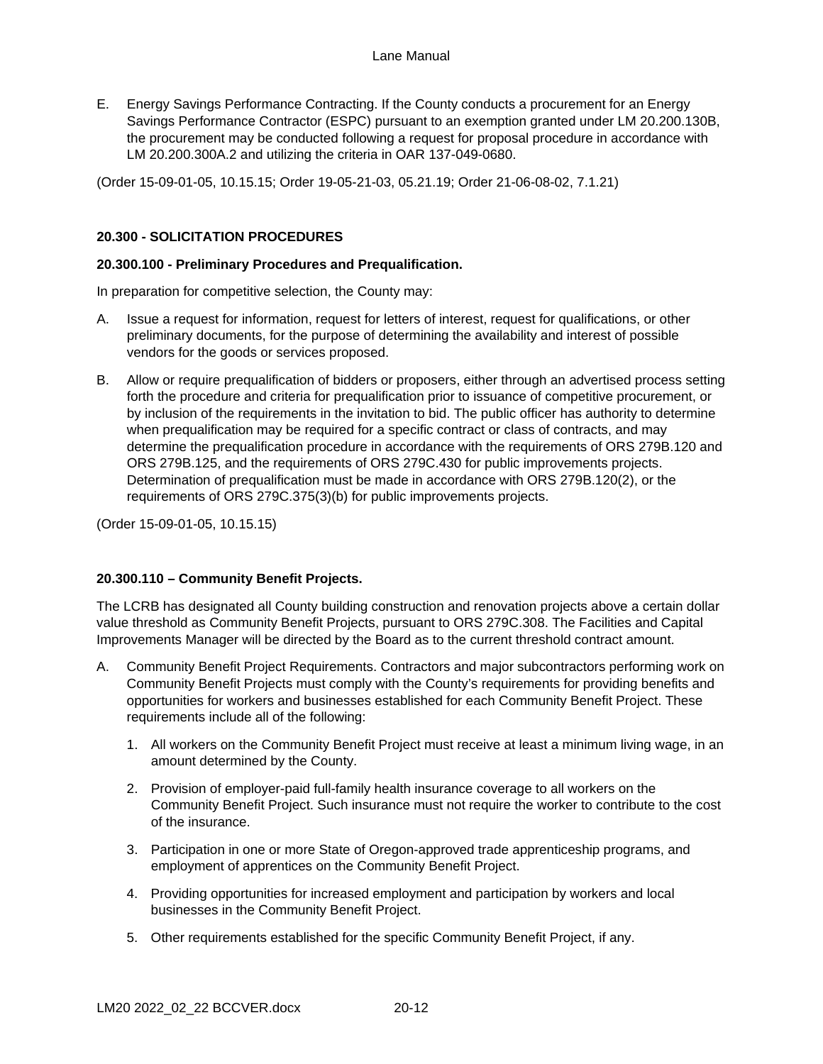E. Energy Savings Performance Contracting. If the County conducts a procurement for an Energy Savings Performance Contractor (ESPC) pursuant to an exemption granted under LM 20.200.130B, the procurement may be conducted following a request for proposal procedure in accordance with LM 20.200.300A.2 and utilizing the criteria in OAR 137-049-0680.

(Order 15-09-01-05, 10.15.15; Order 19-05-21-03, 05.21.19; Order 21-06-08-02, 7.1.21)

## 20.300 - SOLICITATION PROCEDURES

### 20.300.100 - Preliminary Procedures and Prequalification.

In preparation for competitive selection, the County may:

A. Issue a request for information, request for letters of interest, request for qualifications, or other preliminary documents, for the purpose of determining the availability and interest of possible vendors for the goods or services proposed.

B. Allow or require prequalification of bidders or proposers, either through an advertised process setting forth the procedure and criteria for prequalification prior to issuance of competitive procurement, or by inclusion of the requirements in the invitation to bid. The public officer has authority to determine when prequalification may be required for a specific contract or class of contracts, and may determine the prequalification procedure in accordance with the requirements of ORS 279B.120 and ORS 279B.125, and the requirements of ORS 279C.430 for public improvements projects. Determination of prequalification must be made in accordance with ORS 279B.120(2), or the requirements of ORS 279C.375(3)(b) for public improvements projects.

(Order 15-09-01-05, 10.15.15)

### 20.300.110 – Community Benefit Projects.

The LCRB has designated all County building construction and renovation projects above a certain dollar value threshold as Community Benefit Projects, pursuant to ORS 279C.308. The Facilities and Capital Improvements Manager will be directed by the Board as to the current threshold contract amount.

A. Community Benefit Project Requirements. Contractors and major subcontractors performing work on Community Benefit Projects must comply with the County's requirements for providing benefits and opportunities for workers and businesses established for each Community Benefit Project. These requirements include all of the following:

   1. All workers on the Community Benefit Project must receive at least a minimum living wage, in an amount determined by the County.

   2. Provision of employer-paid full-family health insurance coverage to all workers on the Community Benefit Project. Such insurance must not require the worker to contribute to the cost of the insurance.

   3. Participation in one or more State of Oregon-approved trade apprenticeship programs, and employment of apprentices on the Community Benefit Project.

   4. Providing opportunities for increased employment and participation by workers and local businesses in the Community Benefit Project.

   5. Other requirements established for the specific Community Benefit Project, if any.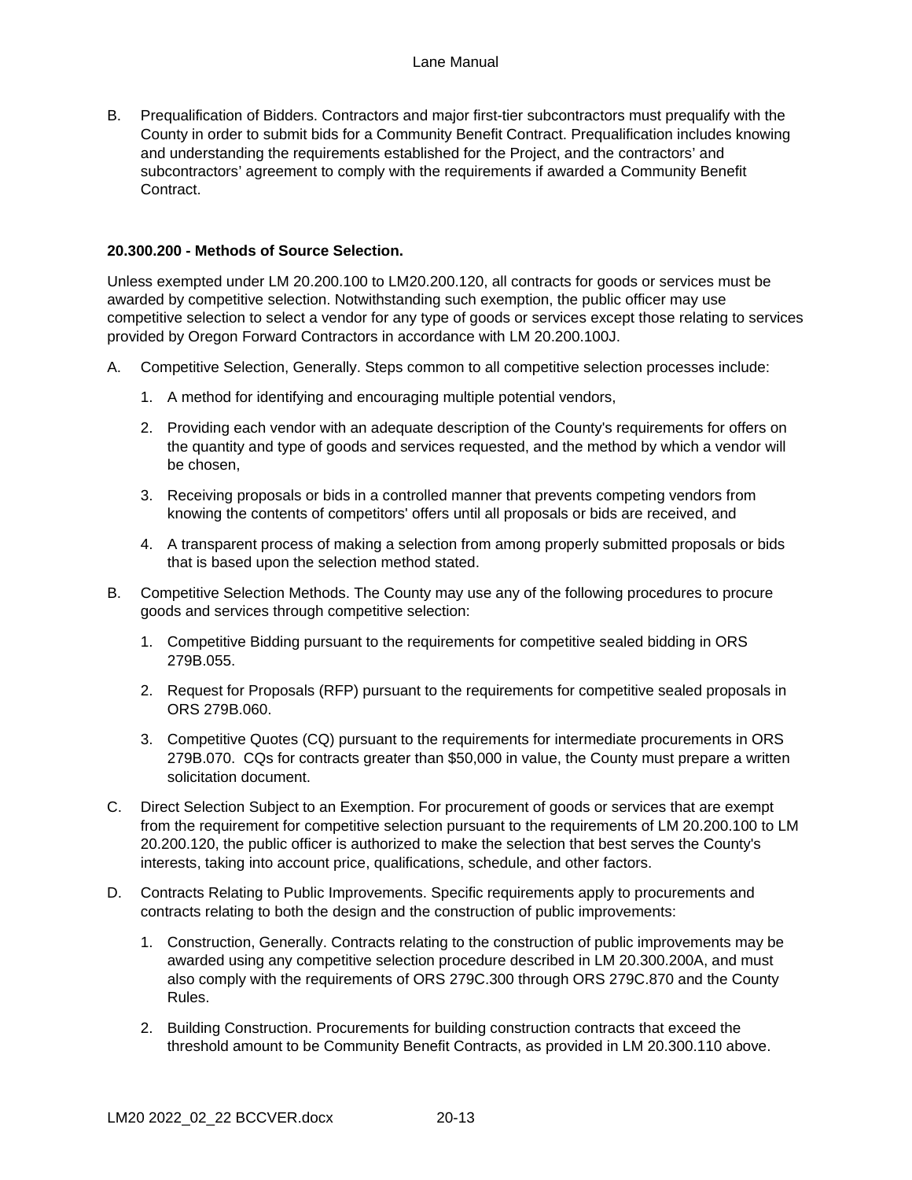B. Prequalification of Bidders. Contractors and major first-tier subcontractors must prequalify with the County in order to submit bids for a Community Benefit Contract. Prequalification includes knowing and understanding the requirements established for the Project, and the contractors' and subcontractors' agreement to comply with the requirements if awarded a Community Benefit Contract.

**20.300.200 - Methods of Source Selection.**

Unless exempted under LM 20.200.100 to LM20.200.120, all contracts for goods or services must be awarded by competitive selection. Notwithstanding such exemption, the public officer may use competitive selection to select a vendor for any type of goods or services except those relating to services provided by Oregon Forward Contractors in accordance with LM 20.200.100J.

A. Competitive Selection, Generally. Steps common to all competitive selection processes include:

   1. A method for identifying and encouraging multiple potential vendors,

   2. Providing each vendor with an adequate description of the County's requirements for offers on the quantity and type of goods and services requested, and the method by which a vendor will be chosen,

   3. Receiving proposals or bids in a controlled manner that prevents competing vendors from knowing the contents of competitors' offers until all proposals or bids are received, and

   4. A transparent process of making a selection from among properly submitted proposals or bids that is based upon the selection method stated.

B. Competitive Selection Methods. The County may use any of the following procedures to procure goods and services through competitive selection:

   1. Competitive Bidding pursuant to the requirements for competitive sealed bidding in ORS 279B.055.

   2. Request for Proposals (RFP) pursuant to the requirements for competitive sealed proposals in ORS 279B.060.

   3. Competitive Quotes (CQ) pursuant to the requirements for intermediate procurements in ORS 279B.070. CQs for contracts greater than $50,000 in value, the County must prepare a written solicitation document.

C. Direct Selection Subject to an Exemption. For procurement of goods or services that are exempt from the requirement for competitive selection pursuant to the requirements of LM 20.200.100 to LM 20.200.120, the public officer is authorized to make the selection that best serves the County's interests, taking into account price, qualifications, schedule, and other factors.

D. Contracts Relating to Public Improvements. Specific requirements apply to procurements and contracts relating to both the design and the construction of public improvements:

   1. Construction, Generally. Contracts relating to the construction of public improvements may be awarded using any competitive selection procedure described in LM 20.300.200A, and must also comply with the requirements of ORS 279C.300 through ORS 279C.870 and the County Rules.

   2. Building Construction. Procurements for building construction contracts that exceed the threshold amount to be Community Benefit Contracts, as provided in LM 20.300.110 above.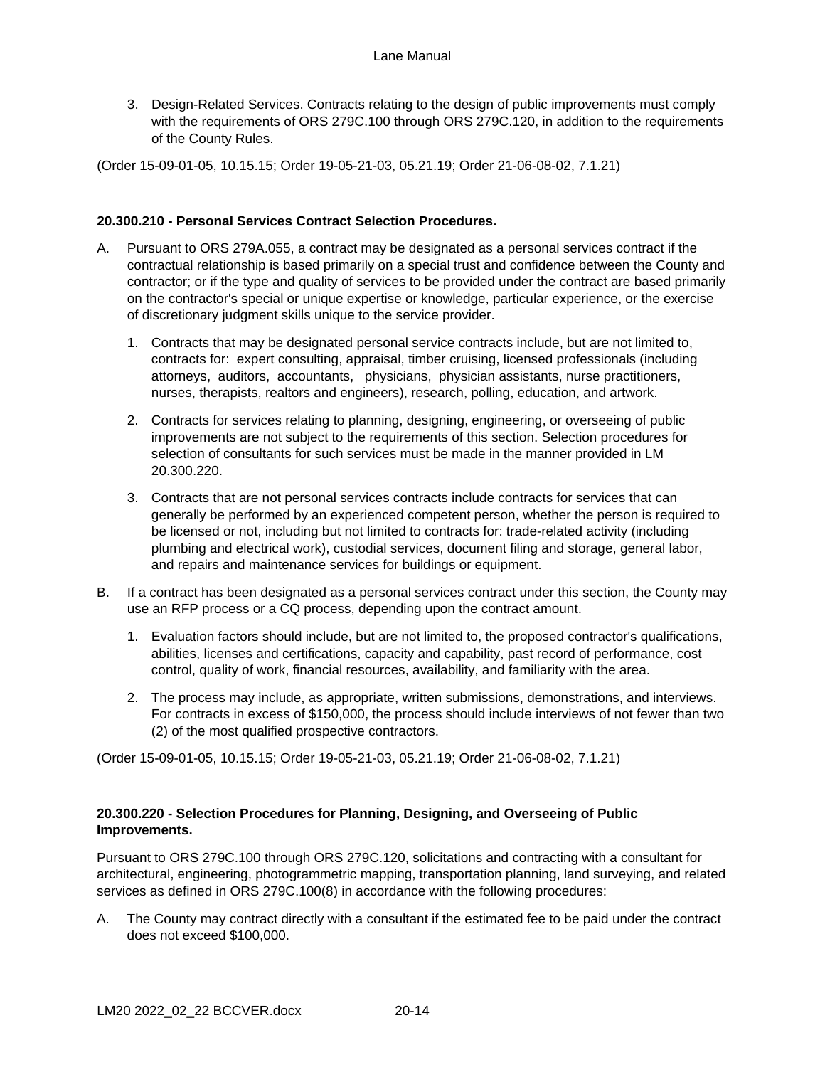3. Design-Related Services. Contracts relating to the design of public improvements must comply with the requirements of ORS 279C.100 through ORS 279C.120, in addition to the requirements of the County Rules.

(Order 15-09-01-05, 10.15.15; Order 19-05-21-03, 05.21.19; Order 21-06-08-02, 7.1.21)

**20.300.210 - Personal Services Contract Selection Procedures.**

A. Pursuant to ORS 279A.055, a contract may be designated as a personal services contract if the contractual relationship is based primarily on a special trust and confidence between the County and contractor; or if the type and quality of services to be provided under the contract are based primarily on the contractor's special or unique expertise or knowledge, particular experience, or the exercise of discretionary judgment skills unique to the service provider.

   1. Contracts that may be designated personal service contracts include, but are not limited to, contracts for: expert consulting, appraisal, timber cruising, licensed professionals (including attorneys, auditors, accountants, physicians, physician assistants, nurse practitioners, nurses, therapists, realtors and engineers), research, polling, education, and artwork.

   2. Contracts for services relating to planning, designing, engineering, or overseeing of public improvements are not subject to the requirements of this section. Selection procedures for selection of consultants for such services must be made in the manner provided in LM 20.300.220.

   3. Contracts that are not personal services contracts include contracts for services that can generally be performed by an experienced competent person, whether the person is required to be licensed or not, including but not limited to contracts for: trade-related activity (including plumbing and electrical work), custodial services, document filing and storage, general labor, and repairs and maintenance services for buildings or equipment.

B. If a contract has been designated as a personal services contract under this section, the County may use an RFP process or a CQ process, depending upon the contract amount.

   1. Evaluation factors should include, but are not limited to, the proposed contractor's qualifications, abilities, licenses and certifications, capacity and capability, past record of performance, cost control, quality of work, financial resources, availability, and familiarity with the area.

   2. The process may include, as appropriate, written submissions, demonstrations, and interviews. For contracts in excess of $150,000, the process should include interviews of not fewer than two (2) of the most qualified prospective contractors.

(Order 15-09-01-05, 10.15.15; Order 19-05-21-03, 05.21.19; Order 21-06-08-02, 7.1.21)

**20.300.220 - Selection Procedures for Planning, Designing, and Overseeing of Public Improvements.**

Pursuant to ORS 279C.100 through ORS 279C.120, solicitations and contracting with a consultant for architectural, engineering, photogrammetric mapping, transportation planning, land surveying, and related services as defined in ORS 279C.100(8) in accordance with the following procedures:

A. The County may contract directly with a consultant if the estimated fee to be paid under the contract does not exceed $100,000.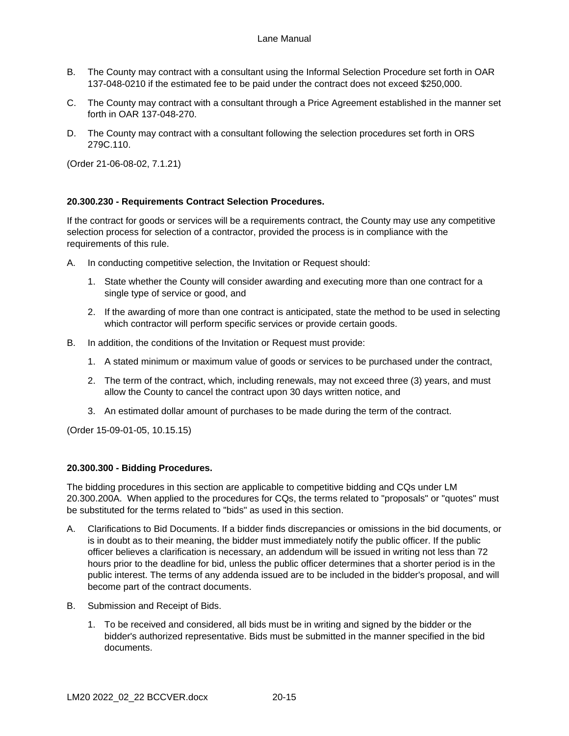B. The County may contract with a consultant using the Informal Selection Procedure set forth in OAR 137-048-0210 if the estimated fee to be paid under the contract does not exceed $250,000.

C. The County may contract with a consultant through a Price Agreement established in the manner set forth in OAR 137-048-270.

D. The County may contract with a consultant following the selection procedures set forth in ORS 279C.110.

(Order 21-06-08-02, 7.1.21)

**20.300.230 - Requirements Contract Selection Procedures.**

If the contract for goods or services will be a requirements contract, the County may use any competitive selection process for selection of a contractor, provided the process is in compliance with the requirements of this rule.

A. In conducting competitive selection, the Invitation or Request should:

   1. State whether the County will consider awarding and executing more than one contract for a single type of service or good, and

   2. If the awarding of more than one contract is anticipated, state the method to be used in selecting which contractor will perform specific services or provide certain goods.

B. In addition, the conditions of the Invitation or Request must provide:

   1. A stated minimum or maximum value of goods or services to be purchased under the contract,

   2. The term of the contract, which, including renewals, may not exceed three (3) years, and must allow the County to cancel the contract upon 30 days written notice, and

   3. An estimated dollar amount of purchases to be made during the term of the contract.

(Order 15-09-01-05, 10.15.15)

**20.300.300 - Bidding Procedures.**

The bidding procedures in this section are applicable to competitive bidding and CQs under LM 20.300.200A. When applied to the procedures for CQs, the terms related to "proposals" or "quotes" must be substituted for the terms related to "bids" as used in this section.

A. Clarifications to Bid Documents. If a bidder finds discrepancies or omissions in the bid documents, or is in doubt as to their meaning, the bidder must immediately notify the public officer. If the public officer believes a clarification is necessary, an addendum will be issued in writing not less than 72 hours prior to the deadline for bid, unless the public officer determines that a shorter period is in the public interest. The terms of any addenda issued are to be included in the bidder's proposal, and will become part of the contract documents.

B. Submission and Receipt of Bids.

   1. To be received and considered, all bids must be in writing and signed by the bidder or the bidder's authorized representative. Bids must be submitted in the manner specified in the bid documents.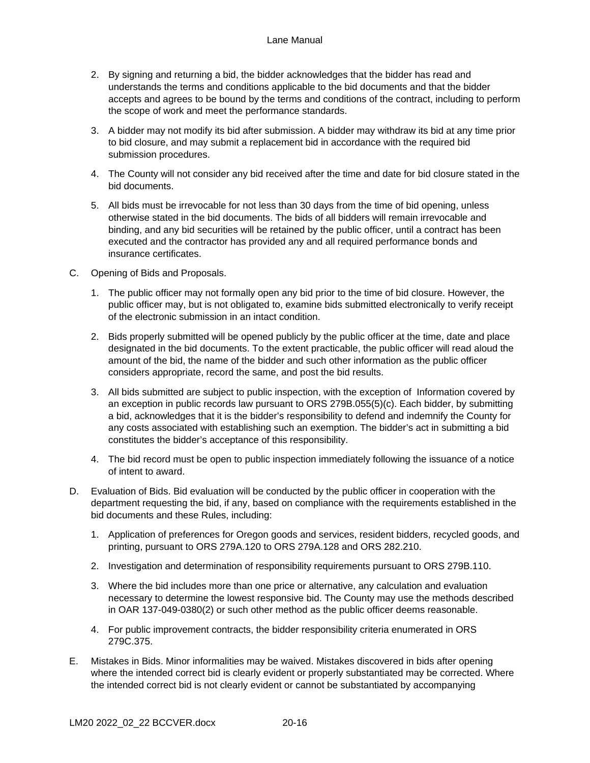2. By signing and returning a bid, the bidder acknowledges that the bidder has read and understands the terms and conditions applicable to the bid documents and that the bidder accepts and agrees to be bound by the terms and conditions of the contract, including to perform the scope of work and meet the performance standards.

3. A bidder may not modify its bid after submission. A bidder may withdraw its bid at any time prior to bid closure, and may submit a replacement bid in accordance with the required bid submission procedures.

4. The County will not consider any bid received after the time and date for bid closure stated in the bid documents.

5. All bids must be irrevocable for not less than 30 days from the time of bid opening, unless otherwise stated in the bid documents. The bids of all bidders will remain irrevocable and binding, and any bid securities will be retained by the public officer, until a contract has been executed and the contractor has provided any and all required performance bonds and insurance certificates.

C. Opening of Bids and Proposals.

1. The public officer may not formally open any bid prior to the time of bid closure. However, the public officer may, but is not obligated to, examine bids submitted electronically to verify receipt of the electronic submission in an intact condition.

2. Bids properly submitted will be opened publicly by the public officer at the time, date and place designated in the bid documents. To the extent practicable, the public officer will read aloud the amount of the bid, the name of the bidder and such other information as the public officer considers appropriate, record the same, and post the bid results.

3. All bids submitted are subject to public inspection, with the exception of Information covered by an exception in public records law pursuant to ORS 279B.055(5)(c). Each bidder, by submitting a bid, acknowledges that it is the bidder's responsibility to defend and indemnify the County for any costs associated with establishing such an exemption. The bidder's act in submitting a bid constitutes the bidder's acceptance of this responsibility.

4. The bid record must be open to public inspection immediately following the issuance of a notice of intent to award.

D. Evaluation of Bids. Bid evaluation will be conducted by the public officer in cooperation with the department requesting the bid, if any, based on compliance with the requirements established in the bid documents and these Rules, including:

1. Application of preferences for Oregon goods and services, resident bidders, recycled goods, and printing, pursuant to ORS 279A.120 to ORS 279A.128 and ORS 282.210.

2. Investigation and determination of responsibility requirements pursuant to ORS 279B.110.

3. Where the bid includes more than one price or alternative, any calculation and evaluation necessary to determine the lowest responsive bid. The County may use the methods described in OAR 137-049-0380(2) or such other method as the public officer deems reasonable.

4. For public improvement contracts, the bidder responsibility criteria enumerated in ORS 279C.375.

E. Mistakes in Bids. Minor informalities may be waived. Mistakes discovered in bids after opening where the intended correct bid is clearly evident or properly substantiated may be corrected. Where the intended correct bid is not clearly evident or cannot be substantiated by accompanying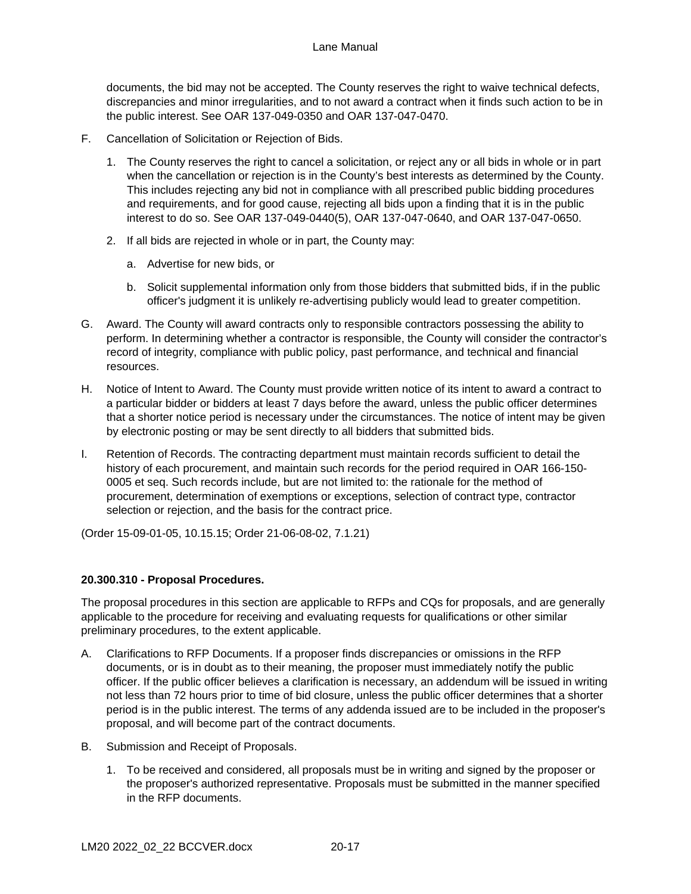documents, the bid may not be accepted. The County reserves the right to waive technical defects, discrepancies and minor irregularities, and to not award a contract when it finds such action to be in the public interest. See OAR 137-049-0350 and OAR 137-047-0470.

F. Cancellation of Solicitation or Rejection of Bids.

   1. The County reserves the right to cancel a solicitation, or reject any or all bids in whole or in part when the cancellation or rejection is in the County's best interests as determined by the County. This includes rejecting any bid not in compliance with all prescribed public bidding procedures and requirements, and for good cause, rejecting all bids upon a finding that it is in the public interest to do so. See OAR 137-049-0440(5), OAR 137-047-0640, and OAR 137-047-0650.

   2. If all bids are rejected in whole or in part, the County may:

      a. Advertise for new bids, or

      b. Solicit supplemental information only from those bidders that submitted bids, if in the public officer's judgment it is unlikely re-advertising publicly would lead to greater competition.

G. Award. The County will award contracts only to responsible contractors possessing the ability to perform. In determining whether a contractor is responsible, the County will consider the contractor's record of integrity, compliance with public policy, past performance, and technical and financial resources.

H. Notice of Intent to Award. The County must provide written notice of its intent to award a contract to a particular bidder or bidders at least 7 days before the award, unless the public officer determines that a shorter notice period is necessary under the circumstances. The notice of intent may be given by electronic posting or may be sent directly to all bidders that submitted bids.

I. Retention of Records. The contracting department must maintain records sufficient to detail the history of each procurement, and maintain such records for the period required in OAR 166-150-0005 et seq. Such records include, but are not limited to: the rationale for the method of procurement, determination of exemptions or exceptions, selection of contract type, contractor selection or rejection, and the basis for the contract price.

(Order 15-09-01-05, 10.15.15; Order 21-06-08-02, 7.1.21)

**20.300.310 - Proposal Procedures.**

The proposal procedures in this section are applicable to RFPs and CQs for proposals, and are generally applicable to the procedure for receiving and evaluating requests for qualifications or other similar preliminary procedures, to the extent applicable.

A. Clarifications to RFP Documents. If a proposer finds discrepancies or omissions in the RFP documents, or is in doubt as to their meaning, the proposer must immediately notify the public officer. If the public officer believes a clarification is necessary, an addendum will be issued in writing not less than 72 hours prior to time of bid closure, unless the public officer determines that a shorter period is in the public interest. The terms of any addenda issued are to be included in the proposer's proposal, and will become part of the contract documents.

B. Submission and Receipt of Proposals.

   1. To be received and considered, all proposals must be in writing and signed by the proposer or the proposer's authorized representative. Proposals must be submitted in the manner specified in the RFP documents.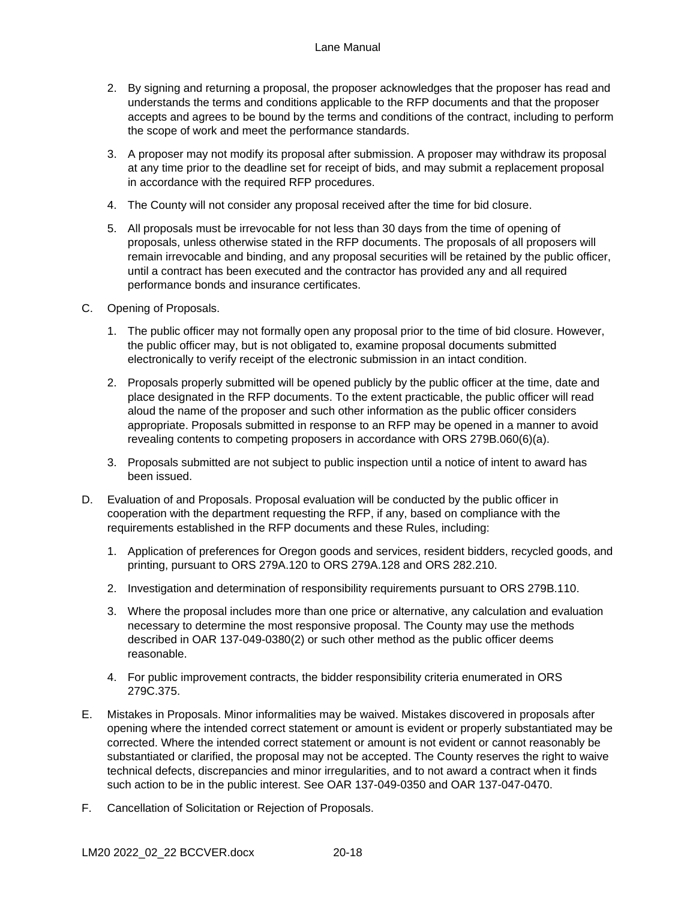2. By signing and returning a proposal, the proposer acknowledges that the proposer has read and understands the terms and conditions applicable to the RFP documents and that the proposer accepts and agrees to be bound by the terms and conditions of the contract, including to perform the scope of work and meet the performance standards.

3. A proposer may not modify its proposal after submission. A proposer may withdraw its proposal at any time prior to the deadline set for receipt of bids, and may submit a replacement proposal in accordance with the required RFP procedures.

4. The County will not consider any proposal received after the time for bid closure.

5. All proposals must be irrevocable for not less than 30 days from the time of opening of proposals, unless otherwise stated in the RFP documents. The proposals of all proposers will remain irrevocable and binding, and any proposal securities will be retained by the public officer, until a contract has been executed and the contractor has provided any and all required performance bonds and insurance certificates.

C. Opening of Proposals.

1. The public officer may not formally open any proposal prior to the time of bid closure. However, the public officer may, but is not obligated to, examine proposal documents submitted electronically to verify receipt of the electronic submission in an intact condition.

2. Proposals properly submitted will be opened publicly by the public officer at the time, date and place designated in the RFP documents. To the extent practicable, the public officer will read aloud the name of the proposer and such other information as the public officer considers appropriate. Proposals submitted in response to an RFP may be opened in a manner to avoid revealing contents to competing proposers in accordance with ORS 279B.060(6)(a).

3. Proposals submitted are not subject to public inspection until a notice of intent to award has been issued.

D. Evaluation of and Proposals. Proposal evaluation will be conducted by the public officer in cooperation with the department requesting the RFP, if any, based on compliance with the requirements established in the RFP documents and these Rules, including:

1. Application of preferences for Oregon goods and services, resident bidders, recycled goods, and printing, pursuant to ORS 279A.120 to ORS 279A.128 and ORS 282.210.

2. Investigation and determination of responsibility requirements pursuant to ORS 279B.110.

3. Where the proposal includes more than one price or alternative, any calculation and evaluation necessary to determine the most responsive proposal. The County may use the methods described in OAR 137-049-0380(2) or such other method as the public officer deems reasonable.

4. For public improvement contracts, the bidder responsibility criteria enumerated in ORS 279C.375.

E. Mistakes in Proposals. Minor informalities may be waived. Mistakes discovered in proposals after opening where the intended correct statement or amount is evident or properly substantiated may be corrected. Where the intended correct statement or amount is not evident or cannot reasonably be substantiated or clarified, the proposal may not be accepted. The County reserves the right to waive technical defects, discrepancies and minor irregularities, and to not award a contract when it finds such action to be in the public interest. See OAR 137-049-0350 and OAR 137-047-0470.

F. Cancellation of Solicitation or Rejection of Proposals.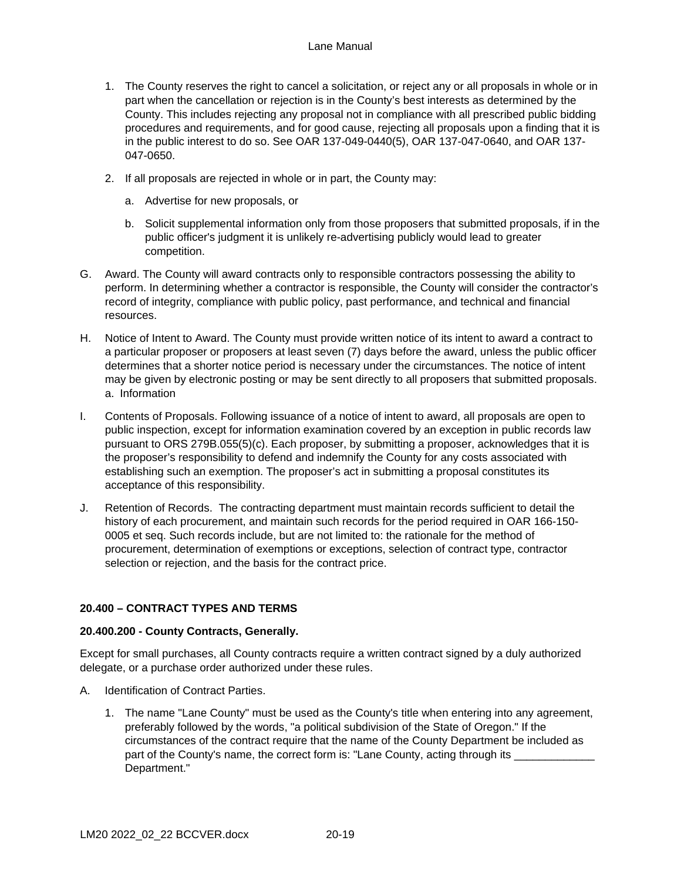1. The County reserves the right to cancel a solicitation, or reject any or all proposals in whole or in part when the cancellation or rejection is in the County's best interests as determined by the County. This includes rejecting any proposal not in compliance with all prescribed public bidding procedures and requirements, and for good cause, rejecting all proposals upon a finding that it is in the public interest to do so. See OAR 137-049-0440(5), OAR 137-047-0640, and OAR 137-047-0650.

2. If all proposals are rejected in whole or in part, the County may:

   a. Advertise for new proposals, or

   b. Solicit supplemental information only from those proposers that submitted proposals, if in the public officer's judgment it is unlikely re-advertising publicly would lead to greater competition.

G. Award. The County will award contracts only to responsible contractors possessing the ability to perform. In determining whether a contractor is responsible, the County will consider the contractor's record of integrity, compliance with public policy, past performance, and technical and financial resources.

H. Notice of Intent to Award. The County must provide written notice of its intent to award a contract to a particular proposer or proposers at least seven (7) days before the award, unless the public officer determines that a shorter notice period is necessary under the circumstances. The notice of intent may be given by electronic posting or may be sent directly to all proposers that submitted proposals.
a. Information

I. Contents of Proposals. Following issuance of a notice of intent to award, all proposals are open to public inspection, except for information examination covered by an exception in public records law pursuant to ORS 279B.055(5)(c). Each proposer, by submitting a proposer, acknowledges that it is the proposer's responsibility to defend and indemnify the County for any costs associated with establishing such an exemption. The proposer's act in submitting a proposal constitutes its acceptance of this responsibility.

J. Retention of Records. The contracting department must maintain records sufficient to detail the history of each procurement, and maintain such records for the period required in OAR 166-150-0005 et seq. Such records include, but are not limited to: the rationale for the method of procurement, determination of exemptions or exceptions, selection of contract type, contractor selection or rejection, and the basis for the contract price.

## 20.400 – CONTRACT TYPES AND TERMS

### 20.400.200 - County Contracts, Generally.

Except for small purchases, all County contracts require a written contract signed by a duly authorized delegate, or a purchase order authorized under these rules.

A. Identification of Contract Parties.

   1. The name "Lane County" must be used as the County's title when entering into any agreement, preferably followed by the words, "a political subdivision of the State of Oregon." If the circumstances of the contract require that the name of the County Department be included as part of the County's name, the correct form is: "Lane County, acting through its _____________ Department."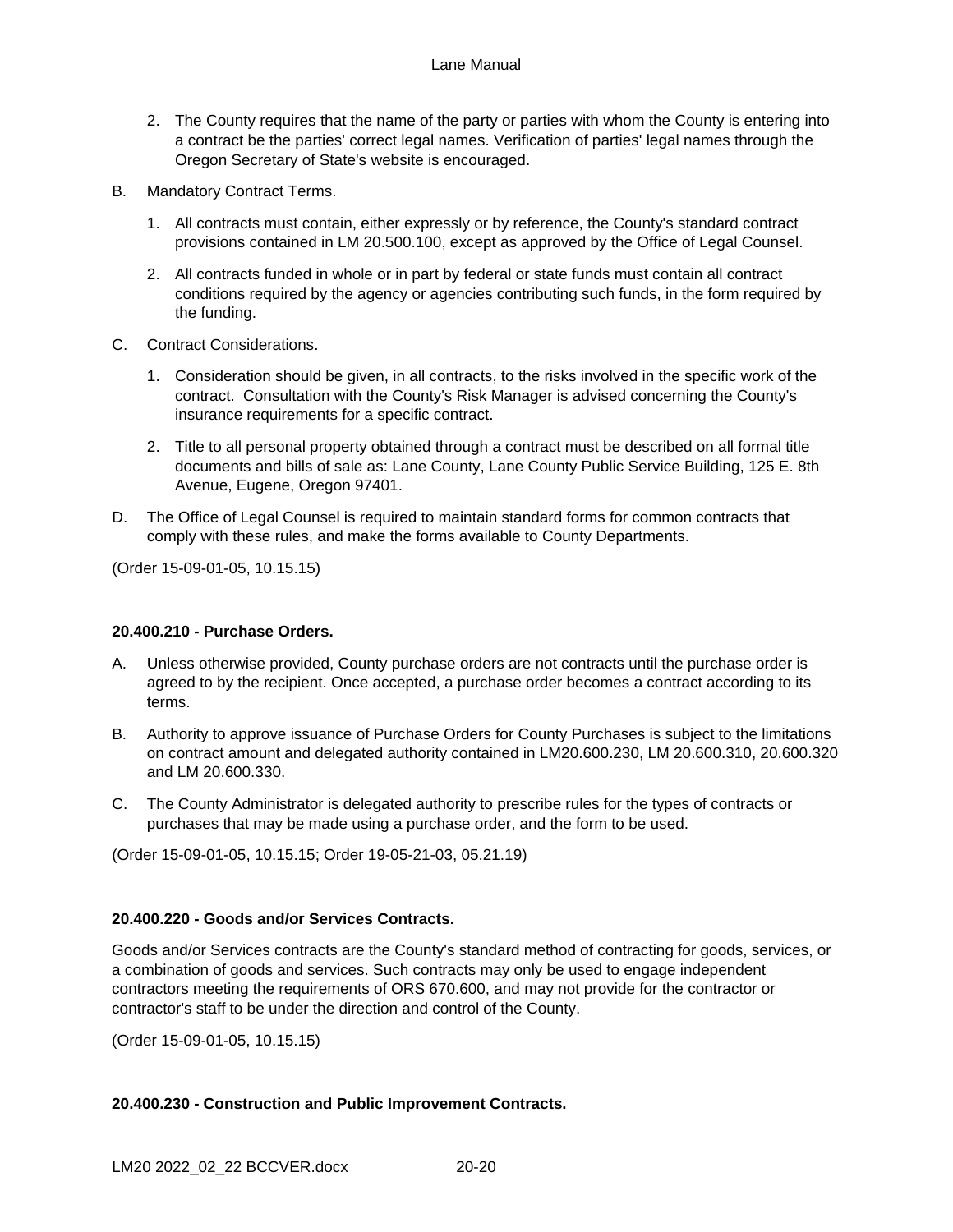2. The County requires that the name of the party or parties with whom the County is entering into a contract be the parties' correct legal names. Verification of parties' legal names through the Oregon Secretary of State's website is encouraged.

B. Mandatory Contract Terms.

1. All contracts must contain, either expressly or by reference, the County's standard contract provisions contained in LM 20.500.100, except as approved by the Office of Legal Counsel.

2. All contracts funded in whole or in part by federal or state funds must contain all contract conditions required by the agency or agencies contributing such funds, in the form required by the funding.

C. Contract Considerations.

1. Consideration should be given, in all contracts, to the risks involved in the specific work of the contract. Consultation with the County's Risk Manager is advised concerning the County's insurance requirements for a specific contract.

2. Title to all personal property obtained through a contract must be described on all formal title documents and bills of sale as: Lane County, Lane County Public Service Building, 125 E. 8th Avenue, Eugene, Oregon 97401.

D. The Office of Legal Counsel is required to maintain standard forms for common contracts that comply with these rules, and make the forms available to County Departments.

(Order 15-09-01-05, 10.15.15)

**20.400.210 - Purchase Orders.**

A. Unless otherwise provided, County purchase orders are not contracts until the purchase order is agreed to by the recipient. Once accepted, a purchase order becomes a contract according to its terms.

B. Authority to approve issuance of Purchase Orders for County Purchases is subject to the limitations on contract amount and delegated authority contained in LM20.600.230, LM 20.600.310, 20.600.320 and LM 20.600.330.

C. The County Administrator is delegated authority to prescribe rules for the types of contracts or purchases that may be made using a purchase order, and the form to be used.

(Order 15-09-01-05, 10.15.15; Order 19-05-21-03, 05.21.19)

**20.400.220 - Goods and/or Services Contracts.**

Goods and/or Services contracts are the County's standard method of contracting for goods, services, or a combination of goods and services. Such contracts may only be used to engage independent contractors meeting the requirements of ORS 670.600, and may not provide for the contractor or contractor's staff to be under the direction and control of the County.

(Order 15-09-01-05, 10.15.15)

**20.400.230 - Construction and Public Improvement Contracts.**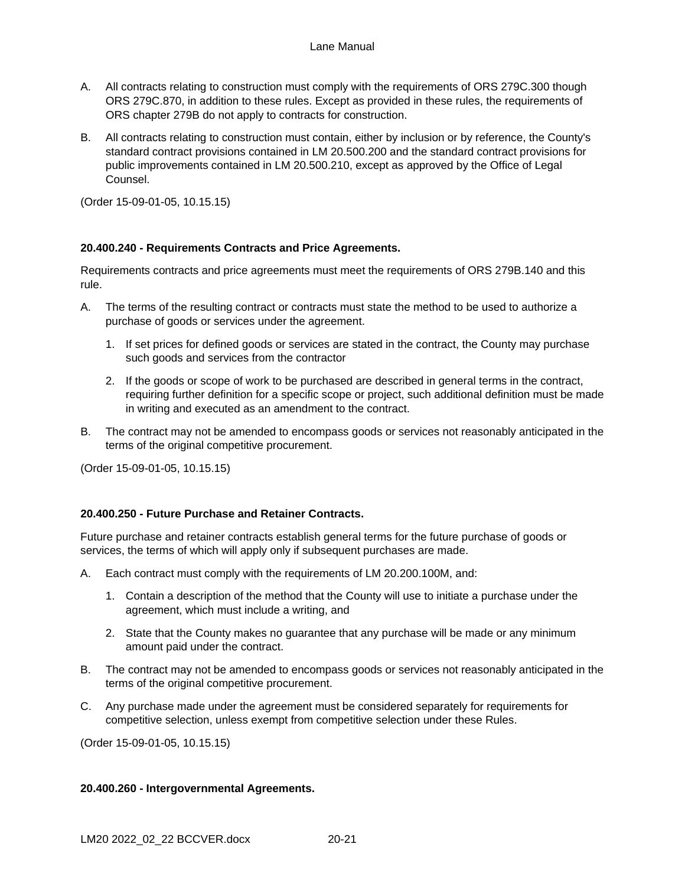A. All contracts relating to construction must comply with the requirements of ORS 279C.300 though ORS 279C.870, in addition to these rules. Except as provided in these rules, the requirements of ORS chapter 279B do not apply to contracts for construction.

B. All contracts relating to construction must contain, either by inclusion or by reference, the County's standard contract provisions contained in LM 20.500.200 and the standard contract provisions for public improvements contained in LM 20.500.210, except as approved by the Office of Legal Counsel.

(Order 15-09-01-05, 10.15.15)

**20.400.240 - Requirements Contracts and Price Agreements.**

Requirements contracts and price agreements must meet the requirements of ORS 279B.140 and this rule.

A. The terms of the resulting contract or contracts must state the method to be used to authorize a purchase of goods or services under the agreement.

   1. If set prices for defined goods or services are stated in the contract, the County may purchase such goods and services from the contractor

   2. If the goods or scope of work to be purchased are described in general terms in the contract, requiring further definition for a specific scope or project, such additional definition must be made in writing and executed as an amendment to the contract.

B. The contract may not be amended to encompass goods or services not reasonably anticipated in the terms of the original competitive procurement.

(Order 15-09-01-05, 10.15.15)

**20.400.250 - Future Purchase and Retainer Contracts.**

Future purchase and retainer contracts establish general terms for the future purchase of goods or services, the terms of which will apply only if subsequent purchases are made.

A. Each contract must comply with the requirements of LM 20.200.100M, and:

   1. Contain a description of the method that the County will use to initiate a purchase under the agreement, which must include a writing, and

   2. State that the County makes no guarantee that any purchase will be made or any minimum amount paid under the contract.

B. The contract may not be amended to encompass goods or services not reasonably anticipated in the terms of the original competitive procurement.

C. Any purchase made under the agreement must be considered separately for requirements for competitive selection, unless exempt from competitive selection under these Rules.

(Order 15-09-01-05, 10.15.15)

**20.400.260 - Intergovernmental Agreements.**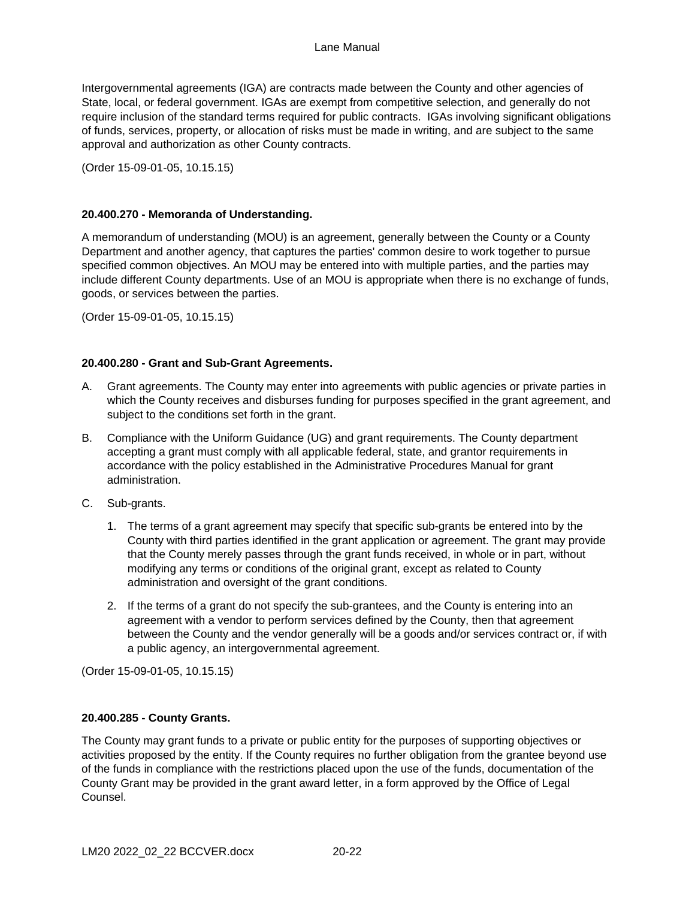Intergovernmental agreements (IGA) are contracts made between the County and other agencies of State, local, or federal government. IGAs are exempt from competitive selection, and generally do not require inclusion of the standard terms required for public contracts. IGAs involving significant obligations of funds, services, property, or allocation of risks must be made in writing, and are subject to the same approval and authorization as other County contracts.

(Order 15-09-01-05, 10.15.15)

**20.400.270 - Memoranda of Understanding.**

A memorandum of understanding (MOU) is an agreement, generally between the County or a County Department and another agency, that captures the parties' common desire to work together to pursue specified common objectives. An MOU may be entered into with multiple parties, and the parties may include different County departments. Use of an MOU is appropriate when there is no exchange of funds, goods, or services between the parties.

(Order 15-09-01-05, 10.15.15)

**20.400.280 - Grant and Sub-Grant Agreements.**

A. Grant agreements. The County may enter into agreements with public agencies or private parties in which the County receives and disburses funding for purposes specified in the grant agreement, and subject to the conditions set forth in the grant.

B. Compliance with the Uniform Guidance (UG) and grant requirements. The County department accepting a grant must comply with all applicable federal, state, and grantor requirements in accordance with the policy established in the Administrative Procedures Manual for grant administration.

C. Sub-grants.

   1. The terms of a grant agreement may specify that specific sub-grants be entered into by the County with third parties identified in the grant application or agreement. The grant may provide that the County merely passes through the grant funds received, in whole or in part, without modifying any terms or conditions of the original grant, except as related to County administration and oversight of the grant conditions.

   2. If the terms of a grant do not specify the sub-grantees, and the County is entering into an agreement with a vendor to perform services defined by the County, then that agreement between the County and the vendor generally will be a goods and/or services contract or, if with a public agency, an intergovernmental agreement.

(Order 15-09-01-05, 10.15.15)

**20.400.285 - County Grants.**

The County may grant funds to a private or public entity for the purposes of supporting objectives or activities proposed by the entity. If the County requires no further obligation from the grantee beyond use of the funds in compliance with the restrictions placed upon the use of the funds, documentation of the County Grant may be provided in the grant award letter, in a form approved by the Office of Legal Counsel.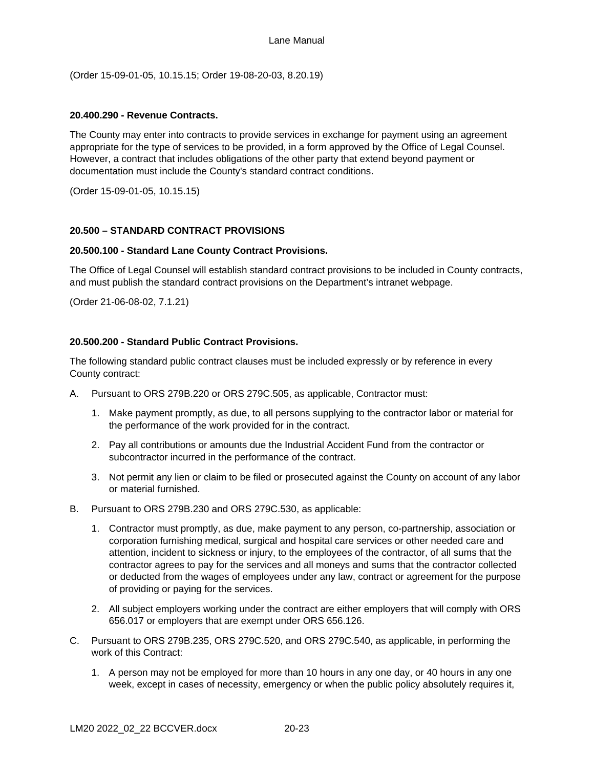(Order 15-09-01-05, 10.15.15; Order 19-08-20-03, 8.20.19)

**20.400.290 - Revenue Contracts.**

The County may enter into contracts to provide services in exchange for payment using an agreement appropriate for the type of services to be provided, in a form approved by the Office of Legal Counsel. However, a contract that includes obligations of the other party that extend beyond payment or documentation must include the County's standard contract conditions.

(Order 15-09-01-05, 10.15.15)

## 20.500 – STANDARD CONTRACT PROVISIONS

**20.500.100 - Standard Lane County Contract Provisions.**

The Office of Legal Counsel will establish standard contract provisions to be included in County contracts, and must publish the standard contract provisions on the Department's intranet webpage.

(Order 21-06-08-02, 7.1.21)

**20.500.200 - Standard Public Contract Provisions.**

The following standard public contract clauses must be included expressly or by reference in every County contract:

A. Pursuant to ORS 279B.220 or ORS 279C.505, as applicable, Contractor must:

   1. Make payment promptly, as due, to all persons supplying to the contractor labor or material for the performance of the work provided for in the contract.

   2. Pay all contributions or amounts due the Industrial Accident Fund from the contractor or subcontractor incurred in the performance of the contract.

   3. Not permit any lien or claim to be filed or prosecuted against the County on account of any labor or material furnished.

B. Pursuant to ORS 279B.230 and ORS 279C.530, as applicable:

   1. Contractor must promptly, as due, make payment to any person, co-partnership, association or corporation furnishing medical, surgical and hospital care services or other needed care and attention, incident to sickness or injury, to the employees of the contractor, of all sums that the contractor agrees to pay for the services and all moneys and sums that the contractor collected or deducted from the wages of employees under any law, contract or agreement for the purpose of providing or paying for the services.

   2. All subject employers working under the contract are either employers that will comply with ORS 656.017 or employers that are exempt under ORS 656.126.

C. Pursuant to ORS 279B.235, ORS 279C.520, and ORS 279C.540, as applicable, in performing the work of this Contract:

   1. A person may not be employed for more than 10 hours in any one day, or 40 hours in any one week, except in cases of necessity, emergency or when the public policy absolutely requires it,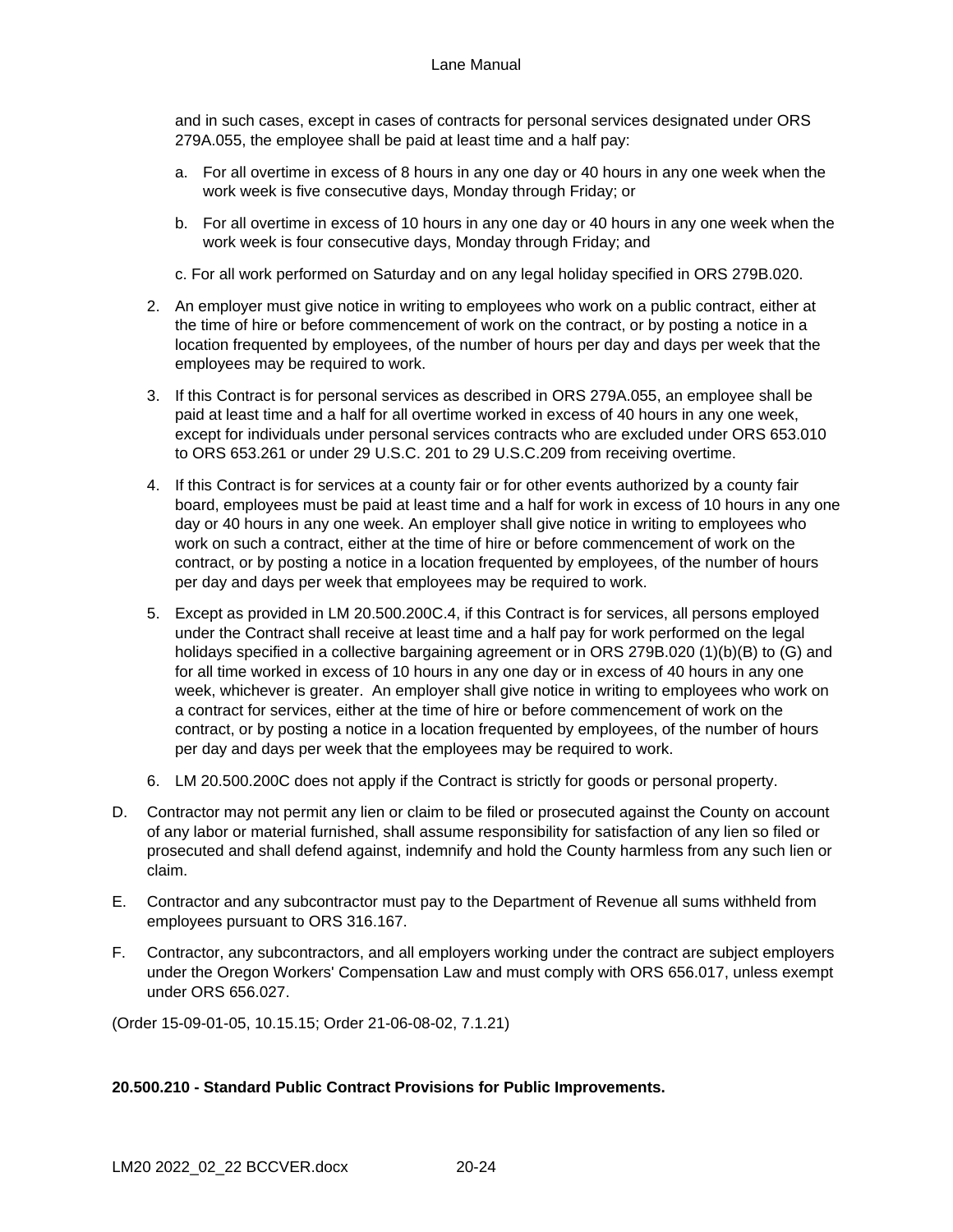and in such cases, except in cases of contracts for personal services designated under ORS 279A.055, the employee shall be paid at least time and a half pay:

   a. For all overtime in excess of 8 hours in any one day or 40 hours in any one week when the work week is five consecutive days, Monday through Friday; or

   b. For all overtime in excess of 10 hours in any one day or 40 hours in any one week when the work week is four consecutive days, Monday through Friday; and

   c. For all work performed on Saturday and on any legal holiday specified in ORS 279B.020.

2. An employer must give notice in writing to employees who work on a public contract, either at the time of hire or before commencement of work on the contract, or by posting a notice in a location frequented by employees, of the number of hours per day and days per week that the employees may be required to work.

3. If this Contract is for personal services as described in ORS 279A.055, an employee shall be paid at least time and a half for all overtime worked in excess of 40 hours in any one week, except for individuals under personal services contracts who are excluded under ORS 653.010 to ORS 653.261 or under 29 U.S.C. 201 to 29 U.S.C.209 from receiving overtime.

4. If this Contract is for services at a county fair or for other events authorized by a county fair board, employees must be paid at least time and a half for work in excess of 10 hours in any one day or 40 hours in any one week. An employer shall give notice in writing to employees who work on such a contract, either at the time of hire or before commencement of work on the contract, or by posting a notice in a location frequented by employees, of the number of hours per day and days per week that employees may be required to work.

5. Except as provided in LM 20.500.200C.4, if this Contract is for services, all persons employed under the Contract shall receive at least time and a half pay for work performed on the legal holidays specified in a collective bargaining agreement or in ORS 279B.020 (1)(b)(B) to (G) and for all time worked in excess of 10 hours in any one day or in excess of 40 hours in any one week, whichever is greater. An employer shall give notice in writing to employees who work on a contract for services, either at the time of hire or before commencement of work on the contract, or by posting a notice in a location frequented by employees, of the number of hours per day and days per week that the employees may be required to work.

6. LM 20.500.200C does not apply if the Contract is strictly for goods or personal property.

D. Contractor may not permit any lien or claim to be filed or prosecuted against the County on account of any labor or material furnished, shall assume responsibility for satisfaction of any lien so filed or prosecuted and shall defend against, indemnify and hold the County harmless from any such lien or claim.

E. Contractor and any subcontractor must pay to the Department of Revenue all sums withheld from employees pursuant to ORS 316.167.

F. Contractor, any subcontractors, and all employers working under the contract are subject employers under the Oregon Workers' Compensation Law and must comply with ORS 656.017, unless exempt under ORS 656.027.

(Order 15-09-01-05, 10.15.15; Order 21-06-08-02, 7.1.21)

**20.500.210 - Standard Public Contract Provisions for Public Improvements.**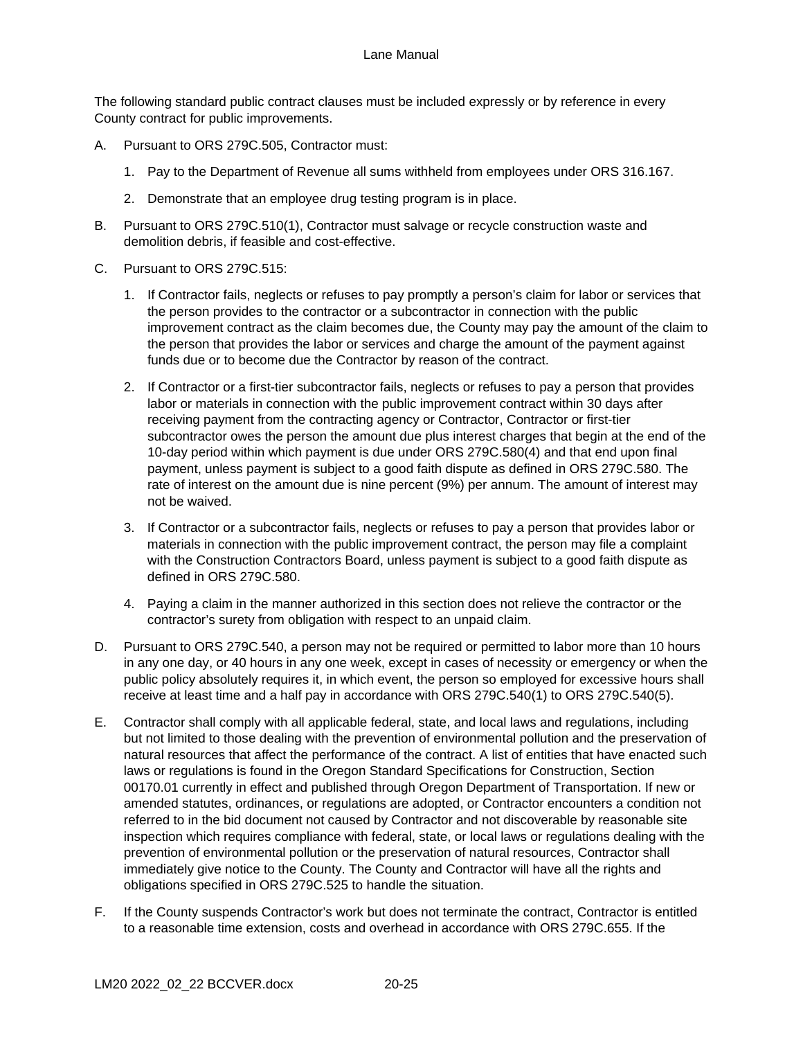The following standard public contract clauses must be included expressly or by reference in every County contract for public improvements.

A. Pursuant to ORS 279C.505, Contractor must:

   1. Pay to the Department of Revenue all sums withheld from employees under ORS 316.167.

   2. Demonstrate that an employee drug testing program is in place.

B. Pursuant to ORS 279C.510(1), Contractor must salvage or recycle construction waste and demolition debris, if feasible and cost-effective.

C. Pursuant to ORS 279C.515:

   1. If Contractor fails, neglects or refuses to pay promptly a person's claim for labor or services that the person provides to the contractor or a subcontractor in connection with the public improvement contract as the claim becomes due, the County may pay the amount of the claim to the person that provides the labor or services and charge the amount of the payment against funds due or to become due the Contractor by reason of the contract.

   2. If Contractor or a first-tier subcontractor fails, neglects or refuses to pay a person that provides labor or materials in connection with the public improvement contract within 30 days after receiving payment from the contracting agency or Contractor, Contractor or first-tier subcontractor owes the person the amount due plus interest charges that begin at the end of the 10-day period within which payment is due under ORS 279C.580(4) and that end upon final payment, unless payment is subject to a good faith dispute as defined in ORS 279C.580. The rate of interest on the amount due is nine percent (9%) per annum. The amount of interest may not be waived.

   3. If Contractor or a subcontractor fails, neglects or refuses to pay a person that provides labor or materials in connection with the public improvement contract, the person may file a complaint with the Construction Contractors Board, unless payment is subject to a good faith dispute as defined in ORS 279C.580.

   4. Paying a claim in the manner authorized in this section does not relieve the contractor or the contractor's surety from obligation with respect to an unpaid claim.

D. Pursuant to ORS 279C.540, a person may not be required or permitted to labor more than 10 hours in any one day, or 40 hours in any one week, except in cases of necessity or emergency or when the public policy absolutely requires it, in which event, the person so employed for excessive hours shall receive at least time and a half pay in accordance with ORS 279C.540(1) to ORS 279C.540(5).

E. Contractor shall comply with all applicable federal, state, and local laws and regulations, including but not limited to those dealing with the prevention of environmental pollution and the preservation of natural resources that affect the performance of the contract. A list of entities that have enacted such laws or regulations is found in the Oregon Standard Specifications for Construction, Section 00170.01 currently in effect and published through Oregon Department of Transportation. If new or amended statutes, ordinances, or regulations are adopted, or Contractor encounters a condition not referred to in the bid document not caused by Contractor and not discoverable by reasonable site inspection which requires compliance with federal, state, or local laws or regulations dealing with the prevention of environmental pollution or the preservation of natural resources, Contractor shall immediately give notice to the County. The County and Contractor will have all the rights and obligations specified in ORS 279C.525 to handle the situation.

F. If the County suspends Contractor's work but does not terminate the contract, Contractor is entitled to a reasonable time extension, costs and overhead in accordance with ORS 279C.655. If the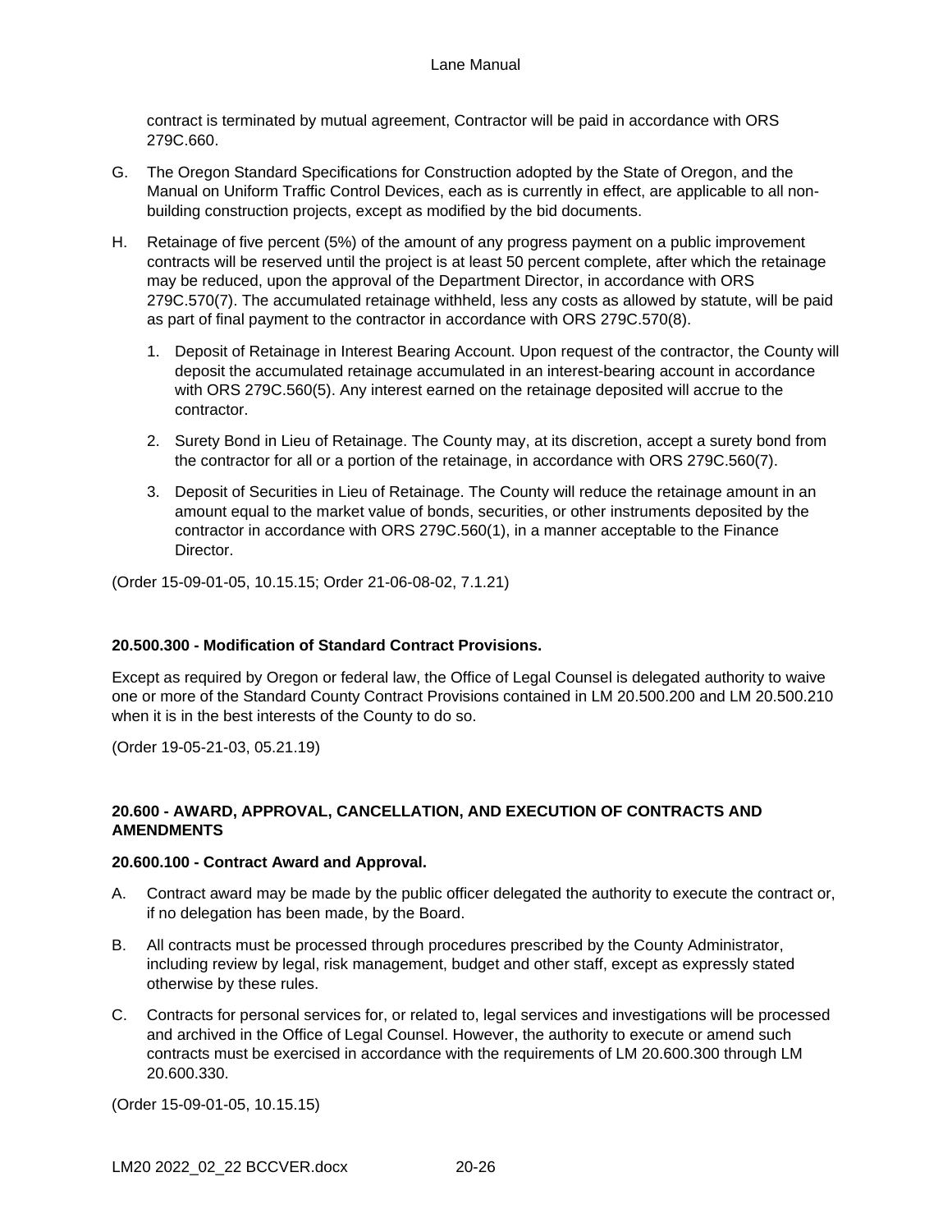contract is terminated by mutual agreement, Contractor will be paid in accordance with ORS 279C.660.

G. The Oregon Standard Specifications for Construction adopted by the State of Oregon, and the Manual on Uniform Traffic Control Devices, each as is currently in effect, are applicable to all non-building construction projects, except as modified by the bid documents.

H. Retainage of five percent (5%) of the amount of any progress payment on a public improvement contracts will be reserved until the project is at least 50 percent complete, after which the retainage may be reduced, upon the approval of the Department Director, in accordance with ORS 279C.570(7). The accumulated retainage withheld, less any costs as allowed by statute, will be paid as part of final payment to the contractor in accordance with ORS 279C.570(8).

   1. Deposit of Retainage in Interest Bearing Account. Upon request of the contractor, the County will deposit the accumulated retainage accumulated in an interest-bearing account in accordance with ORS 279C.560(5). Any interest earned on the retainage deposited will accrue to the contractor.

   2. Surety Bond in Lieu of Retainage. The County may, at its discretion, accept a surety bond from the contractor for all or a portion of the retainage, in accordance with ORS 279C.560(7).

   3. Deposit of Securities in Lieu of Retainage. The County will reduce the retainage amount in an amount equal to the market value of bonds, securities, or other instruments deposited by the contractor in accordance with ORS 279C.560(1), in a manner acceptable to the Finance Director.

(Order 15-09-01-05, 10.15.15; Order 21-06-08-02, 7.1.21)

**20.500.300 - Modification of Standard Contract Provisions.**

Except as required by Oregon or federal law, the Office of Legal Counsel is delegated authority to waive one or more of the Standard County Contract Provisions contained in LM 20.500.200 and LM 20.500.210 when it is in the best interests of the County to do so.

(Order 19-05-21-03, 05.21.19)

## 20.600 - AWARD, APPROVAL, CANCELLATION, AND EXECUTION OF CONTRACTS AND AMENDMENTS

**20.600.100 - Contract Award and Approval.**

A. Contract award may be made by the public officer delegated the authority to execute the contract or, if no delegation has been made, by the Board.

B. All contracts must be processed through procedures prescribed by the County Administrator, including review by legal, risk management, budget and other staff, except as expressly stated otherwise by these rules.

C. Contracts for personal services for, or related to, legal services and investigations will be processed and archived in the Office of Legal Counsel. However, the authority to execute or amend such contracts must be exercised in accordance with the requirements of LM 20.600.300 through LM 20.600.330.

(Order 15-09-01-05, 10.15.15)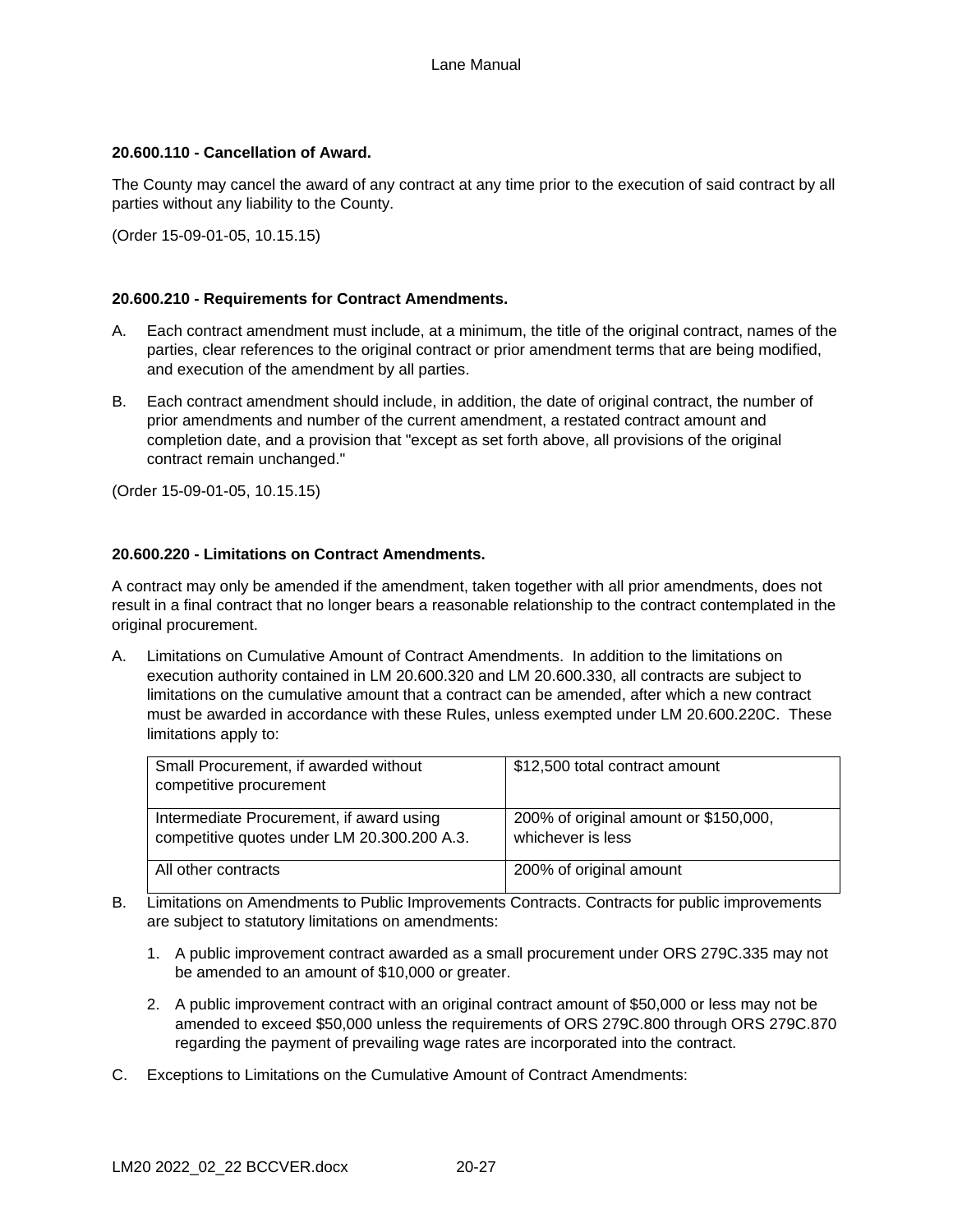**20.600.110 - Cancellation of Award.**

The County may cancel the award of any contract at any time prior to the execution of said contract by all parties without any liability to the County.

(Order 15-09-01-05, 10.15.15)

**20.600.210 - Requirements for Contract Amendments.**

A. Each contract amendment must include, at a minimum, the title of the original contract, names of the parties, clear references to the original contract or prior amendment terms that are being modified, and execution of the amendment by all parties.

B. Each contract amendment should include, in addition, the date of original contract, the number of prior amendments and number of the current amendment, a restated contract amount and completion date, and a provision that "except as set forth above, all provisions of the original contract remain unchanged."

(Order 15-09-01-05, 10.15.15)

**20.600.220 - Limitations on Contract Amendments.**

A contract may only be amended if the amendment, taken together with all prior amendments, does not result in a final contract that no longer bears a reasonable relationship to the contract contemplated in the original procurement.

A. Limitations on Cumulative Amount of Contract Amendments. In addition to the limitations on execution authority contained in LM 20.600.320 and LM 20.600.330, all contracts are subject to limitations on the cumulative amount that a contract can be amended, after which a new contract must be awarded in accordance with these Rules, unless exempted under LM 20.600.220C. These limitations apply to:

| | |
|---|---|
| Small Procurement, if awarded without competitive procurement | $12,500 total contract amount |
| Intermediate Procurement, if award using competitive quotes under LM 20.300.200 A.3. | 200% of original amount or $150,000, whichever is less |
| All other contracts | 200% of original amount |

B. Limitations on Amendments to Public Improvements Contracts. Contracts for public improvements are subject to statutory limitations on amendments:

1. A public improvement contract awarded as a small procurement under ORS 279C.335 may not be amended to an amount of $10,000 or greater.

2. A public improvement contract with an original contract amount of $50,000 or less may not be amended to exceed $50,000 unless the requirements of ORS 279C.800 through ORS 279C.870 regarding the payment of prevailing wage rates are incorporated into the contract.

C. Exceptions to Limitations on the Cumulative Amount of Contract Amendments: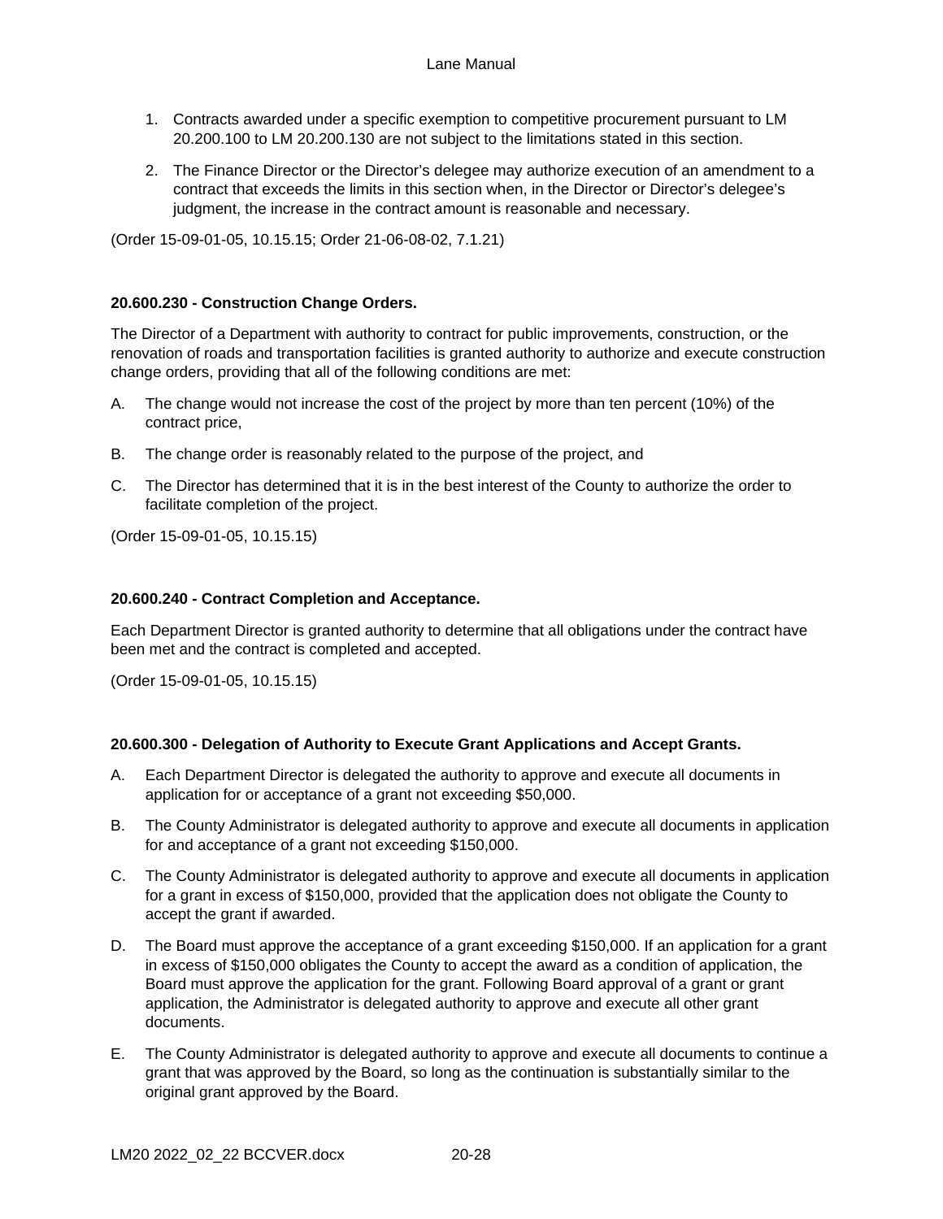1. Contracts awarded under a specific exemption to competitive procurement pursuant to LM 20.200.100 to LM 20.200.130 are not subject to the limitations stated in this section.

2. The Finance Director or the Director's delegee may authorize execution of an amendment to a contract that exceeds the limits in this section when, in the Director or Director's delegee's judgment, the increase in the contract amount is reasonable and necessary.

(Order 15-09-01-05, 10.15.15; Order 21-06-08-02, 7.1.21)

**20.600.230 - Construction Change Orders.**

The Director of a Department with authority to contract for public improvements, construction, or the renovation of roads and transportation facilities is granted authority to authorize and execute construction change orders, providing that all of the following conditions are met:

A. The change would not increase the cost of the project by more than ten percent (10%) of the contract price,

B. The change order is reasonably related to the purpose of the project, and

C. The Director has determined that it is in the best interest of the County to authorize the order to facilitate completion of the project.

(Order 15-09-01-05, 10.15.15)

**20.600.240 - Contract Completion and Acceptance.**

Each Department Director is granted authority to determine that all obligations under the contract have been met and the contract is completed and accepted.

(Order 15-09-01-05, 10.15.15)

**20.600.300 - Delegation of Authority to Execute Grant Applications and Accept Grants.**

A. Each Department Director is delegated the authority to approve and execute all documents in application for or acceptance of a grant not exceeding $50,000.

B. The County Administrator is delegated authority to approve and execute all documents in application for and acceptance of a grant not exceeding $150,000.

C. The County Administrator is delegated authority to approve and execute all documents in application for a grant in excess of $150,000, provided that the application does not obligate the County to accept the grant if awarded.

D. The Board must approve the acceptance of a grant exceeding $150,000. If an application for a grant in excess of $150,000 obligates the County to accept the award as a condition of application, the Board must approve the application for the grant. Following Board approval of a grant or grant application, the Administrator is delegated authority to approve and execute all other grant documents.

E. The County Administrator is delegated authority to approve and execute all documents to continue a grant that was approved by the Board, so long as the continuation is substantially similar to the original grant approved by the Board.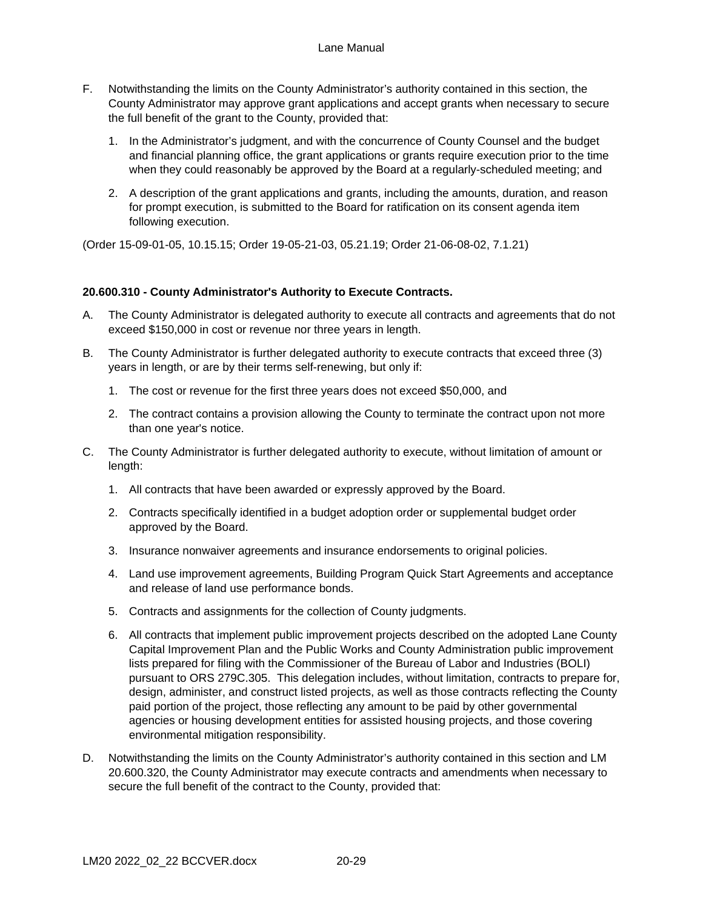F. Notwithstanding the limits on the County Administrator's authority contained in this section, the County Administrator may approve grant applications and accept grants when necessary to secure the full benefit of the grant to the County, provided that:

   1. In the Administrator's judgment, and with the concurrence of County Counsel and the budget and financial planning office, the grant applications or grants require execution prior to the time when they could reasonably be approved by the Board at a regularly-scheduled meeting; and

   2. A description of the grant applications and grants, including the amounts, duration, and reason for prompt execution, is submitted to the Board for ratification on its consent agenda item following execution.

(Order 15-09-01-05, 10.15.15; Order 19-05-21-03, 05.21.19; Order 21-06-08-02, 7.1.21)

**20.600.310 - County Administrator's Authority to Execute Contracts.**

A. The County Administrator is delegated authority to execute all contracts and agreements that do not exceed $150,000 in cost or revenue nor three years in length.

B. The County Administrator is further delegated authority to execute contracts that exceed three (3) years in length, or are by their terms self-renewing, but only if:

   1. The cost or revenue for the first three years does not exceed $50,000, and

   2. The contract contains a provision allowing the County to terminate the contract upon not more than one year's notice.

C. The County Administrator is further delegated authority to execute, without limitation of amount or length:

   1. All contracts that have been awarded or expressly approved by the Board.

   2. Contracts specifically identified in a budget adoption order or supplemental budget order approved by the Board.

   3. Insurance nonwaiver agreements and insurance endorsements to original policies.

   4. Land use improvement agreements, Building Program Quick Start Agreements and acceptance and release of land use performance bonds.

   5. Contracts and assignments for the collection of County judgments.

   6. All contracts that implement public improvement projects described on the adopted Lane County Capital Improvement Plan and the Public Works and County Administration public improvement lists prepared for filing with the Commissioner of the Bureau of Labor and Industries (BOLI) pursuant to ORS 279C.305. This delegation includes, without limitation, contracts to prepare for, design, administer, and construct listed projects, as well as those contracts reflecting the County paid portion of the project, those reflecting any amount to be paid by other governmental agencies or housing development entities for assisted housing projects, and those covering environmental mitigation responsibility.

D. Notwithstanding the limits on the County Administrator's authority contained in this section and LM 20.600.320, the County Administrator may execute contracts and amendments when necessary to secure the full benefit of the contract to the County, provided that: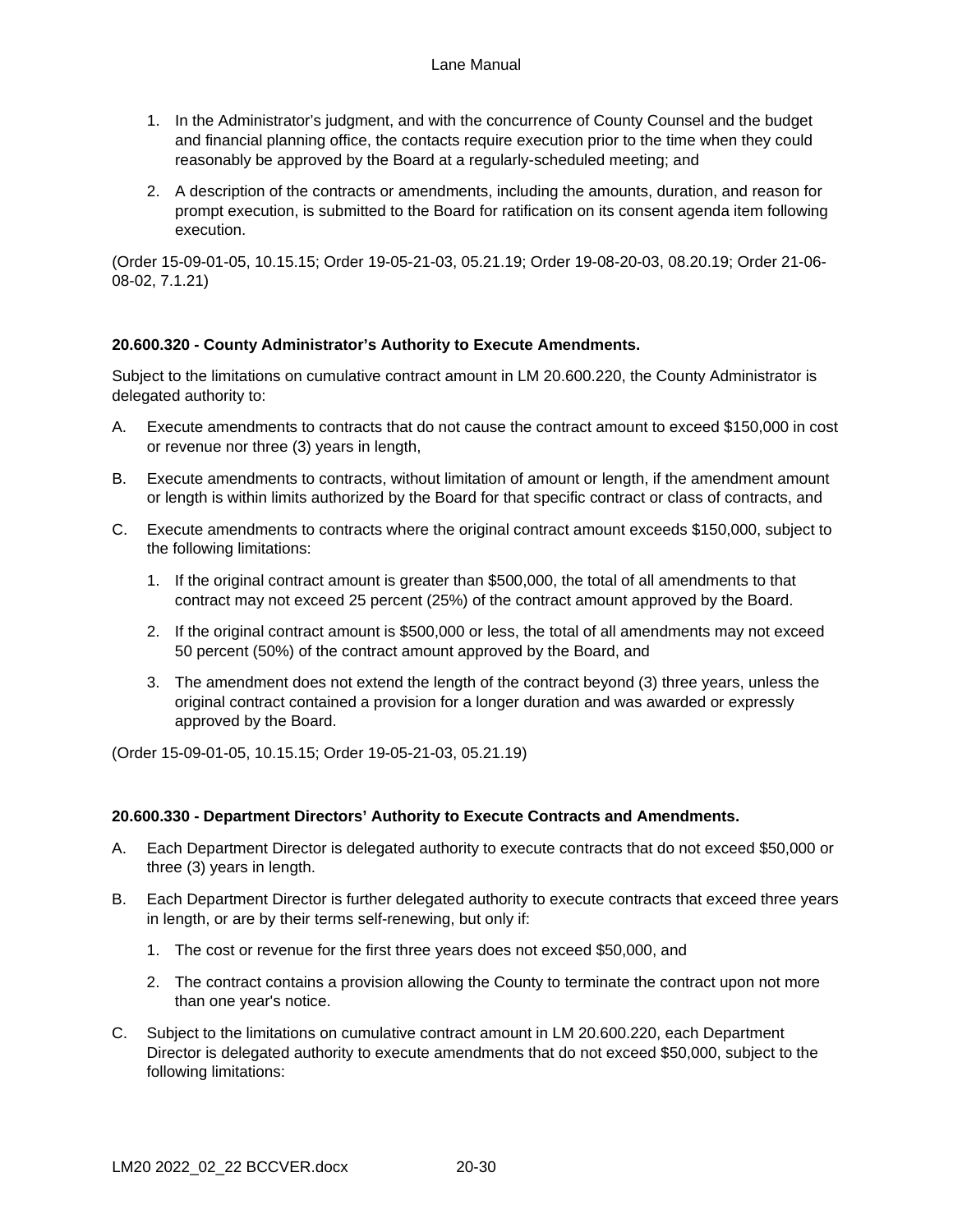1. In the Administrator's judgment, and with the concurrence of County Counsel and the budget and financial planning office, the contacts require execution prior to the time when they could reasonably be approved by the Board at a regularly-scheduled meeting; and

2. A description of the contracts or amendments, including the amounts, duration, and reason for prompt execution, is submitted to the Board for ratification on its consent agenda item following execution.

(Order 15-09-01-05, 10.15.15; Order 19-05-21-03, 05.21.19; Order 19-08-20-03, 08.20.19; Order 21-06-08-02, 7.1.21)

**20.600.320 - County Administrator's Authority to Execute Amendments.**

Subject to the limitations on cumulative contract amount in LM 20.600.220, the County Administrator is delegated authority to:

A. Execute amendments to contracts that do not cause the contract amount to exceed $150,000 in cost or revenue nor three (3) years in length,

B. Execute amendments to contracts, without limitation of amount or length, if the amendment amount or length is within limits authorized by the Board for that specific contract or class of contracts, and

C. Execute amendments to contracts where the original contract amount exceeds $150,000, subject to the following limitations:

   1. If the original contract amount is greater than $500,000, the total of all amendments to that contract may not exceed 25 percent (25%) of the contract amount approved by the Board.

   2. If the original contract amount is $500,000 or less, the total of all amendments may not exceed 50 percent (50%) of the contract amount approved by the Board, and

   3. The amendment does not extend the length of the contract beyond (3) three years, unless the original contract contained a provision for a longer duration and was awarded or expressly approved by the Board.

(Order 15-09-01-05, 10.15.15; Order 19-05-21-03, 05.21.19)

**20.600.330 - Department Directors' Authority to Execute Contracts and Amendments.**

A. Each Department Director is delegated authority to execute contracts that do not exceed $50,000 or three (3) years in length.

B. Each Department Director is further delegated authority to execute contracts that exceed three years in length, or are by their terms self-renewing, but only if:

   1. The cost or revenue for the first three years does not exceed $50,000, and

   2. The contract contains a provision allowing the County to terminate the contract upon not more than one year's notice.

C. Subject to the limitations on cumulative contract amount in LM 20.600.220, each Department Director is delegated authority to execute amendments that do not exceed $50,000, subject to the following limitations: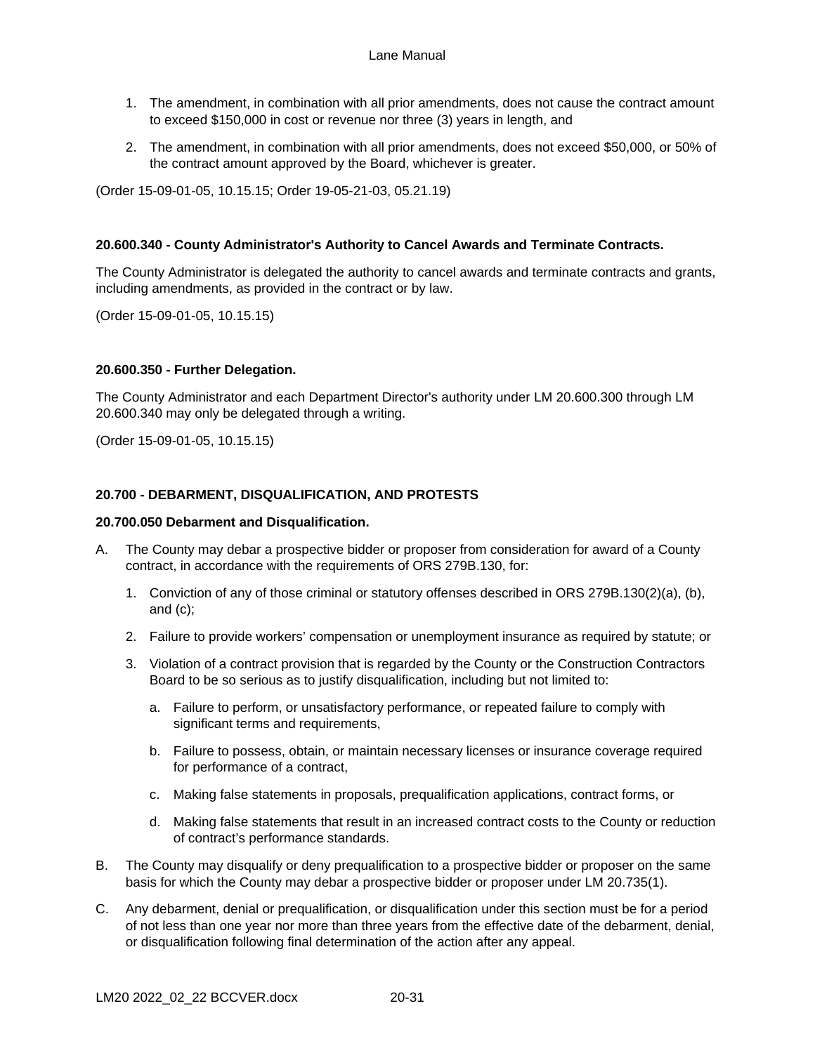1. The amendment, in combination with all prior amendments, does not cause the contract amount to exceed $150,000 in cost or revenue nor three (3) years in length, and

2. The amendment, in combination with all prior amendments, does not exceed $50,000, or 50% of the contract amount approved by the Board, whichever is greater.

(Order 15-09-01-05, 10.15.15; Order 19-05-21-03, 05.21.19)

**20.600.340 - County Administrator's Authority to Cancel Awards and Terminate Contracts.**

The County Administrator is delegated the authority to cancel awards and terminate contracts and grants, including amendments, as provided in the contract or by law.

(Order 15-09-01-05, 10.15.15)

**20.600.350 - Further Delegation.**

The County Administrator and each Department Director's authority under LM 20.600.300 through LM 20.600.340 may only be delegated through a writing.

(Order 15-09-01-05, 10.15.15)

## 20.700 - DEBARMENT, DISQUALIFICATION, AND PROTESTS

**20.700.050 Debarment and Disqualification.**

A. The County may debar a prospective bidder or proposer from consideration for award of a County contract, in accordance with the requirements of ORS 279B.130, for:

   1. Conviction of any of those criminal or statutory offenses described in ORS 279B.130(2)(a), (b), and (c);

   2. Failure to provide workers' compensation or unemployment insurance as required by statute; or

   3. Violation of a contract provision that is regarded by the County or the Construction Contractors Board to be so serious as to justify disqualification, including but not limited to:

      a. Failure to perform, or unsatisfactory performance, or repeated failure to comply with significant terms and requirements,

      b. Failure to possess, obtain, or maintain necessary licenses or insurance coverage required for performance of a contract,

      c. Making false statements in proposals, prequalification applications, contract forms, or

      d. Making false statements that result in an increased contract costs to the County or reduction of contract's performance standards.

B. The County may disqualify or deny prequalification to a prospective bidder or proposer on the same basis for which the County may debar a prospective bidder or proposer under LM 20.735(1).

C. Any debarment, denial or prequalification, or disqualification under this section must be for a period of not less than one year nor more than three years from the effective date of the debarment, denial, or disqualification following final determination of the action after any appeal.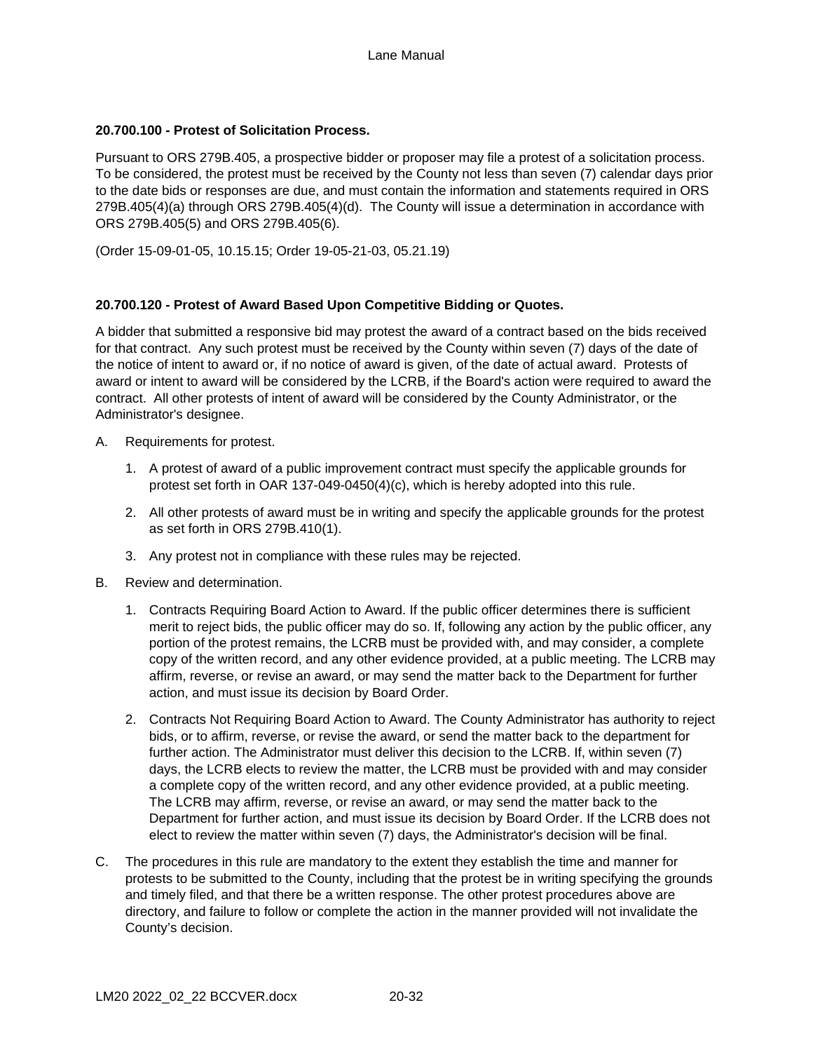**20.700.100 - Protest of Solicitation Process.**

Pursuant to ORS 279B.405, a prospective bidder or proposer may file a protest of a solicitation process. To be considered, the protest must be received by the County not less than seven (7) calendar days prior to the date bids or responses are due, and must contain the information and statements required in ORS 279B.405(4)(a) through ORS 279B.405(4)(d). The County will issue a determination in accordance with ORS 279B.405(5) and ORS 279B.405(6).

(Order 15-09-01-05, 10.15.15; Order 19-05-21-03, 05.21.19)

**20.700.120 - Protest of Award Based Upon Competitive Bidding or Quotes.**

A bidder that submitted a responsive bid may protest the award of a contract based on the bids received for that contract. Any such protest must be received by the County within seven (7) days of the date of the notice of intent to award or, if no notice of award is given, of the date of actual award. Protests of award or intent to award will be considered by the LCRB, if the Board's action were required to award the contract. All other protests of intent of award will be considered by the County Administrator, or the Administrator's designee.

A. Requirements for protest.

1. A protest of award of a public improvement contract must specify the applicable grounds for protest set forth in OAR 137-049-0450(4)(c), which is hereby adopted into this rule.
2. All other protests of award must be in writing and specify the applicable grounds for the protest as set forth in ORS 279B.410(1).
3. Any protest not in compliance with these rules may be rejected.

B. Review and determination.

1. Contracts Requiring Board Action to Award. If the public officer determines there is sufficient merit to reject bids, the public officer may do so. If, following any action by the public officer, any portion of the protest remains, the LCRB must be provided with, and may consider, a complete copy of the written record, and any other evidence provided, at a public meeting. The LCRB may affirm, reverse, or revise an award, or may send the matter back to the Department for further action, and must issue its decision by Board Order.
2. Contracts Not Requiring Board Action to Award. The County Administrator has authority to reject bids, or to affirm, reverse, or revise the award, or send the matter back to the department for further action. The Administrator must deliver this decision to the LCRB. If, within seven (7) days, the LCRB elects to review the matter, the LCRB must be provided with and may consider a complete copy of the written record, and any other evidence provided, at a public meeting. The LCRB may affirm, reverse, or revise an award, or may send the matter back to the Department for further action, and must issue its decision by Board Order. If the LCRB does not elect to review the matter within seven (7) days, the Administrator's decision will be final.

C. The procedures in this rule are mandatory to the extent they establish the time and manner for protests to be submitted to the County, including that the protest be in writing specifying the grounds and timely filed, and that there be a written response. The other protest procedures above are directory, and failure to follow or complete the action in the manner provided will not invalidate the County's decision.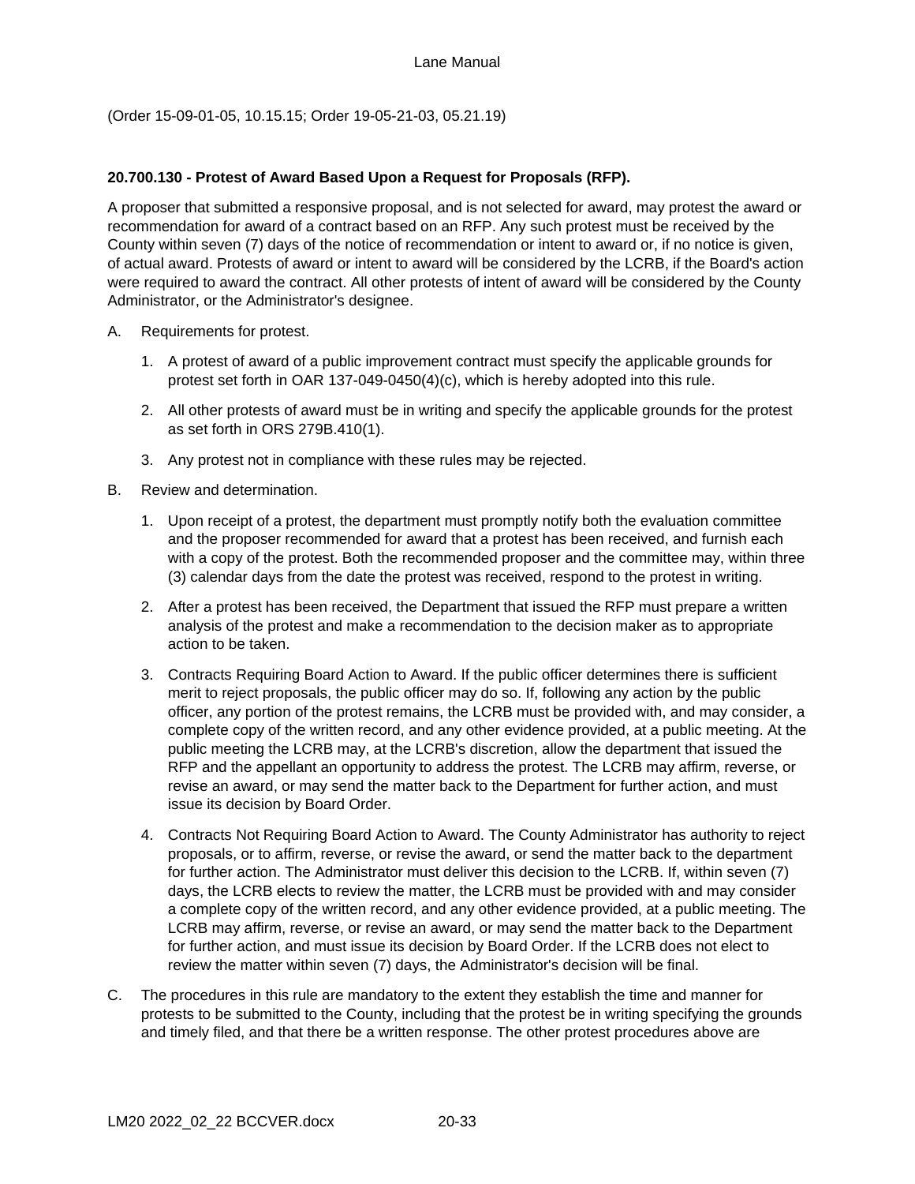(Order 15-09-01-05, 10.15.15; Order 19-05-21-03, 05.21.19)

**20.700.130 - Protest of Award Based Upon a Request for Proposals (RFP).**

A proposer that submitted a responsive proposal, and is not selected for award, may protest the award or recommendation for award of a contract based on an RFP. Any such protest must be received by the County within seven (7) days of the notice of recommendation or intent to award or, if no notice is given, of actual award. Protests of award or intent to award will be considered by the LCRB, if the Board's action were required to award the contract. All other protests of intent of award will be considered by the County Administrator, or the Administrator's designee.

A. Requirements for protest.

   1. A protest of award of a public improvement contract must specify the applicable grounds for protest set forth in OAR 137-049-0450(4)(c), which is hereby adopted into this rule.

   2. All other protests of award must be in writing and specify the applicable grounds for the protest as set forth in ORS 279B.410(1).

   3. Any protest not in compliance with these rules may be rejected.

B. Review and determination.

   1. Upon receipt of a protest, the department must promptly notify both the evaluation committee and the proposer recommended for award that a protest has been received, and furnish each with a copy of the protest. Both the recommended proposer and the committee may, within three (3) calendar days from the date the protest was received, respond to the protest in writing.

   2. After a protest has been received, the Department that issued the RFP must prepare a written analysis of the protest and make a recommendation to the decision maker as to appropriate action to be taken.

   3. Contracts Requiring Board Action to Award. If the public officer determines there is sufficient merit to reject proposals, the public officer may do so. If, following any action by the public officer, any portion of the protest remains, the LCRB must be provided with, and may consider, a complete copy of the written record, and any other evidence provided, at a public meeting. At the public meeting the LCRB may, at the LCRB's discretion, allow the department that issued the RFP and the appellant an opportunity to address the protest. The LCRB may affirm, reverse, or revise an award, or may send the matter back to the Department for further action, and must issue its decision by Board Order.

   4. Contracts Not Requiring Board Action to Award. The County Administrator has authority to reject proposals, or to affirm, reverse, or revise the award, or send the matter back to the department for further action. The Administrator must deliver this decision to the LCRB. If, within seven (7) days, the LCRB elects to review the matter, the LCRB must be provided with and may consider a complete copy of the written record, and any other evidence provided, at a public meeting. The LCRB may affirm, reverse, or revise an award, or may send the matter back to the Department for further action, and must issue its decision by Board Order. If the LCRB does not elect to review the matter within seven (7) days, the Administrator's decision will be final.

C. The procedures in this rule are mandatory to the extent they establish the time and manner for protests to be submitted to the County, including that the protest be in writing specifying the grounds and timely filed, and that there be a written response. The other protest procedures above are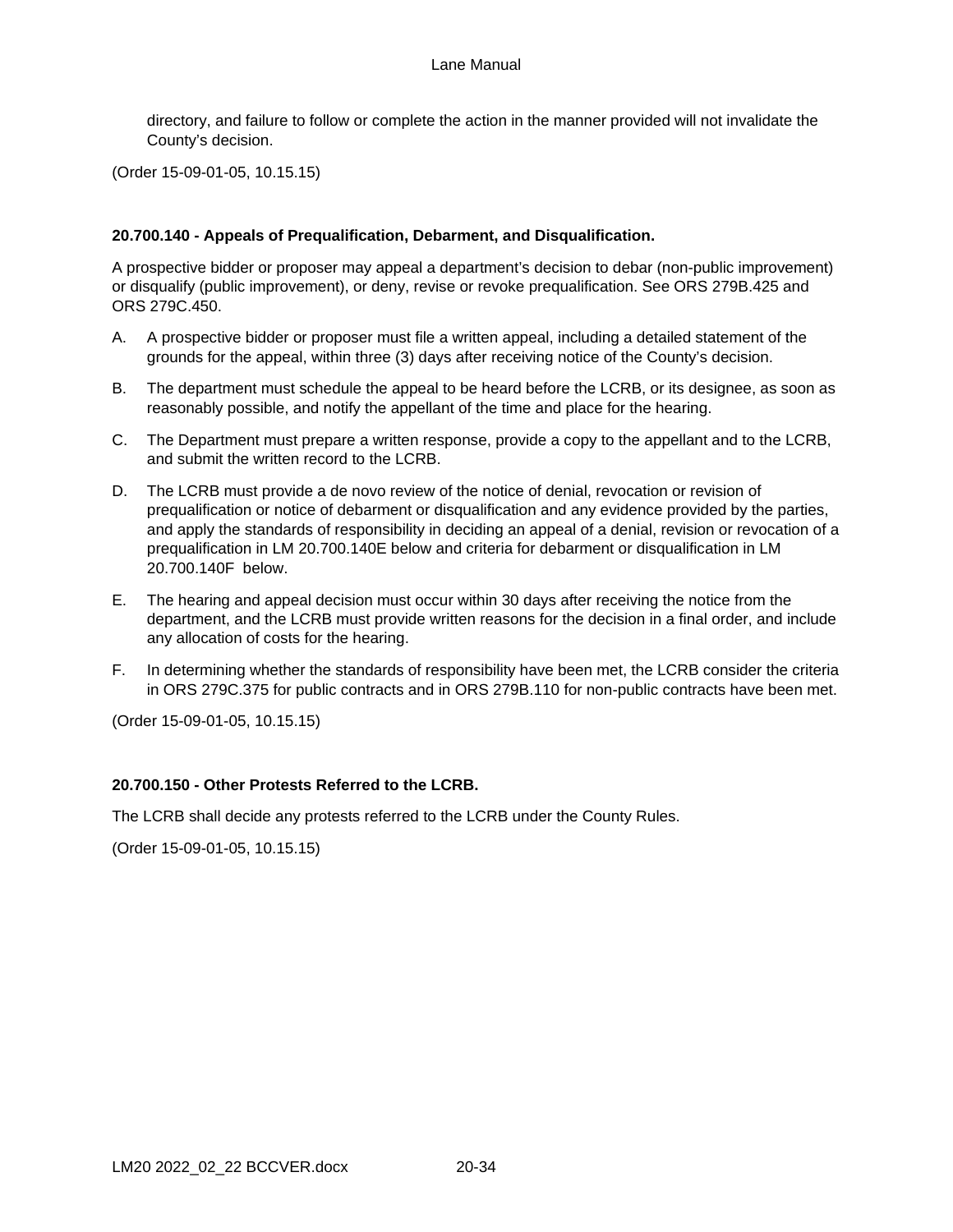directory, and failure to follow or complete the action in the manner provided will not invalidate the County's decision.

(Order 15-09-01-05, 10.15.15)

**20.700.140 - Appeals of Prequalification, Debarment, and Disqualification.**

A prospective bidder or proposer may appeal a department's decision to debar (non-public improvement) or disqualify (public improvement), or deny, revise or revoke prequalification. See ORS 279B.425 and ORS 279C.450.

A. A prospective bidder or proposer must file a written appeal, including a detailed statement of the grounds for the appeal, within three (3) days after receiving notice of the County's decision.

B. The department must schedule the appeal to be heard before the LCRB, or its designee, as soon as reasonably possible, and notify the appellant of the time and place for the hearing.

C. The Department must prepare a written response, provide a copy to the appellant and to the LCRB, and submit the written record to the LCRB.

D. The LCRB must provide a de novo review of the notice of denial, revocation or revision of prequalification or notice of debarment or disqualification and any evidence provided by the parties, and apply the standards of responsibility in deciding an appeal of a denial, revision or revocation of a prequalification in LM 20.700.140E below and criteria for debarment or disqualification in LM 20.700.140F below.

E. The hearing and appeal decision must occur within 30 days after receiving the notice from the department, and the LCRB must provide written reasons for the decision in a final order, and include any allocation of costs for the hearing.

F. In determining whether the standards of responsibility have been met, the LCRB consider the criteria in ORS 279C.375 for public contracts and in ORS 279B.110 for non-public contracts have been met.

(Order 15-09-01-05, 10.15.15)

**20.700.150 - Other Protests Referred to the LCRB.**

The LCRB shall decide any protests referred to the LCRB under the County Rules.

(Order 15-09-01-05, 10.15.15)